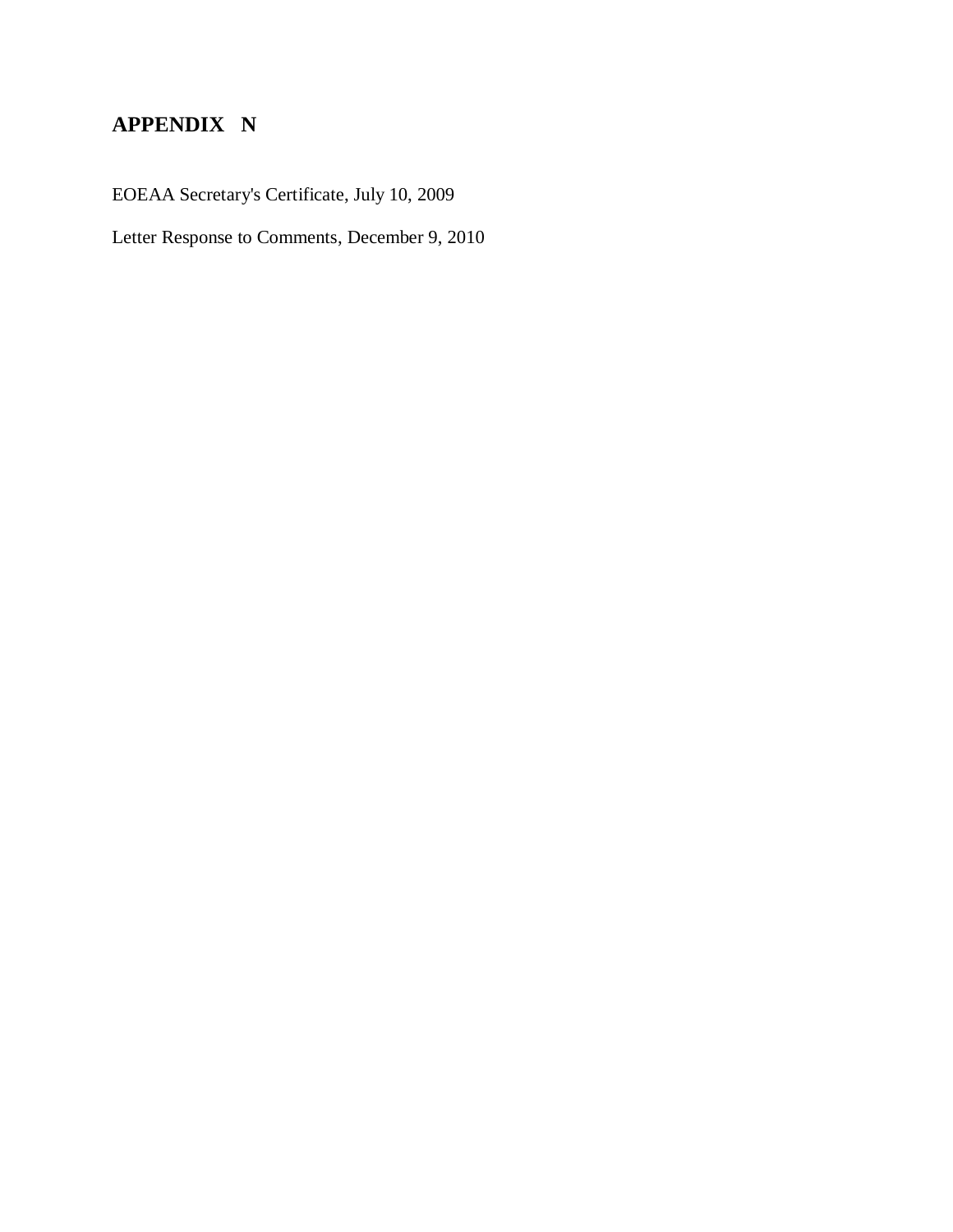# APPENDIX N

EOEAA Secretary's Certificate, July 10, 2009

Letter Response to Comments, December 9, 2010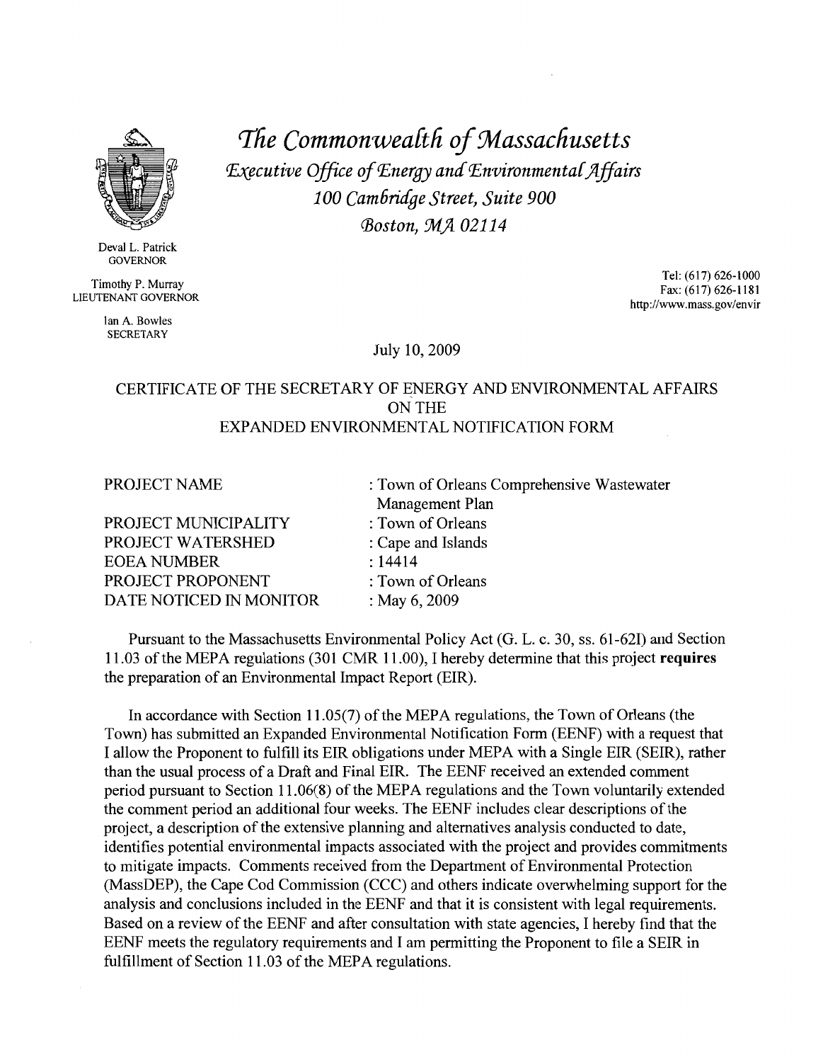# *The Commonwealth of Massachusetts*

*Executive Office of Energy and Environmental Affairs*
*100 Cambridge Street, Suite 900*
*Boston, MA 02114*

Deval L. Patrick
GOVERNOR

Timothy P. Murray
LIEUTENANT GOVERNOR

Ian A. Bowles
SECRETARY

Tel: (617) 626-1000
Fax: (617) 626-1181
http://www.mass.gov/envir

July 10, 2009

## CERTIFICATE OF THE SECRETARY OF ENERGY AND ENVIRONMENTAL AFFAIRS ON THE EXPANDED ENVIRONMENTAL NOTIFICATION FORM

| | |
|---|---|
| PROJECT NAME | : Town of Orleans Comprehensive Wastewater Management Plan |
| PROJECT MUNICIPALITY | : Town of Orleans |
| PROJECT WATERSHED | : Cape and Islands |
| EOEA NUMBER | : 14414 |
| PROJECT PROPONENT | : Town of Orleans |
| DATE NOTICED IN MONITOR | : May 6, 2009 |

Pursuant to the Massachusetts Environmental Policy Act (G. L. c. 30, ss. 61-62I) and Section 11.03 of the MEPA regulations (301 CMR 11.00), I hereby determine that this project **requires** the preparation of an Environmental Impact Report (EIR).

In accordance with Section 11.05(7) of the MEPA regulations, the Town of Orleans (the Town) has submitted an Expanded Environmental Notification Form (EENF) with a request that I allow the Proponent to fulfill its EIR obligations under MEPA with a Single EIR (SEIR), rather than the usual process of a Draft and Final EIR. The EENF received an extended comment period pursuant to Section 11.06(8) of the MEPA regulations and the Town voluntarily extended the comment period an additional four weeks. The EENF includes clear descriptions of the project, a description of the extensive planning and alternatives analysis conducted to date, identifies potential environmental impacts associated with the project and provides commitments to mitigate impacts. Comments received from the Department of Environmental Protection (MassDEP), the Cape Cod Commission (CCC) and others indicate overwhelming support for the analysis and conclusions included in the EENF and that it is consistent with legal requirements. Based on a review of the EENF and after consultation with state agencies, I hereby find that the EENF meets the regulatory requirements and I am permitting the Proponent to file a SEIR in fulfillment of Section 11.03 of the MEPA regulations.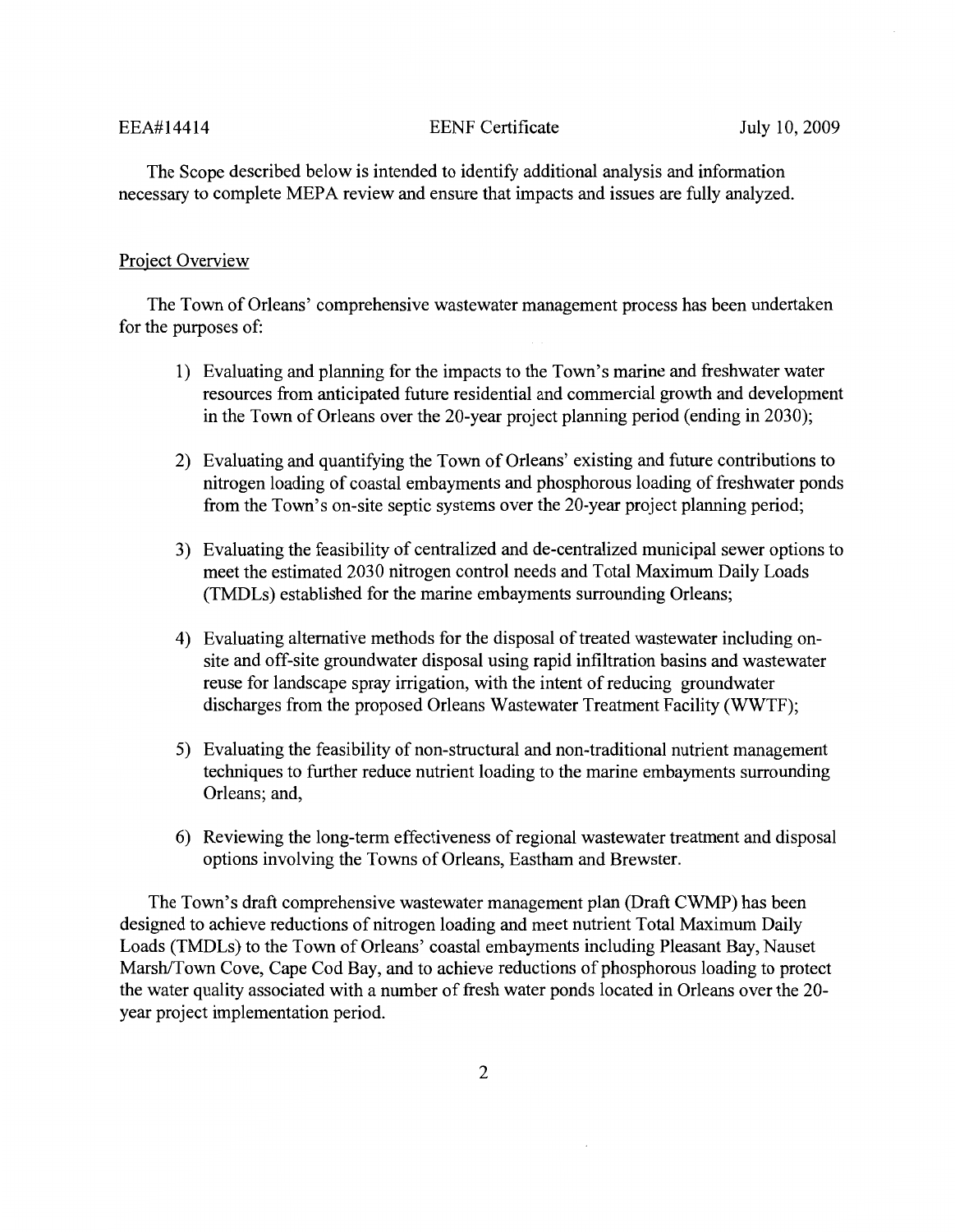The Scope described below is intended to identify additional analysis and information necessary to complete MEPA review and ensure that impacts and issues are fully analyzed.

## Project Overview

The Town of Orleans' comprehensive wastewater management process has been undertaken for the purposes of:

1) Evaluating and planning for the impacts to the Town's marine and freshwater water resources from anticipated future residential and commercial growth and development in the Town of Orleans over the 20-year project planning period (ending in 2030);

2) Evaluating and quantifying the Town of Orleans' existing and future contributions to nitrogen loading of coastal embayments and phosphorous loading of freshwater ponds from the Town's on-site septic systems over the 20-year project planning period;

3) Evaluating the feasibility of centralized and de-centralized municipal sewer options to meet the estimated 2030 nitrogen control needs and Total Maximum Daily Loads (TMDLs) established for the marine embayments surrounding Orleans;

4) Evaluating alternative methods for the disposal of treated wastewater including on-site and off-site groundwater disposal using rapid infiltration basins and wastewater reuse for landscape spray irrigation, with the intent of reducing groundwater discharges from the proposed Orleans Wastewater Treatment Facility (WWTF);

5) Evaluating the feasibility of non-structural and non-traditional nutrient management techniques to further reduce nutrient loading to the marine embayments surrounding Orleans; and,

6) Reviewing the long-term effectiveness of regional wastewater treatment and disposal options involving the Towns of Orleans, Eastham and Brewster.

The Town's draft comprehensive wastewater management plan (Draft CWMP) has been designed to achieve reductions of nitrogen loading and meet nutrient Total Maximum Daily Loads (TMDLs) to the Town of Orleans' coastal embayments including Pleasant Bay, Nauset Marsh/Town Cove, Cape Cod Bay, and to achieve reductions of phosphorous loading to protect the water quality associated with a number of fresh water ponds located in Orleans over the 20-year project implementation period.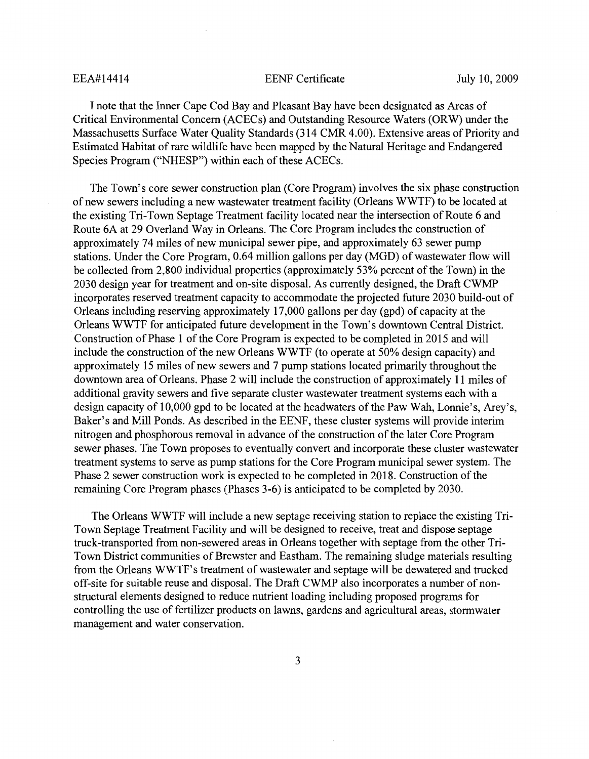I note that the Inner Cape Cod Bay and Pleasant Bay have been designated as Areas of Critical Environmental Concern (ACECs) and Outstanding Resource Waters (ORW) under the Massachusetts Surface Water Quality Standards (314 CMR 4.00). Extensive areas of Priority and Estimated Habitat of rare wildlife have been mapped by the Natural Heritage and Endangered Species Program ("NHESP") within each of these ACECs.

The Town's core sewer construction plan (Core Program) involves the six phase construction of new sewers including a new wastewater treatment facility (Orleans WWTF) to be located at the existing Tri-Town Septage Treatment facility located near the intersection of Route 6 and Route 6A at 29 Overland Way in Orleans. The Core Program includes the construction of approximately 74 miles of new municipal sewer pipe, and approximately 63 sewer pump stations. Under the Core Program, 0.64 million gallons per day (MGD) of wastewater flow will be collected from 2,800 individual properties (approximately 53% percent of the Town) in the 2030 design year for treatment and on-site disposal. As currently designed, the Draft CWMP incorporates reserved treatment capacity to accommodate the projected future 2030 build-out of Orleans including reserving approximately 17,000 gallons per day (gpd) of capacity at the Orleans WWTF for anticipated future development in the Town's downtown Central District. Construction of Phase 1 of the Core Program is expected to be completed in 2015 and will include the construction of the new Orleans WWTF (to operate at 50% design capacity) and approximately 15 miles of new sewers and 7 pump stations located primarily throughout the downtown area of Orleans. Phase 2 will include the construction of approximately 11 miles of additional gravity sewers and five separate cluster wastewater treatment systems each with a design capacity of 10,000 gpd to be located at the headwaters of the Paw Wah, Lonnie's, Arey's, Baker's and Mill Ponds. As described in the EENF, these cluster systems will provide interim nitrogen and phosphorous removal in advance of the construction of the later Core Program sewer phases. The Town proposes to eventually convert and incorporate these cluster wastewater treatment systems to serve as pump stations for the Core Program municipal sewer system. The Phase 2 sewer construction work is expected to be completed in 2018. Construction of the remaining Core Program phases (Phases 3-6) is anticipated to be completed by 2030.

The Orleans WWTF will include a new septage receiving station to replace the existing Tri-Town Septage Treatment Facility and will be designed to receive, treat and dispose septage truck-transported from non-sewered areas in Orleans together with septage from the other Tri-Town District communities of Brewster and Eastham. The remaining sludge materials resulting from the Orleans WWTF's treatment of wastewater and septage will be dewatered and trucked off-site for suitable reuse and disposal. The Draft CWMP also incorporates a number of non-structural elements designed to reduce nutrient loading including proposed programs for controlling the use of fertilizer products on lawns, gardens and agricultural areas, stormwater management and water conservation.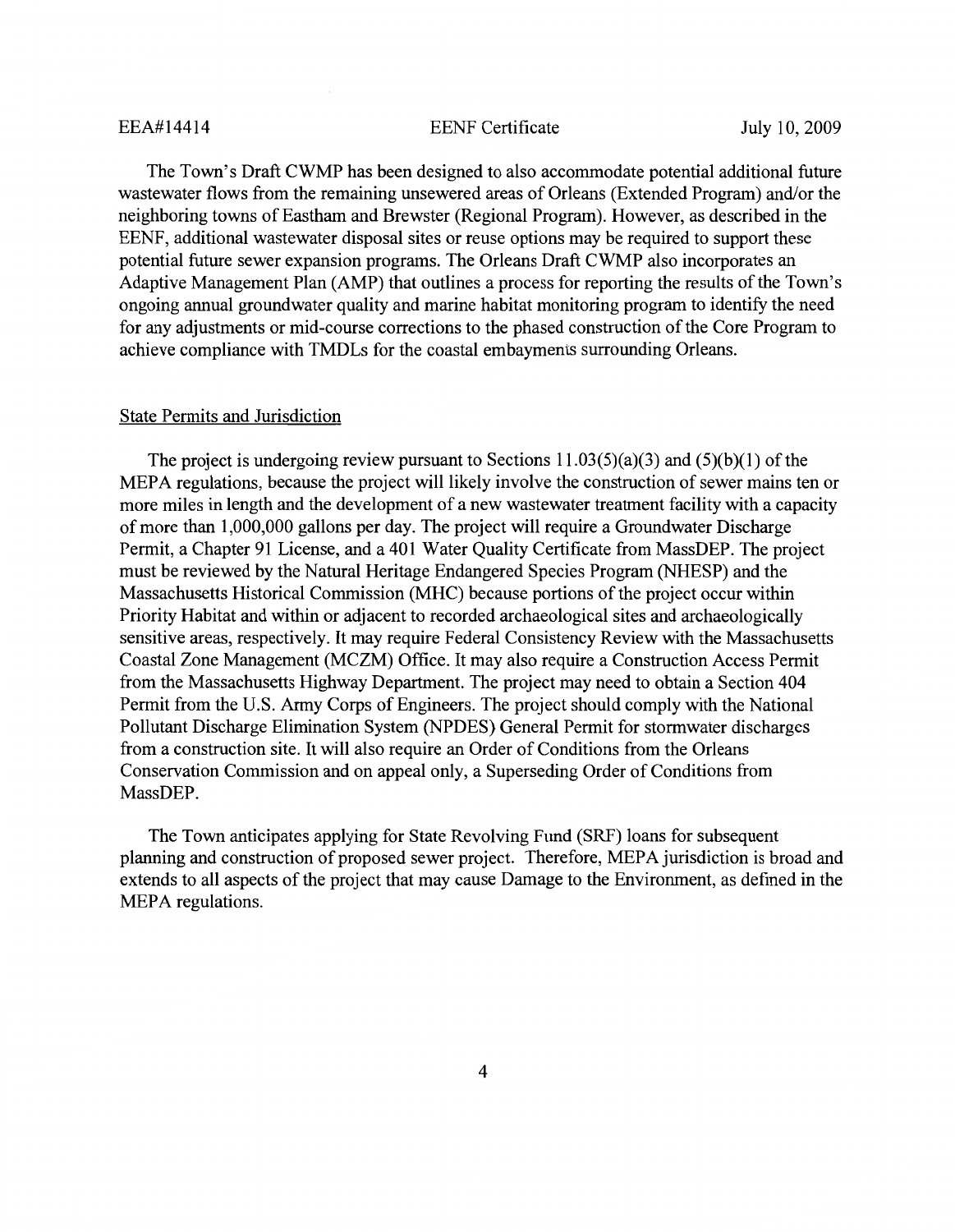The Town's Draft CWMP has been designed to also accommodate potential additional future wastewater flows from the remaining unsewered areas of Orleans (Extended Program) and/or the neighboring towns of Eastham and Brewster (Regional Program). However, as described in the EENF, additional wastewater disposal sites or reuse options may be required to support these potential future sewer expansion programs. The Orleans Draft CWMP also incorporates an Adaptive Management Plan (AMP) that outlines a process for reporting the results of the Town's ongoing annual groundwater quality and marine habitat monitoring program to identify the need for any adjustments or mid-course corrections to the phased construction of the Core Program to achieve compliance with TMDLs for the coastal embayments surrounding Orleans.

## State Permits and Jurisdiction

The project is undergoing review pursuant to Sections 11.03(5)(a)(3) and (5)(b)(1) of the MEPA regulations, because the project will likely involve the construction of sewer mains ten or more miles in length and the development of a new wastewater treatment facility with a capacity of more than 1,000,000 gallons per day. The project will require a Groundwater Discharge Permit, a Chapter 91 License, and a 401 Water Quality Certificate from MassDEP. The project must be reviewed by the Natural Heritage Endangered Species Program (NHESP) and the Massachusetts Historical Commission (MHC) because portions of the project occur within Priority Habitat and within or adjacent to recorded archaeological sites and archaeologically sensitive areas, respectively. It may require Federal Consistency Review with the Massachusetts Coastal Zone Management (MCZM) Office. It may also require a Construction Access Permit from the Massachusetts Highway Department. The project may need to obtain a Section 404 Permit from the U.S. Army Corps of Engineers. The project should comply with the National Pollutant Discharge Elimination System (NPDES) General Permit for stormwater discharges from a construction site. It will also require an Order of Conditions from the Orleans Conservation Commission and on appeal only, a Superseding Order of Conditions from MassDEP.

The Town anticipates applying for State Revolving Fund (SRF) loans for subsequent planning and construction of proposed sewer project. Therefore, MEPA jurisdiction is broad and extends to all aspects of the project that may cause Damage to the Environment, as defined in the MEPA regulations.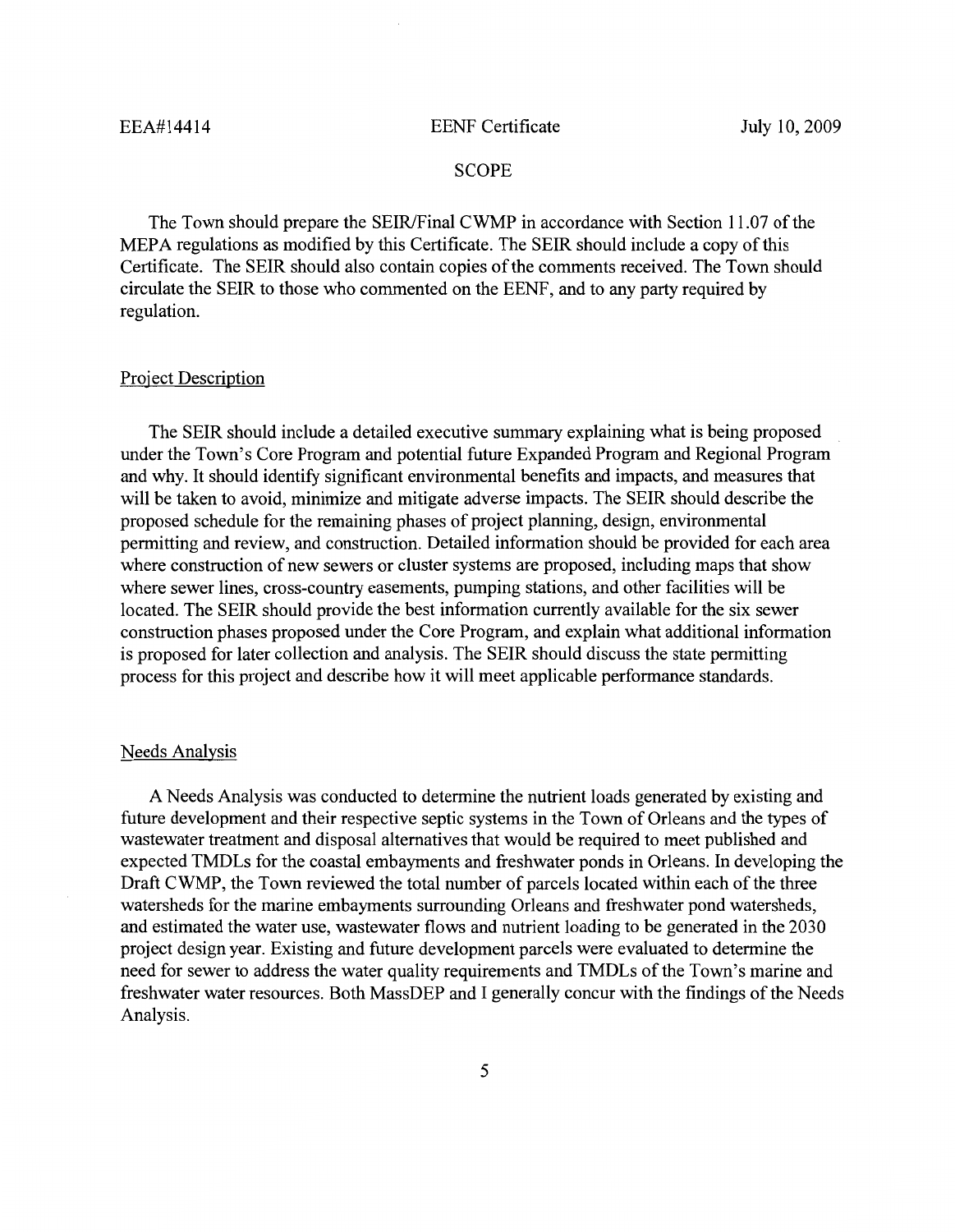## SCOPE

The Town should prepare the SEIR/Final CWMP in accordance with Section 11.07 of the MEPA regulations as modified by this Certificate. The SEIR should include a copy of this Certificate. The SEIR should also contain copies of the comments received. The Town should circulate the SEIR to those who commented on the EENF, and to any party required by regulation.

### Project Description

The SEIR should include a detailed executive summary explaining what is being proposed under the Town's Core Program and potential future Expanded Program and Regional Program and why. It should identify significant environmental benefits and impacts, and measures that will be taken to avoid, minimize and mitigate adverse impacts. The SEIR should describe the proposed schedule for the remaining phases of project planning, design, environmental permitting and review, and construction. Detailed information should be provided for each area where construction of new sewers or cluster systems are proposed, including maps that show where sewer lines, cross-country easements, pumping stations, and other facilities will be located. The SEIR should provide the best information currently available for the six sewer construction phases proposed under the Core Program, and explain what additional information is proposed for later collection and analysis. The SEIR should discuss the state permitting process for this project and describe how it will meet applicable performance standards.

### Needs Analysis

A Needs Analysis was conducted to determine the nutrient loads generated by existing and future development and their respective septic systems in the Town of Orleans and the types of wastewater treatment and disposal alternatives that would be required to meet published and expected TMDLs for the coastal embayments and freshwater ponds in Orleans. In developing the Draft CWMP, the Town reviewed the total number of parcels located within each of the three watersheds for the marine embayments surrounding Orleans and freshwater pond watersheds, and estimated the water use, wastewater flows and nutrient loading to be generated in the 2030 project design year. Existing and future development parcels were evaluated to determine the need for sewer to address the water quality requirements and TMDLs of the Town's marine and freshwater water resources. Both MassDEP and I generally concur with the findings of the Needs Analysis.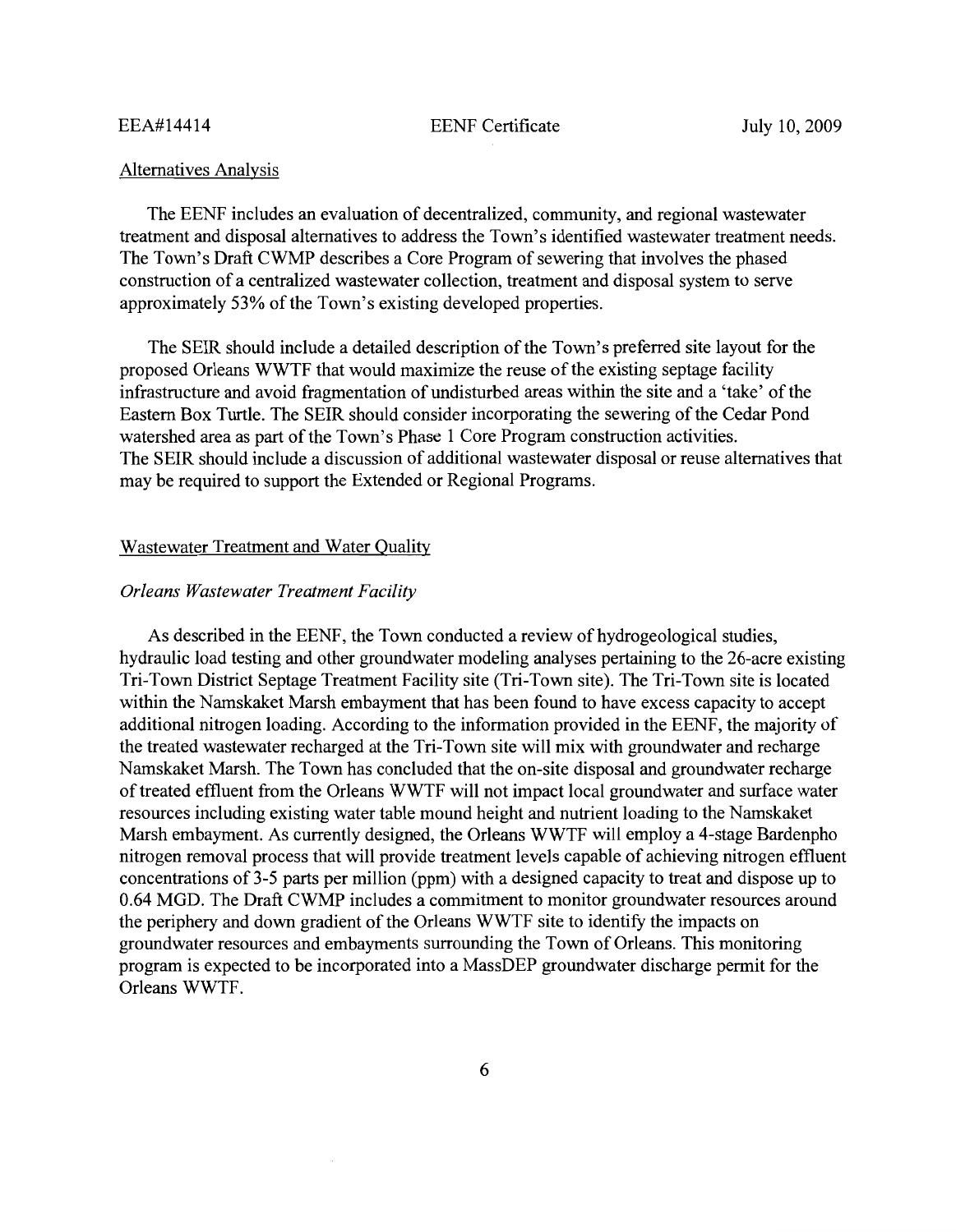## Alternatives Analysis

The EENF includes an evaluation of decentralized, community, and regional wastewater treatment and disposal alternatives to address the Town's identified wastewater treatment needs. The Town's Draft CWMP describes a Core Program of sewering that involves the phased construction of a centralized wastewater collection, treatment and disposal system to serve approximately 53% of the Town's existing developed properties.

The SEIR should include a detailed description of the Town's preferred site layout for the proposed Orleans WWTF that would maximize the reuse of the existing septage facility infrastructure and avoid fragmentation of undisturbed areas within the site and a 'take' of the Eastern Box Turtle. The SEIR should consider incorporating the sewering of the Cedar Pond watershed area as part of the Town's Phase 1 Core Program construction activities. The SEIR should include a discussion of additional wastewater disposal or reuse alternatives that may be required to support the Extended or Regional Programs.

## Wastewater Treatment and Water Quality

### *Orleans Wastewater Treatment Facility*

As described in the EENF, the Town conducted a review of hydrogeological studies, hydraulic load testing and other groundwater modeling analyses pertaining to the 26-acre existing Tri-Town District Septage Treatment Facility site (Tri-Town site). The Tri-Town site is located within the Namskaket Marsh embayment that has been found to have excess capacity to accept additional nitrogen loading. According to the information provided in the EENF, the majority of the treated wastewater recharged at the Tri-Town site will mix with groundwater and recharge Namskaket Marsh. The Town has concluded that the on-site disposal and groundwater recharge of treated effluent from the Orleans WWTF will not impact local groundwater and surface water resources including existing water table mound height and nutrient loading to the Namskaket Marsh embayment. As currently designed, the Orleans WWTF will employ a 4-stage Bardenpho nitrogen removal process that will provide treatment levels capable of achieving nitrogen effluent concentrations of 3-5 parts per million (ppm) with a designed capacity to treat and dispose up to 0.64 MGD. The Draft CWMP includes a commitment to monitor groundwater resources around the periphery and down gradient of the Orleans WWTF site to identify the impacts on groundwater resources and embayments surrounding the Town of Orleans. This monitoring program is expected to be incorporated into a MassDEP groundwater discharge permit for the Orleans WWTF.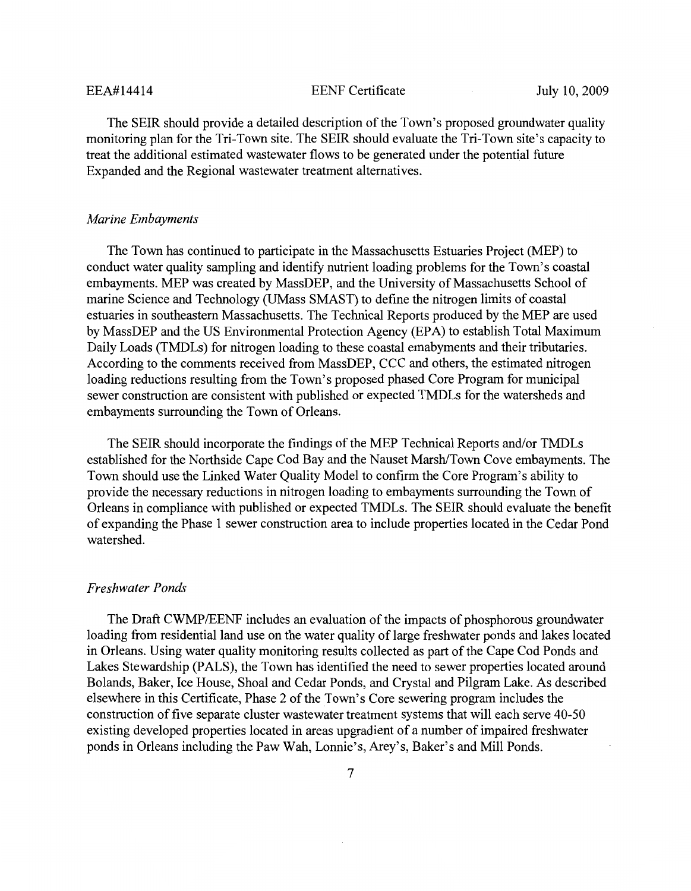The SEIR should provide a detailed description of the Town's proposed groundwater quality monitoring plan for the Tri-Town site. The SEIR should evaluate the Tri-Town site's capacity to treat the additional estimated wastewater flows to be generated under the potential future Expanded and the Regional wastewater treatment alternatives.

*Marine Embayments*

The Town has continued to participate in the Massachusetts Estuaries Project (MEP) to conduct water quality sampling and identify nutrient loading problems for the Town's coastal embayments. MEP was created by MassDEP, and the University of Massachusetts School of marine Science and Technology (UMass SMAST) to define the nitrogen limits of coastal estuaries in southeastern Massachusetts. The Technical Reports produced by the MEP are used by MassDEP and the US Environmental Protection Agency (EPA) to establish Total Maximum Daily Loads (TMDLs) for nitrogen loading to these coastal emabyments and their tributaries. According to the comments received from MassDEP, CCC and others, the estimated nitrogen loading reductions resulting from the Town's proposed phased Core Program for municipal sewer construction are consistent with published or expected TMDLs for the watersheds and embayments surrounding the Town of Orleans.

The SEIR should incorporate the findings of the MEP Technical Reports and/or TMDLs established for the Northside Cape Cod Bay and the Nauset Marsh/Town Cove embayments. The Town should use the Linked Water Quality Model to confirm the Core Program's ability to provide the necessary reductions in nitrogen loading to embayments surrounding the Town of Orleans in compliance with published or expected TMDLs. The SEIR should evaluate the benefit of expanding the Phase 1 sewer construction area to include properties located in the Cedar Pond watershed.

*Freshwater Ponds*

The Draft CWMP/EENF includes an evaluation of the impacts of phosphorous groundwater loading from residential land use on the water quality of large freshwater ponds and lakes located in Orleans. Using water quality monitoring results collected as part of the Cape Cod Ponds and Lakes Stewardship (PALS), the Town has identified the need to sewer properties located around Bolands, Baker, Ice House, Shoal and Cedar Ponds, and Crystal and Pilgram Lake. As described elsewhere in this Certificate, Phase 2 of the Town's Core sewering program includes the construction of five separate cluster wastewater treatment systems that will each serve 40-50 existing developed properties located in areas upgradient of a number of impaired freshwater ponds in Orleans including the Paw Wah, Lonnie's, Arey's, Baker's and Mill Ponds.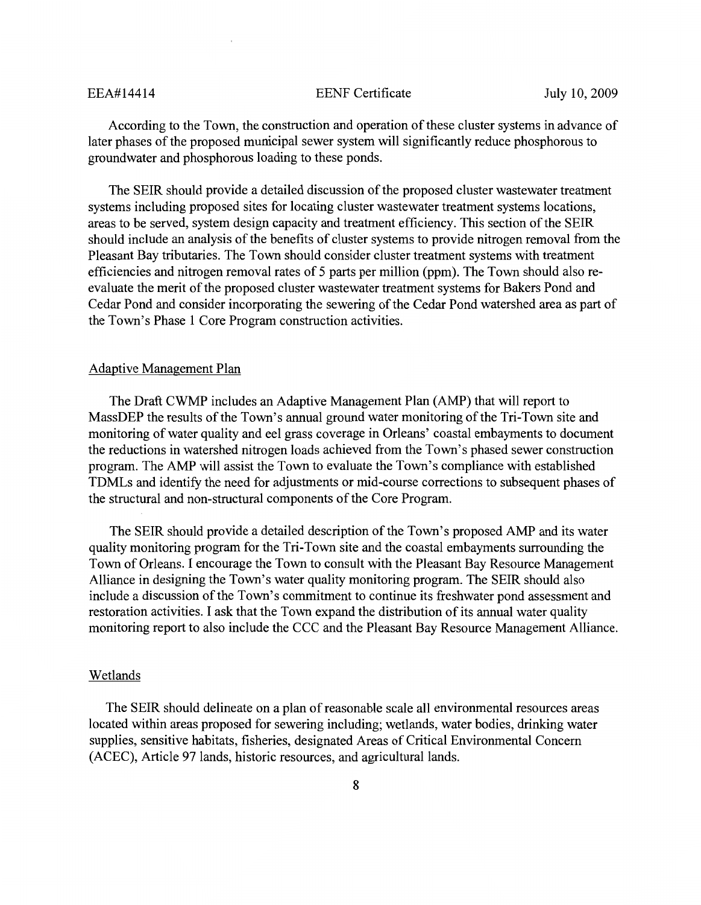According to the Town, the construction and operation of these cluster systems in advance of later phases of the proposed municipal sewer system will significantly reduce phosphorous to groundwater and phosphorous loading to these ponds.

The SEIR should provide a detailed discussion of the proposed cluster wastewater treatment systems including proposed sites for locating cluster wastewater treatment systems locations, areas to be served, system design capacity and treatment efficiency. This section of the SEIR should include an analysis of the benefits of cluster systems to provide nitrogen removal from the Pleasant Bay tributaries. The Town should consider cluster treatment systems with treatment efficiencies and nitrogen removal rates of 5 parts per million (ppm). The Town should also re-evaluate the merit of the proposed cluster wastewater treatment systems for Bakers Pond and Cedar Pond and consider incorporating the sewering of the Cedar Pond watershed area as part of the Town's Phase 1 Core Program construction activities.

## Adaptive Management Plan

The Draft CWMP includes an Adaptive Management Plan (AMP) that will report to MassDEP the results of the Town's annual ground water monitoring of the Tri-Town site and monitoring of water quality and eel grass coverage in Orleans' coastal embayments to document the reductions in watershed nitrogen loads achieved from the Town's phased sewer construction program. The AMP will assist the Town to evaluate the Town's compliance with established TDMLs and identify the need for adjustments or mid-course corrections to subsequent phases of the structural and non-structural components of the Core Program.

The SEIR should provide a detailed description of the Town's proposed AMP and its water quality monitoring program for the Tri-Town site and the coastal embayments surrounding the Town of Orleans. I encourage the Town to consult with the Pleasant Bay Resource Management Alliance in designing the Town's water quality monitoring program. The SEIR should also include a discussion of the Town's commitment to continue its freshwater pond assessment and restoration activities. I ask that the Town expand the distribution of its annual water quality monitoring report to also include the CCC and the Pleasant Bay Resource Management Alliance.

## Wetlands

The SEIR should delineate on a plan of reasonable scale all environmental resources areas located within areas proposed for sewering including; wetlands, water bodies, drinking water supplies, sensitive habitats, fisheries, designated Areas of Critical Environmental Concern (ACEC), Article 97 lands, historic resources, and agricultural lands.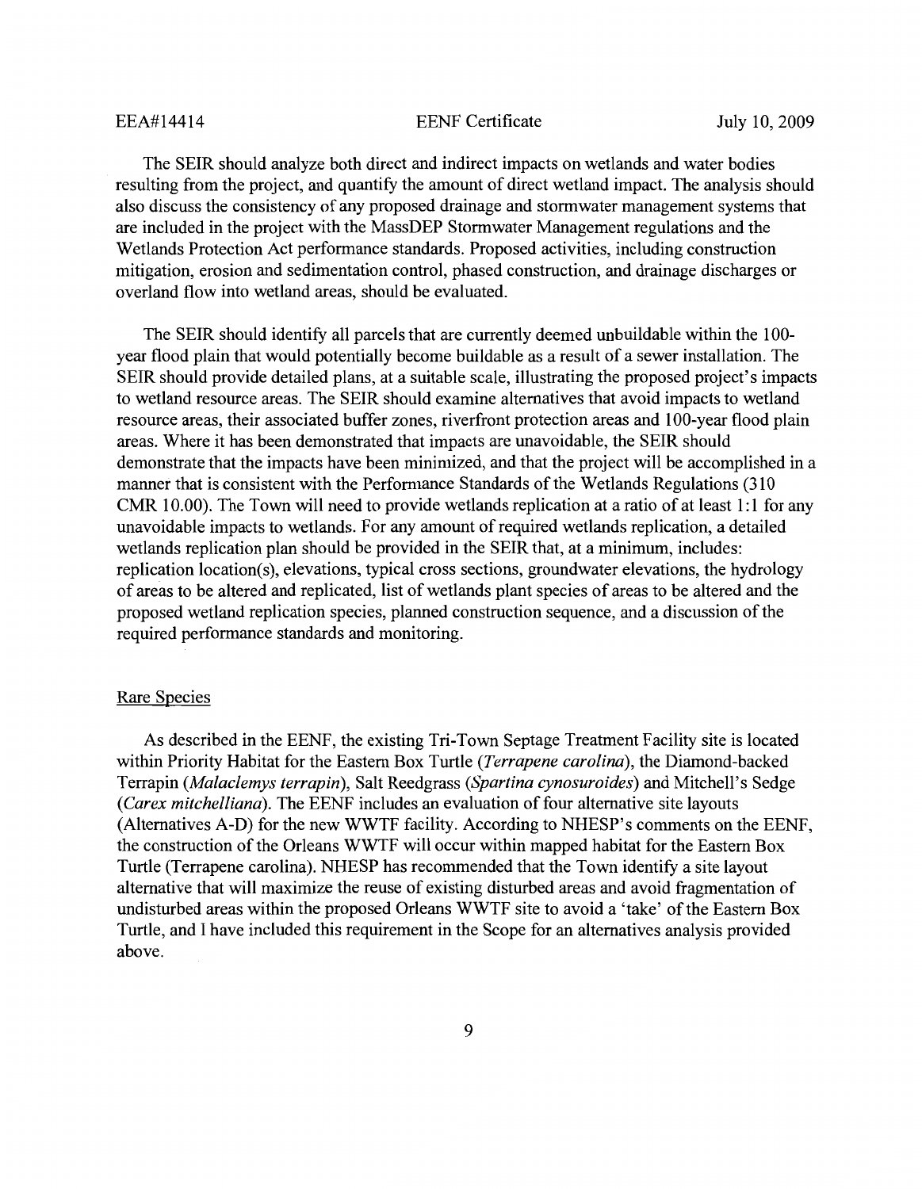The SEIR should analyze both direct and indirect impacts on wetlands and water bodies resulting from the project, and quantify the amount of direct wetland impact. The analysis should also discuss the consistency of any proposed drainage and stormwater management systems that are included in the project with the MassDEP Stormwater Management regulations and the Wetlands Protection Act performance standards. Proposed activities, including construction mitigation, erosion and sedimentation control, phased construction, and drainage discharges or overland flow into wetland areas, should be evaluated.

The SEIR should identify all parcels that are currently deemed unbuildable within the 100-year flood plain that would potentially become buildable as a result of a sewer installation. The SEIR should provide detailed plans, at a suitable scale, illustrating the proposed project's impacts to wetland resource areas. The SEIR should examine alternatives that avoid impacts to wetland resource areas, their associated buffer zones, riverfront protection areas and 100-year flood plain areas. Where it has been demonstrated that impacts are unavoidable, the SEIR should demonstrate that the impacts have been minimized, and that the project will be accomplished in a manner that is consistent with the Performance Standards of the Wetlands Regulations (310 CMR 10.00). The Town will need to provide wetlands replication at a ratio of at least 1:1 for any unavoidable impacts to wetlands. For any amount of required wetlands replication, a detailed wetlands replication plan should be provided in the SEIR that, at a minimum, includes: replication location(s), elevations, typical cross sections, groundwater elevations, the hydrology of areas to be altered and replicated, list of wetlands plant species of areas to be altered and the proposed wetland replication species, planned construction sequence, and a discussion of the required performance standards and monitoring.

Rare Species

As described in the EENF, the existing Tri-Town Septage Treatment Facility site is located within Priority Habitat for the Eastern Box Turtle (*Terrapene carolina*), the Diamond-backed Terrapin (*Malaclemys terrapin*), Salt Reedgrass (*Spartina cynosuroides*) and Mitchell's Sedge (*Carex mitchelliana*). The EENF includes an evaluation of four alternative site layouts (Alternatives A-D) for the new WWTF facility. According to NHESP's comments on the EENF, the construction of the Orleans WWTF will occur within mapped habitat for the Eastern Box Turtle (Terrapene carolina). NHESP has recommended that the Town identify a site layout alternative that will maximize the reuse of existing disturbed areas and avoid fragmentation of undisturbed areas within the proposed Orleans WWTF site to avoid a 'take' of the Eastern Box Turtle, and I have included this requirement in the Scope for an alternatives analysis provided above.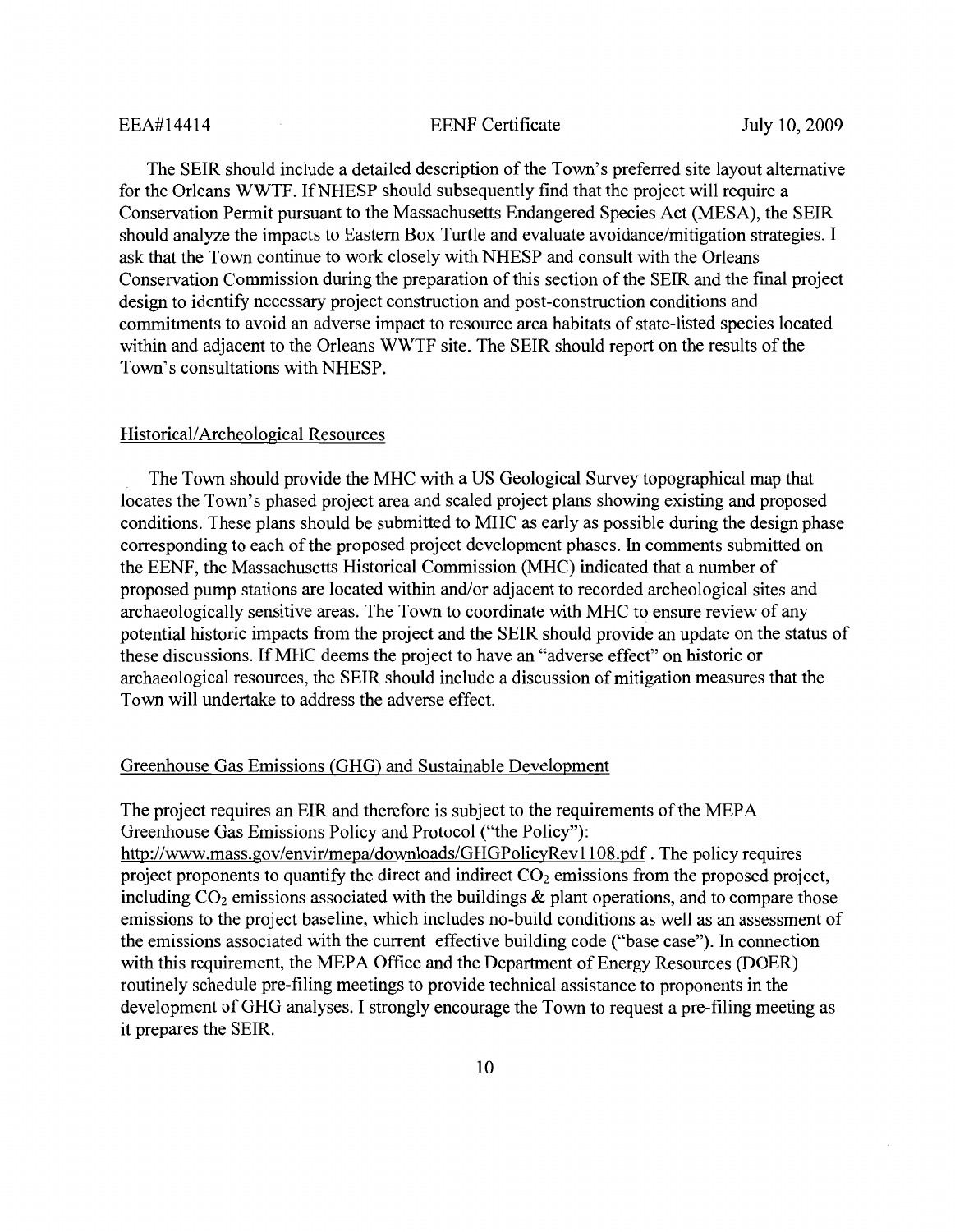The SEIR should include a detailed description of the Town's preferred site layout alternative for the Orleans WWTF. If NHESP should subsequently find that the project will require a Conservation Permit pursuant to the Massachusetts Endangered Species Act (MESA), the SEIR should analyze the impacts to Eastern Box Turtle and evaluate avoidance/mitigation strategies. I ask that the Town continue to work closely with NHESP and consult with the Orleans Conservation Commission during the preparation of this section of the SEIR and the final project design to identify necessary project construction and post-construction conditions and commitments to avoid an adverse impact to resource area habitats of state-listed species located within and adjacent to the Orleans WWTF site. The SEIR should report on the results of the Town's consultations with NHESP.

Historical/Archeological Resources

The Town should provide the MHC with a US Geological Survey topographical map that locates the Town's phased project area and scaled project plans showing existing and proposed conditions. These plans should be submitted to MHC as early as possible during the design phase corresponding to each of the proposed project development phases. In comments submitted on the EENF, the Massachusetts Historical Commission (MHC) indicated that a number of proposed pump stations are located within and/or adjacent to recorded archeological sites and archaeologically sensitive areas. The Town to coordinate with MHC to ensure review of any potential historic impacts from the project and the SEIR should provide an update on the status of these discussions. If MHC deems the project to have an "adverse effect" on historic or archaeological resources, the SEIR should include a discussion of mitigation measures that the Town will undertake to address the adverse effect.

Greenhouse Gas Emissions (GHG) and Sustainable Development

The project requires an EIR and therefore is subject to the requirements of the MEPA Greenhouse Gas Emissions Policy and Protocol ("the Policy"): http://www.mass.gov/envir/mepa/downloads/GHGPolicyRev1108.pdf. The policy requires project proponents to quantify the direct and indirect $CO_2$ emissions from the proposed project, including $CO_2$ emissions associated with the buildings & plant operations, and to compare those emissions to the project baseline, which includes no-build conditions as well as an assessment of the emissions associated with the current effective building code ("base case"). In connection with this requirement, the MEPA Office and the Department of Energy Resources (DOER) routinely schedule pre-filing meetings to provide technical assistance to proponents in the development of GHG analyses. I strongly encourage the Town to request a pre-filing meeting as it prepares the SEIR.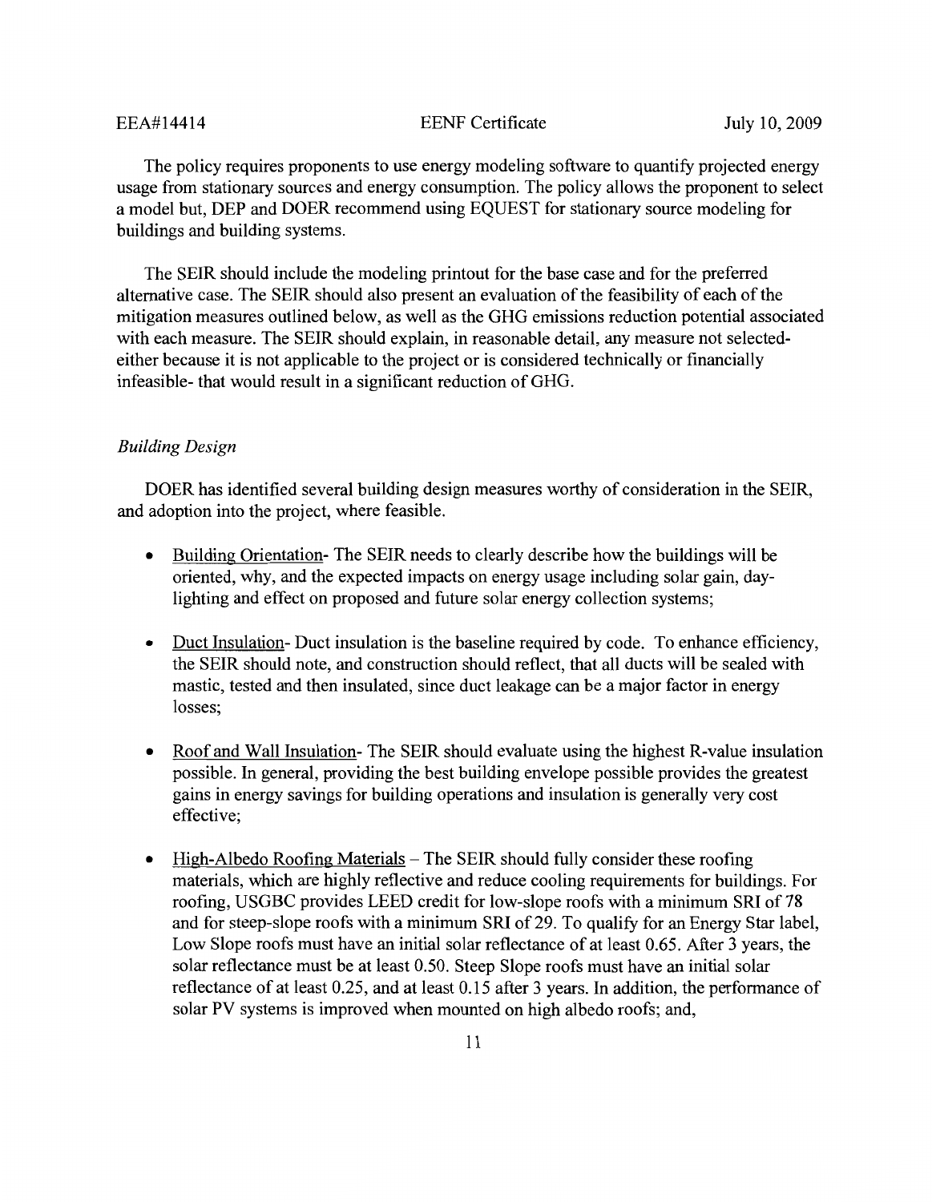The policy requires proponents to use energy modeling software to quantify projected energy usage from stationary sources and energy consumption. The policy allows the proponent to select a model but, DEP and DOER recommend using EQUEST for stationary source modeling for buildings and building systems.

The SEIR should include the modeling printout for the base case and for the preferred alternative case. The SEIR should also present an evaluation of the feasibility of each of the mitigation measures outlined below, as well as the GHG emissions reduction potential associated with each measure. The SEIR should explain, in reasonable detail, any measure not selected- either because it is not applicable to the project or is considered technically or financially infeasible- that would result in a significant reduction of GHG.

*Building Design*

DOER has identified several building design measures worthy of consideration in the SEIR, and adoption into the project, where feasible.

- Building Orientation- The SEIR needs to clearly describe how the buildings will be oriented, why, and the expected impacts on energy usage including solar gain, day-lighting and effect on proposed and future solar energy collection systems;

- Duct Insulation- Duct insulation is the baseline required by code. To enhance efficiency, the SEIR should note, and construction should reflect, that all ducts will be sealed with mastic, tested and then insulated, since duct leakage can be a major factor in energy losses;

- Roof and Wall Insulation- The SEIR should evaluate using the highest R-value insulation possible. In general, providing the best building envelope possible provides the greatest gains in energy savings for building operations and insulation is generally very cost effective;

- High-Albedo Roofing Materials – The SEIR should fully consider these roofing materials, which are highly reflective and reduce cooling requirements for buildings. For roofing, USGBC provides LEED credit for low-slope roofs with a minimum SRI of 78 and for steep-slope roofs with a minimum SRI of 29. To qualify for an Energy Star label, Low Slope roofs must have an initial solar reflectance of at least 0.65. After 3 years, the solar reflectance must be at least 0.50. Steep Slope roofs must have an initial solar reflectance of at least 0.25, and at least 0.15 after 3 years. In addition, the performance of solar PV systems is improved when mounted on high albedo roofs; and,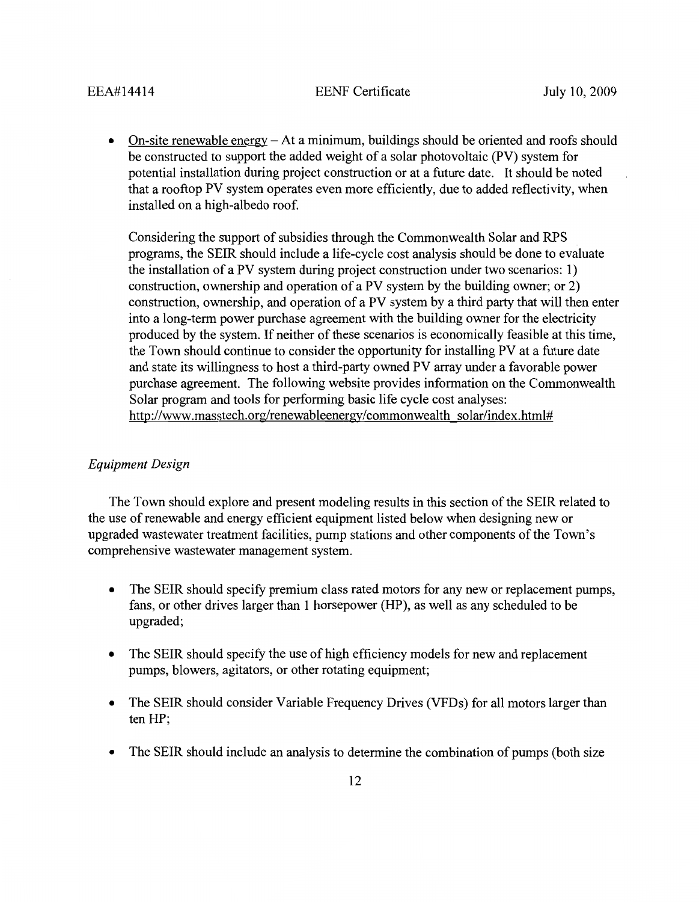- On-site renewable energy – At a minimum, buildings should be oriented and roofs should be constructed to support the added weight of a solar photovoltaic (PV) system for potential installation during project construction or at a future date. It should be noted that a rooftop PV system operates even more efficiently, due to added reflectivity, when installed on a high-albedo roof.

  Considering the support of subsidies through the Commonwealth Solar and RPS programs, the SEIR should include a life-cycle cost analysis should be done to evaluate the installation of a PV system during project construction under two scenarios: 1) construction, ownership and operation of a PV system by the building owner; or 2) construction, ownership, and operation of a PV system by a third party that will then enter into a long-term power purchase agreement with the building owner for the electricity produced by the system. If neither of these scenarios is economically feasible at this time, the Town should continue to consider the opportunity for installing PV at a future date and state its willingness to host a third-party owned PV array under a favorable power purchase agreement. The following website provides information on the Commonwealth Solar program and tools for performing basic life cycle cost analyses: http://www.masstech.org/renewableenergy/commonwealth_solar/index.html#

*Equipment Design*

The Town should explore and present modeling results in this section of the SEIR related to the use of renewable and energy efficient equipment listed below when designing new or upgraded wastewater treatment facilities, pump stations and other components of the Town's comprehensive wastewater management system.

- The SEIR should specify premium class rated motors for any new or replacement pumps, fans, or other drives larger than 1 horsepower (HP), as well as any scheduled to be upgraded;

- The SEIR should specify the use of high efficiency models for new and replacement pumps, blowers, agitators, or other rotating equipment;

- The SEIR should consider Variable Frequency Drives (VFDs) for all motors larger than ten HP;

- The SEIR should include an analysis to determine the combination of pumps (both size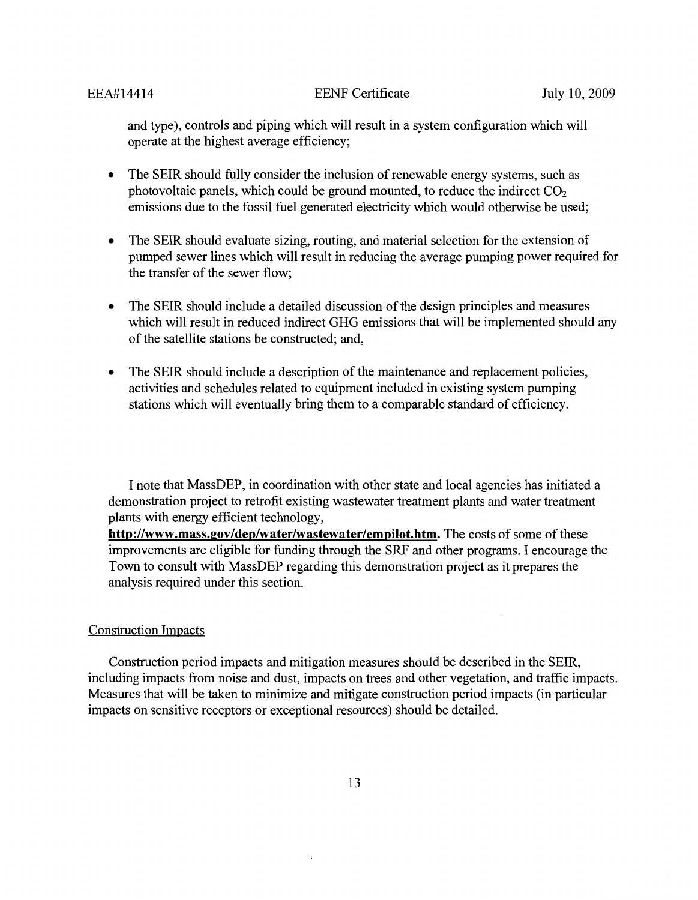and type), controls and piping which will result in a system configuration which will operate at the highest average efficiency;

- The SEIR should fully consider the inclusion of renewable energy systems, such as photovoltaic panels, which could be ground mounted, to reduce the indirect $CO_2$ emissions due to the fossil fuel generated electricity which would otherwise be used;
- The SEIR should evaluate sizing, routing, and material selection for the extension of pumped sewer lines which will result in reducing the average pumping power required for the transfer of the sewer flow;
- The SEIR should include a detailed discussion of the design principles and measures which will result in reduced indirect GHG emissions that will be implemented should any of the satellite stations be constructed; and,
- The SEIR should include a description of the maintenance and replacement policies, activities and schedules related to equipment included in existing system pumping stations which will eventually bring them to a comparable standard of efficiency.

I note that MassDEP, in coordination with other state and local agencies has initiated a demonstration project to retrofit existing wastewater treatment plants and water treatment plants with energy efficient technology, **http://www.mass.gov/dep/water/wastewater/empilot.htm.** The costs of some of these improvements are eligible for funding through the SRF and other programs. I encourage the Town to consult with MassDEP regarding this demonstration project as it prepares the analysis required under this section.

Construction Impacts

Construction period impacts and mitigation measures should be described in the SEIR, including impacts from noise and dust, impacts on trees and other vegetation, and traffic impacts. Measures that will be taken to minimize and mitigate construction period impacts (in particular impacts on sensitive receptors or exceptional resources) should be detailed.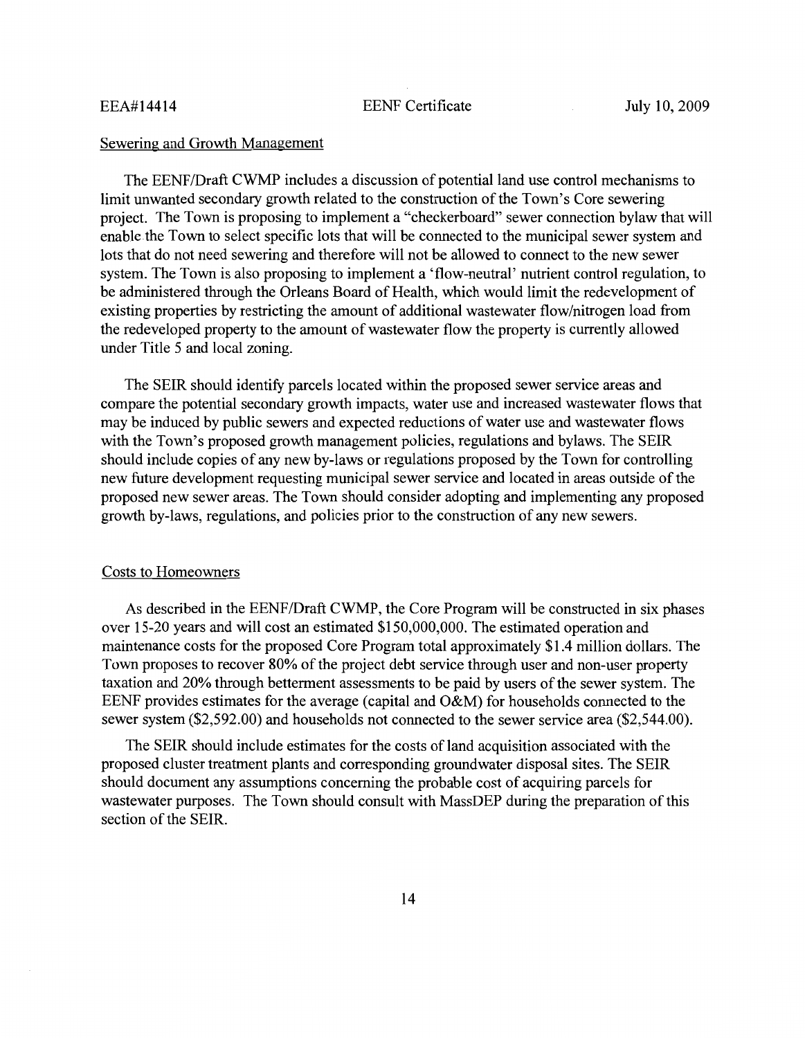## Sewering and Growth Management

The EENF/Draft CWMP includes a discussion of potential land use control mechanisms to limit unwanted secondary growth related to the construction of the Town's Core sewering project. The Town is proposing to implement a "checkerboard" sewer connection bylaw that will enable the Town to select specific lots that will be connected to the municipal sewer system and lots that do not need sewering and therefore will not be allowed to connect to the new sewer system. The Town is also proposing to implement a 'flow-neutral' nutrient control regulation, to be administered through the Orleans Board of Health, which would limit the redevelopment of existing properties by restricting the amount of additional wastewater flow/nitrogen load from the redeveloped property to the amount of wastewater flow the property is currently allowed under Title 5 and local zoning.

The SEIR should identify parcels located within the proposed sewer service areas and compare the potential secondary growth impacts, water use and increased wastewater flows that may be induced by public sewers and expected reductions of water use and wastewater flows with the Town's proposed growth management policies, regulations and bylaws. The SEIR should include copies of any new by-laws or regulations proposed by the Town for controlling new future development requesting municipal sewer service and located in areas outside of the proposed new sewer areas. The Town should consider adopting and implementing any proposed growth by-laws, regulations, and policies prior to the construction of any new sewers.

## Costs to Homeowners

As described in the EENF/Draft CWMP, the Core Program will be constructed in six phases over 15-20 years and will cost an estimated $150,000,000. The estimated operation and maintenance costs for the proposed Core Program total approximately $1.4 million dollars. The Town proposes to recover 80% of the project debt service through user and non-user property taxation and 20% through betterment assessments to be paid by users of the sewer system. The EENF provides estimates for the average (capital and O&M) for households connected to the sewer system ($2,592.00) and households not connected to the sewer service area ($2,544.00).

The SEIR should include estimates for the costs of land acquisition associated with the proposed cluster treatment plants and corresponding groundwater disposal sites. The SEIR should document any assumptions concerning the probable cost of acquiring parcels for wastewater purposes. The Town should consult with MassDEP during the preparation of this section of the SEIR.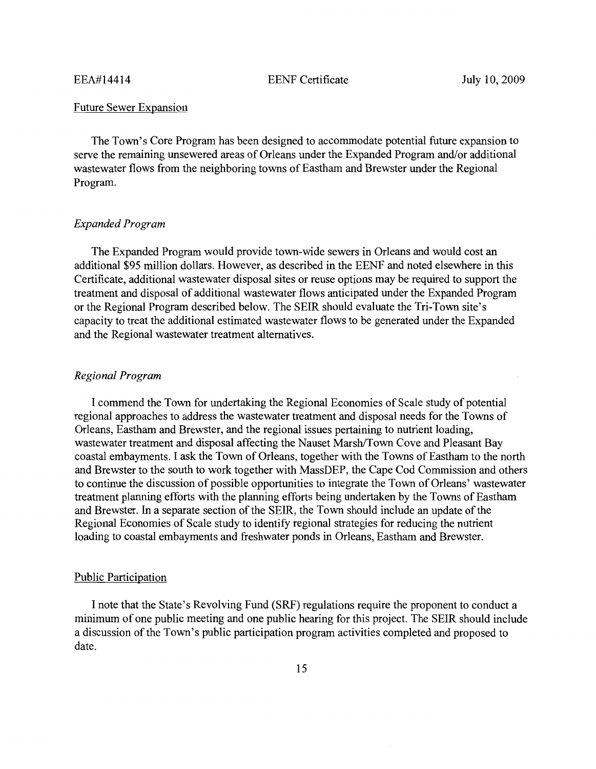## Future Sewer Expansion

The Town's Core Program has been designed to accommodate potential future expansion to serve the remaining unsewered areas of Orleans under the Expanded Program and/or additional wastewater flows from the neighboring towns of Eastham and Brewster under the Regional Program.

### *Expanded Program*

The Expanded Program would provide town-wide sewers in Orleans and would cost an additional $95 million dollars. However, as described in the EENF and noted elsewhere in this Certificate, additional wastewater disposal sites or reuse options may be required to support the treatment and disposal of additional wastewater flows anticipated under the Expanded Program or the Regional Program described below. The SEIR should evaluate the Tri-Town site's capacity to treat the additional estimated wastewater flows to be generated under the Expanded and the Regional wastewater treatment alternatives.

### *Regional Program*

I commend the Town for undertaking the Regional Economies of Scale study of potential regional approaches to address the wastewater treatment and disposal needs for the Towns of Orleans, Eastham and Brewster, and the regional issues pertaining to nutrient loading, wastewater treatment and disposal affecting the Nauset Marsh/Town Cove and Pleasant Bay coastal embayments. I ask the Town of Orleans, together with the Towns of Eastham to the north and Brewster to the south to work together with MassDEP, the Cape Cod Commission and others to continue the discussion of possible opportunities to integrate the Town of Orleans' wastewater treatment planning efforts with the planning efforts being undertaken by the Towns of Eastham and Brewster. In a separate section of the SEIR, the Town should include an update of the Regional Economies of Scale study to identify regional strategies for reducing the nutrient loading to coastal embayments and freshwater ponds in Orleans, Eastham and Brewster.

## Public Participation

I note that the State's Revolving Fund (SRF) regulations require the proponent to conduct a minimum of one public meeting and one public hearing for this project. The SEIR should include a discussion of the Town's public participation program activities completed and proposed to date.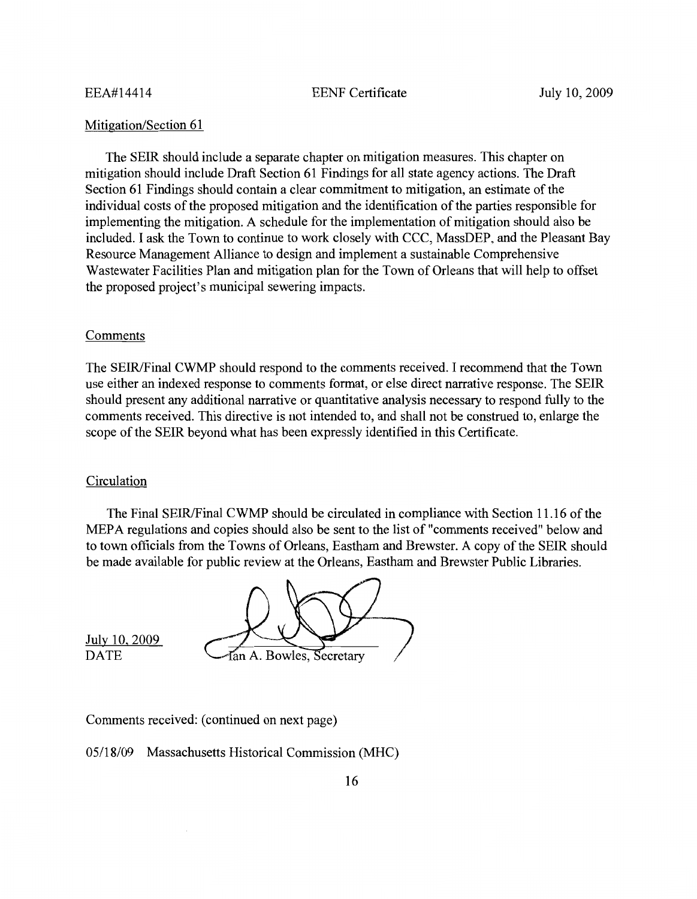Mitigation/Section 61

The SEIR should include a separate chapter on mitigation measures. This chapter on mitigation should include Draft Section 61 Findings for all state agency actions. The Draft Section 61 Findings should contain a clear commitment to mitigation, an estimate of the individual costs of the proposed mitigation and the identification of the parties responsible for implementing the mitigation. A schedule for the implementation of mitigation should also be included. I ask the Town to continue to work closely with CCC, MassDEP, and the Pleasant Bay Resource Management Alliance to design and implement a sustainable Comprehensive Wastewater Facilities Plan and mitigation plan for the Town of Orleans that will help to offset the proposed project's municipal sewering impacts.

Comments

The SEIR/Final CWMP should respond to the comments received. I recommend that the Town use either an indexed response to comments format, or else direct narrative response. The SEIR should present any additional narrative or quantitative analysis necessary to respond fully to the comments received. This directive is not intended to, and shall not be construed to, enlarge the scope of the SEIR beyond what has been expressly identified in this Certificate.

Circulation

The Final SEIR/Final CWMP should be circulated in compliance with Section 11.16 of the MEPA regulations and copies should also be sent to the list of "comments received" below and to town officials from the Towns of Orleans, Eastham and Brewster. A copy of the SEIR should be made available for public review at the Orleans, Eastham and Brewster Public Libraries.

July 10, 2009
DATE

Ian A. Bowles, Secretary

Comments received: (continued on next page)

05/18/09 Massachusetts Historical Commission (MHC)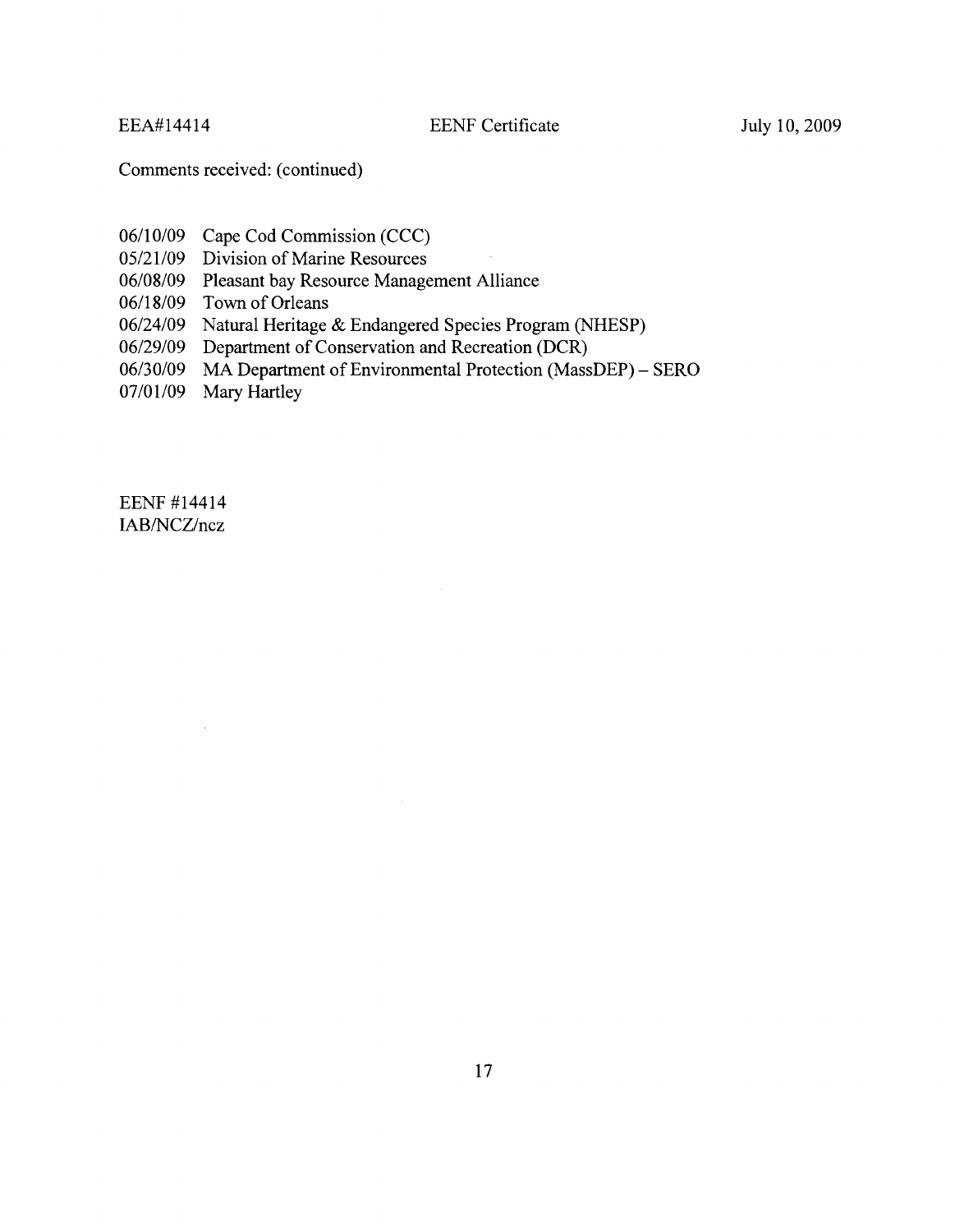Comments received: (continued)

06/10/09 Cape Cod Commission (CCC)
05/21/09 Division of Marine Resources
06/08/09 Pleasant bay Resource Management Alliance
06/18/09 Town of Orleans
06/24/09 Natural Heritage & Endangered Species Program (NHESP)
06/29/09 Department of Conservation and Recreation (DCR)
06/30/09 MA Department of Environmental Protection (MassDEP) – SERO
07/01/09 Mary Hartley

EENF #14414
IAB/NCZ/ncz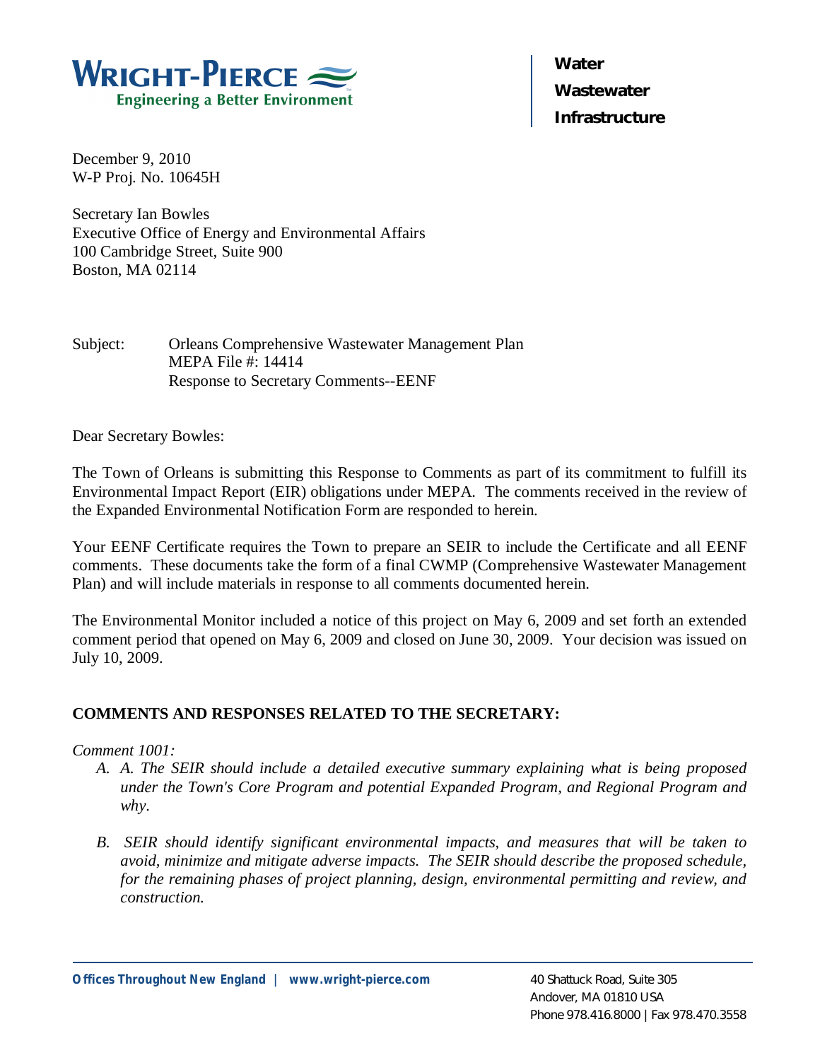WRIGHT-PIERCE
Engineering a Better Environment

**Water**
**Wastewater**
**Infrastructure**

December 9, 2010
W-P Proj. No. 10645H

Secretary Ian Bowles
Executive Office of Energy and Environmental Affairs
100 Cambridge Street, Suite 900
Boston, MA 02114

Subject: Orleans Comprehensive Wastewater Management Plan
MEPA File #: 14414
Response to Secretary Comments--EENF

Dear Secretary Bowles:

The Town of Orleans is submitting this Response to Comments as part of its commitment to fulfill its Environmental Impact Report (EIR) obligations under MEPA. The comments received in the review of the Expanded Environmental Notification Form are responded to herein.

Your EENF Certificate requires the Town to prepare an SEIR to include the Certificate and all EENF comments. These documents take the form of a final CWMP (Comprehensive Wastewater Management Plan) and will include materials in response to all comments documented herein.

The Environmental Monitor included a notice of this project on May 6, 2009 and set forth an extended comment period that opened on May 6, 2009 and closed on June 30, 2009. Your decision was issued on July 10, 2009.

**COMMENTS AND RESPONSES RELATED TO THE SECRETARY:**

*Comment 1001:*

A. *A. The SEIR should include a detailed executive summary explaining what is being proposed under the Town's Core Program and potential Expanded Program, and Regional Program and why.*

B. *SEIR should identify significant environmental impacts, and measures that will be taken to avoid, minimize and mitigate adverse impacts. The SEIR should describe the proposed schedule, for the remaining phases of project planning, design, environmental permitting and review, and construction.*

Offices Throughout New England | www.wright-pierce.com

40 Shattuck Road, Suite 305
Andover, MA 01810 USA
Phone 978.416.8000 | Fax 978.470.3558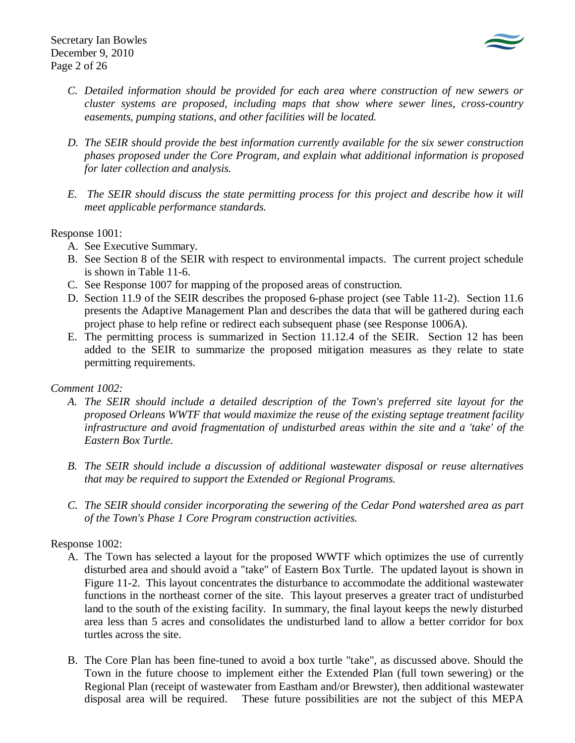*C. Detailed information should be provided for each area where construction of new sewers or cluster systems are proposed, including maps that show where sewer lines, cross-country easements, pumping stations, and other facilities will be located.*

*D. The SEIR should provide the best information currently available for the six sewer construction phases proposed under the Core Program, and explain what additional information is proposed for later collection and analysis.*

*E. The SEIR should discuss the state permitting process for this project and describe how it will meet applicable performance standards.*

Response 1001:

A. See Executive Summary.
B. See Section 8 of the SEIR with respect to environmental impacts. The current project schedule is shown in Table 11-6.
C. See Response 1007 for mapping of the proposed areas of construction.
D. Section 11.9 of the SEIR describes the proposed 6-phase project (see Table 11-2). Section 11.6 presents the Adaptive Management Plan and describes the data that will be gathered during each project phase to help refine or redirect each subsequent phase (see Response 1006A).
E. The permitting process is summarized in Section 11.12.4 of the SEIR. Section 12 has been added to the SEIR to summarize the proposed mitigation measures as they relate to state permitting requirements.

*Comment 1002:*

*A. The SEIR should include a detailed description of the Town's preferred site layout for the proposed Orleans WWTF that would maximize the reuse of the existing septage treatment facility infrastructure and avoid fragmentation of undisturbed areas within the site and a 'take' of the Eastern Box Turtle.*

*B. The SEIR should include a discussion of additional wastewater disposal or reuse alternatives that may be required to support the Extended or Regional Programs.*

*C. The SEIR should consider incorporating the sewering of the Cedar Pond watershed area as part of the Town's Phase 1 Core Program construction activities.*

Response 1002:

A. The Town has selected a layout for the proposed WWTF which optimizes the use of currently disturbed area and should avoid a "take" of Eastern Box Turtle. The updated layout is shown in Figure 11-2. This layout concentrates the disturbance to accommodate the additional wastewater functions in the northeast corner of the site. This layout preserves a greater tract of undisturbed land to the south of the existing facility. In summary, the final layout keeps the newly disturbed area less than 5 acres and consolidates the undisturbed land to allow a better corridor for box turtles across the site.

B. The Core Plan has been fine-tuned to avoid a box turtle "take", as discussed above. Should the Town in the future choose to implement either the Extended Plan (full town sewering) or the Regional Plan (receipt of wastewater from Eastham and/or Brewster), then additional wastewater disposal area will be required. These future possibilities are not the subject of this MEPA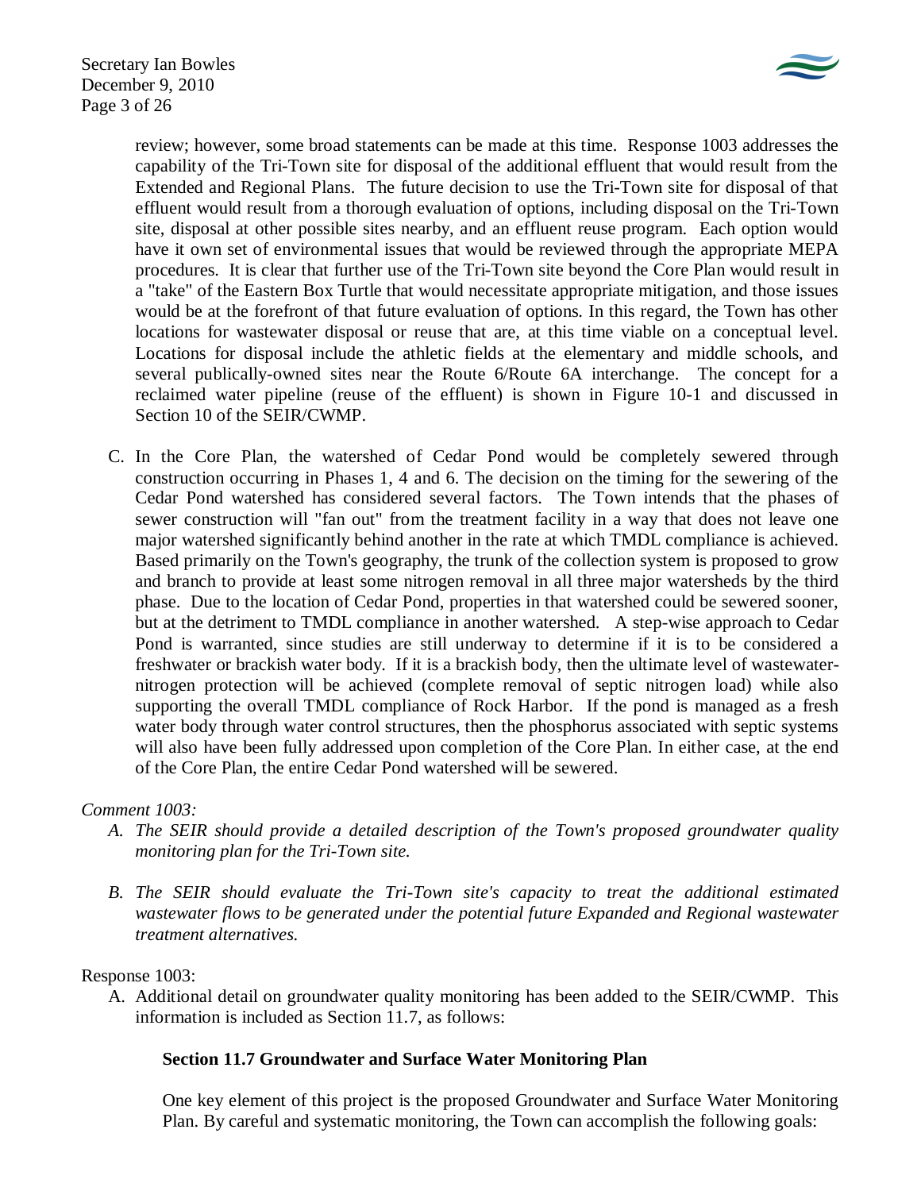review; however, some broad statements can be made at this time. Response 1003 addresses the capability of the Tri-Town site for disposal of the additional effluent that would result from the Extended and Regional Plans. The future decision to use the Tri-Town site for disposal of that effluent would result from a thorough evaluation of options, including disposal on the Tri-Town site, disposal at other possible sites nearby, and an effluent reuse program. Each option would have it own set of environmental issues that would be reviewed through the appropriate MEPA procedures. It is clear that further use of the Tri-Town site beyond the Core Plan would result in a "take" of the Eastern Box Turtle that would necessitate appropriate mitigation, and those issues would be at the forefront of that future evaluation of options. In this regard, the Town has other locations for wastewater disposal or reuse that are, at this time viable on a conceptual level. Locations for disposal include the athletic fields at the elementary and middle schools, and several publically-owned sites near the Route 6/Route 6A interchange. The concept for a reclaimed water pipeline (reuse of the effluent) is shown in Figure 10-1 and discussed in Section 10 of the SEIR/CWMP.

C. In the Core Plan, the watershed of Cedar Pond would be completely sewered through construction occurring in Phases 1, 4 and 6. The decision on the timing for the sewering of the Cedar Pond watershed has considered several factors. The Town intends that the phases of sewer construction will "fan out" from the treatment facility in a way that does not leave one major watershed significantly behind another in the rate at which TMDL compliance is achieved. Based primarily on the Town's geography, the trunk of the collection system is proposed to grow and branch to provide at least some nitrogen removal in all three major watersheds by the third phase. Due to the location of Cedar Pond, properties in that watershed could be sewered sooner, but at the detriment to TMDL compliance in another watershed. A step-wise approach to Cedar Pond is warranted, since studies are still underway to determine if it is to be considered a freshwater or brackish water body. If it is a brackish body, then the ultimate level of wastewater-nitrogen protection will be achieved (complete removal of septic nitrogen load) while also supporting the overall TMDL compliance of Rock Harbor. If the pond is managed as a fresh water body through water control structures, then the phosphorus associated with septic systems will also have been fully addressed upon completion of the Core Plan. In either case, at the end of the Core Plan, the entire Cedar Pond watershed will be sewered.

*Comment 1003:*

*A. The SEIR should provide a detailed description of the Town's proposed groundwater quality monitoring plan for the Tri-Town site.*

*B. The SEIR should evaluate the Tri-Town site's capacity to treat the additional estimated wastewater flows to be generated under the potential future Expanded and Regional wastewater treatment alternatives.*

Response 1003:

A. Additional detail on groundwater quality monitoring has been added to the SEIR/CWMP. This information is included as Section 11.7, as follows:

**Section 11.7 Groundwater and Surface Water Monitoring Plan**

One key element of this project is the proposed Groundwater and Surface Water Monitoring Plan. By careful and systematic monitoring, the Town can accomplish the following goals: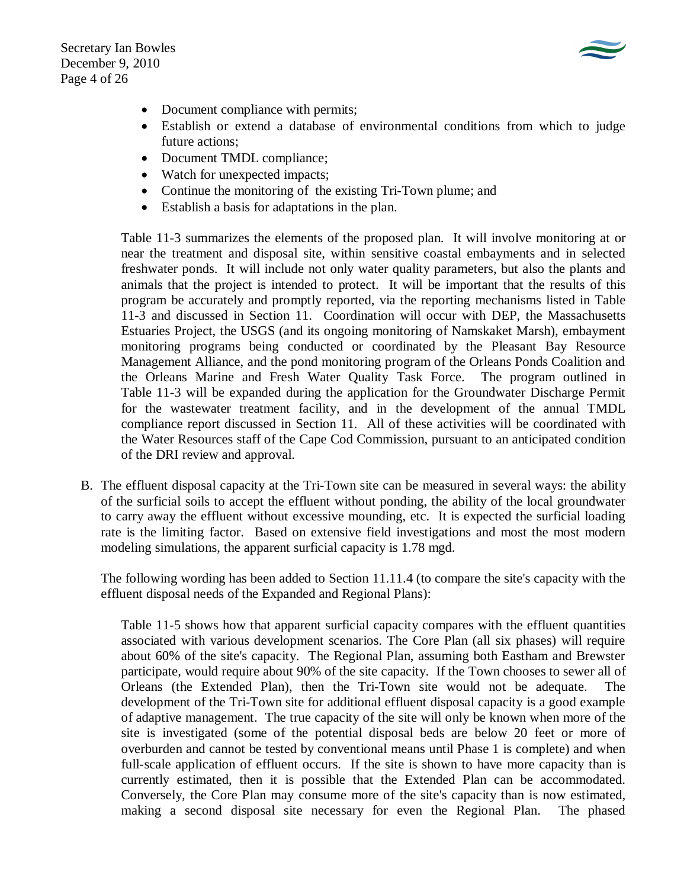- Document compliance with permits;
- Establish or extend a database of environmental conditions from which to judge future actions;
- Document TMDL compliance;
- Watch for unexpected impacts;
- Continue the monitoring of the existing Tri-Town plume; and
- Establish a basis for adaptations in the plan.

Table 11-3 summarizes the elements of the proposed plan. It will involve monitoring at or near the treatment and disposal site, within sensitive coastal embayments and in selected freshwater ponds. It will include not only water quality parameters, but also the plants and animals that the project is intended to protect. It will be important that the results of this program be accurately and promptly reported, via the reporting mechanisms listed in Table 11-3 and discussed in Section 11. Coordination will occur with DEP, the Massachusetts Estuaries Project, the USGS (and its ongoing monitoring of Namskaket Marsh), embayment monitoring programs being conducted or coordinated by the Pleasant Bay Resource Management Alliance, and the pond monitoring program of the Orleans Ponds Coalition and the Orleans Marine and Fresh Water Quality Task Force. The program outlined in Table 11-3 will be expanded during the application for the Groundwater Discharge Permit for the wastewater treatment facility, and in the development of the annual TMDL compliance report discussed in Section 11. All of these activities will be coordinated with the Water Resources staff of the Cape Cod Commission, pursuant to an anticipated condition of the DRI review and approval.

B. The effluent disposal capacity at the Tri-Town site can be measured in several ways: the ability of the surficial soils to accept the effluent without ponding, the ability of the local groundwater to carry away the effluent without excessive mounding, etc. It is expected the surficial loading rate is the limiting factor. Based on extensive field investigations and most the most modern modeling simulations, the apparent surficial capacity is 1.78 mgd.

The following wording has been added to Section 11.11.4 (to compare the site's capacity with the effluent disposal needs of the Expanded and Regional Plans):

Table 11-5 shows how that apparent surficial capacity compares with the effluent quantities associated with various development scenarios. The Core Plan (all six phases) will require about 60% of the site's capacity. The Regional Plan, assuming both Eastham and Brewster participate, would require about 90% of the site capacity. If the Town chooses to sewer all of Orleans (the Extended Plan), then the Tri-Town site would not be adequate. The development of the Tri-Town site for additional effluent disposal capacity is a good example of adaptive management. The true capacity of the site will only be known when more of the site is investigated (some of the potential disposal beds are below 20 feet or more of overburden and cannot be tested by conventional means until Phase 1 is complete) and when full-scale application of effluent occurs. If the site is shown to have more capacity than is currently estimated, then it is possible that the Extended Plan can be accommodated. Conversely, the Core Plan may consume more of the site's capacity than is now estimated, making a second disposal site necessary for even the Regional Plan. The phased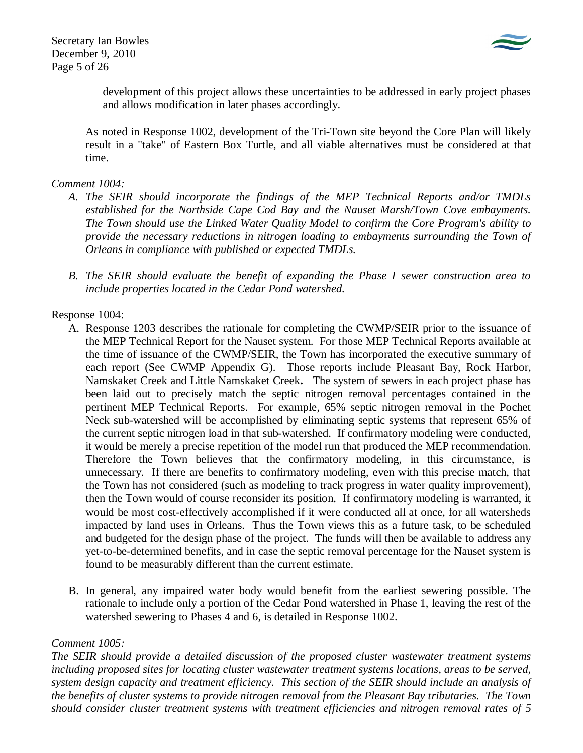development of this project allows these uncertainties to be addressed in early project phases and allows modification in later phases accordingly.

As noted in Response 1002, development of the Tri-Town site beyond the Core Plan will likely result in a "take" of Eastern Box Turtle, and all viable alternatives must be considered at that time.

*Comment 1004:*

*A. The SEIR should incorporate the findings of the MEP Technical Reports and/or TMDLs established for the Northside Cape Cod Bay and the Nauset Marsh/Town Cove embayments. The Town should use the Linked Water Quality Model to confirm the Core Program's ability to provide the necessary reductions in nitrogen loading to embayments surrounding the Town of Orleans in compliance with published or expected TMDLs.*

*B. The SEIR should evaluate the benefit of expanding the Phase I sewer construction area to include properties located in the Cedar Pond watershed.*

Response 1004:

A. Response 1203 describes the rationale for completing the CWMP/SEIR prior to the issuance of the MEP Technical Report for the Nauset system. For those MEP Technical Reports available at the time of issuance of the CWMP/SEIR, the Town has incorporated the executive summary of each report (See CWMP Appendix G). Those reports include Pleasant Bay, Rock Harbor, Namskaket Creek and Little Namskaket Creek**.** The system of sewers in each project phase has been laid out to precisely match the septic nitrogen removal percentages contained in the pertinent MEP Technical Reports. For example, 65% septic nitrogen removal in the Pochet Neck sub-watershed will be accomplished by eliminating septic systems that represent 65% of the current septic nitrogen load in that sub-watershed. If confirmatory modeling were conducted, it would be merely a precise repetition of the model run that produced the MEP recommendation. Therefore the Town believes that the confirmatory modeling, in this circumstance, is unnecessary. If there are benefits to confirmatory modeling, even with this precise match, that the Town has not considered (such as modeling to track progress in water quality improvement), then the Town would of course reconsider its position. If confirmatory modeling is warranted, it would be most cost-effectively accomplished if it were conducted all at once, for all watersheds impacted by land uses in Orleans. Thus the Town views this as a future task, to be scheduled and budgeted for the design phase of the project. The funds will then be available to address any yet-to-be-determined benefits, and in case the septic removal percentage for the Nauset system is found to be measurably different than the current estimate.

B. In general, any impaired water body would benefit from the earliest sewering possible. The rationale to include only a portion of the Cedar Pond watershed in Phase 1, leaving the rest of the watershed sewering to Phases 4 and 6, is detailed in Response 1002.

*Comment 1005:*

*The SEIR should provide a detailed discussion of the proposed cluster wastewater treatment systems including proposed sites for locating cluster wastewater treatment systems locations, areas to be served, system design capacity and treatment efficiency. This section of the SEIR should include an analysis of the benefits of cluster systems to provide nitrogen removal from the Pleasant Bay tributaries. The Town should consider cluster treatment systems with treatment efficiencies and nitrogen removal rates of 5*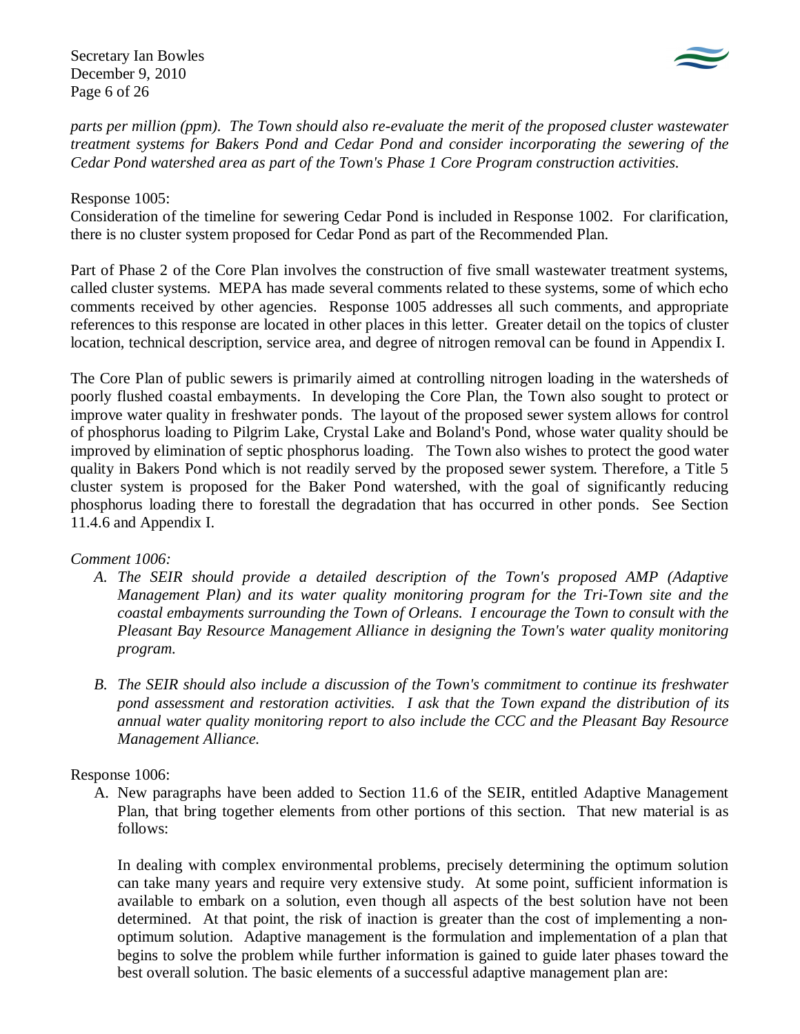*parts per million (ppm). The Town should also re-evaluate the merit of the proposed cluster wastewater treatment systems for Bakers Pond and Cedar Pond and consider incorporating the sewering of the Cedar Pond watershed area as part of the Town's Phase 1 Core Program construction activities.*

Response 1005:
Consideration of the timeline for sewering Cedar Pond is included in Response 1002. For clarification, there is no cluster system proposed for Cedar Pond as part of the Recommended Plan.

Part of Phase 2 of the Core Plan involves the construction of five small wastewater treatment systems, called cluster systems. MEPA has made several comments related to these systems, some of which echo comments received by other agencies. Response 1005 addresses all such comments, and appropriate references to this response are located in other places in this letter. Greater detail on the topics of cluster location, technical description, service area, and degree of nitrogen removal can be found in Appendix I.

The Core Plan of public sewers is primarily aimed at controlling nitrogen loading in the watersheds of poorly flushed coastal embayments. In developing the Core Plan, the Town also sought to protect or improve water quality in freshwater ponds. The layout of the proposed sewer system allows for control of phosphorus loading to Pilgrim Lake, Crystal Lake and Boland's Pond, whose water quality should be improved by elimination of septic phosphorus loading. The Town also wishes to protect the good water quality in Bakers Pond which is not readily served by the proposed sewer system. Therefore, a Title 5 cluster system is proposed for the Baker Pond watershed, with the goal of significantly reducing phosphorus loading there to forestall the degradation that has occurred in other ponds. See Section 11.4.6 and Appendix I.

*Comment 1006:*

*A. The SEIR should provide a detailed description of the Town's proposed AMP (Adaptive Management Plan) and its water quality monitoring program for the Tri-Town site and the coastal embayments surrounding the Town of Orleans. I encourage the Town to consult with the Pleasant Bay Resource Management Alliance in designing the Town's water quality monitoring program.*

*B. The SEIR should also include a discussion of the Town's commitment to continue its freshwater pond assessment and restoration activities. I ask that the Town expand the distribution of its annual water quality monitoring report to also include the CCC and the Pleasant Bay Resource Management Alliance.*

Response 1006:

A. New paragraphs have been added to Section 11.6 of the SEIR, entitled Adaptive Management Plan, that bring together elements from other portions of this section. That new material is as follows:

   In dealing with complex environmental problems, precisely determining the optimum solution can take many years and require very extensive study. At some point, sufficient information is available to embark on a solution, even though all aspects of the best solution have not been determined. At that point, the risk of inaction is greater than the cost of implementing a non-optimum solution. Adaptive management is the formulation and implementation of a plan that begins to solve the problem while further information is gained to guide later phases toward the best overall solution. The basic elements of a successful adaptive management plan are: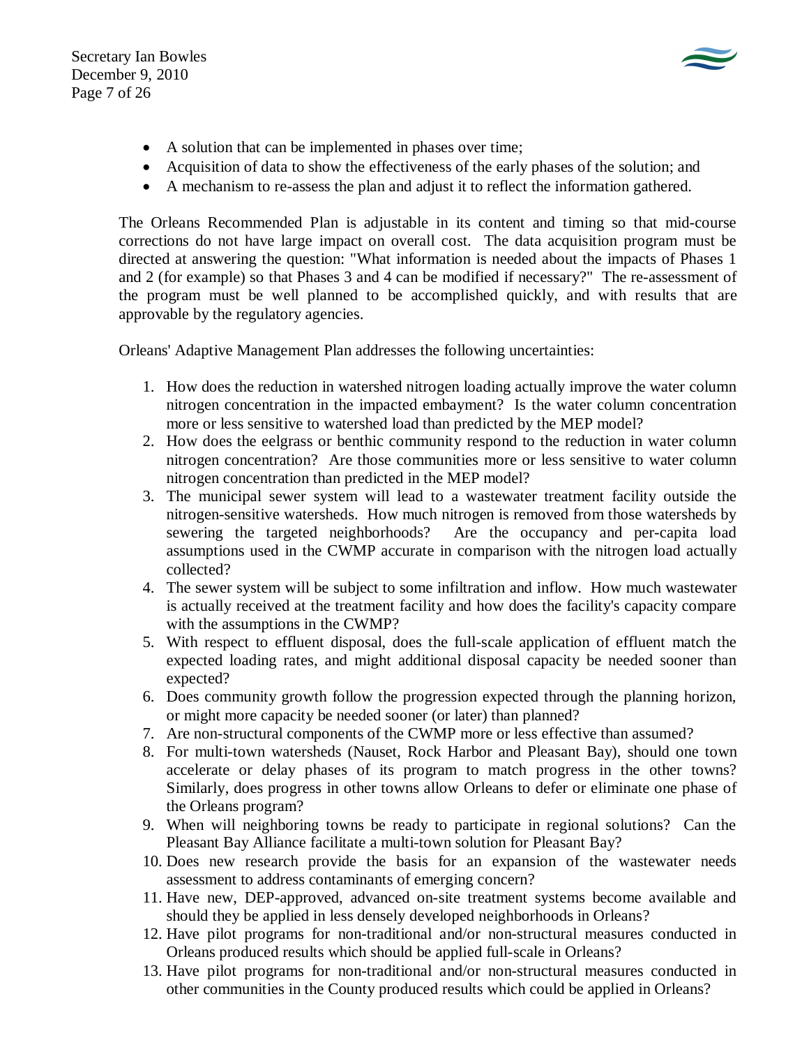- A solution that can be implemented in phases over time;
- Acquisition of data to show the effectiveness of the early phases of the solution; and
- A mechanism to re-assess the plan and adjust it to reflect the information gathered.

The Orleans Recommended Plan is adjustable in its content and timing so that mid-course corrections do not have large impact on overall cost. The data acquisition program must be directed at answering the question: "What information is needed about the impacts of Phases 1 and 2 (for example) so that Phases 3 and 4 can be modified if necessary?" The re-assessment of the program must be well planned to be accomplished quickly, and with results that are approvable by the regulatory agencies.

Orleans' Adaptive Management Plan addresses the following uncertainties:

1. How does the reduction in watershed nitrogen loading actually improve the water column nitrogen concentration in the impacted embayment? Is the water column concentration more or less sensitive to watershed load than predicted by the MEP model?
2. How does the eelgrass or benthic community respond to the reduction in water column nitrogen concentration? Are those communities more or less sensitive to water column nitrogen concentration than predicted in the MEP model?
3. The municipal sewer system will lead to a wastewater treatment facility outside the nitrogen-sensitive watersheds. How much nitrogen is removed from those watersheds by sewering the targeted neighborhoods? Are the occupancy and per-capita load assumptions used in the CWMP accurate in comparison with the nitrogen load actually collected?
4. The sewer system will be subject to some infiltration and inflow. How much wastewater is actually received at the treatment facility and how does the facility's capacity compare with the assumptions in the CWMP?
5. With respect to effluent disposal, does the full-scale application of effluent match the expected loading rates, and might additional disposal capacity be needed sooner than expected?
6. Does community growth follow the progression expected through the planning horizon, or might more capacity be needed sooner (or later) than planned?
7. Are non-structural components of the CWMP more or less effective than assumed?
8. For multi-town watersheds (Nauset, Rock Harbor and Pleasant Bay), should one town accelerate or delay phases of its program to match progress in the other towns? Similarly, does progress in other towns allow Orleans to defer or eliminate one phase of the Orleans program?
9. When will neighboring towns be ready to participate in regional solutions? Can the Pleasant Bay Alliance facilitate a multi-town solution for Pleasant Bay?
10. Does new research provide the basis for an expansion of the wastewater needs assessment to address contaminants of emerging concern?
11. Have new, DEP-approved, advanced on-site treatment systems become available and should they be applied in less densely developed neighborhoods in Orleans?
12. Have pilot programs for non-traditional and/or non-structural measures conducted in Orleans produced results which should be applied full-scale in Orleans?
13. Have pilot programs for non-traditional and/or non-structural measures conducted in other communities in the County produced results which could be applied in Orleans?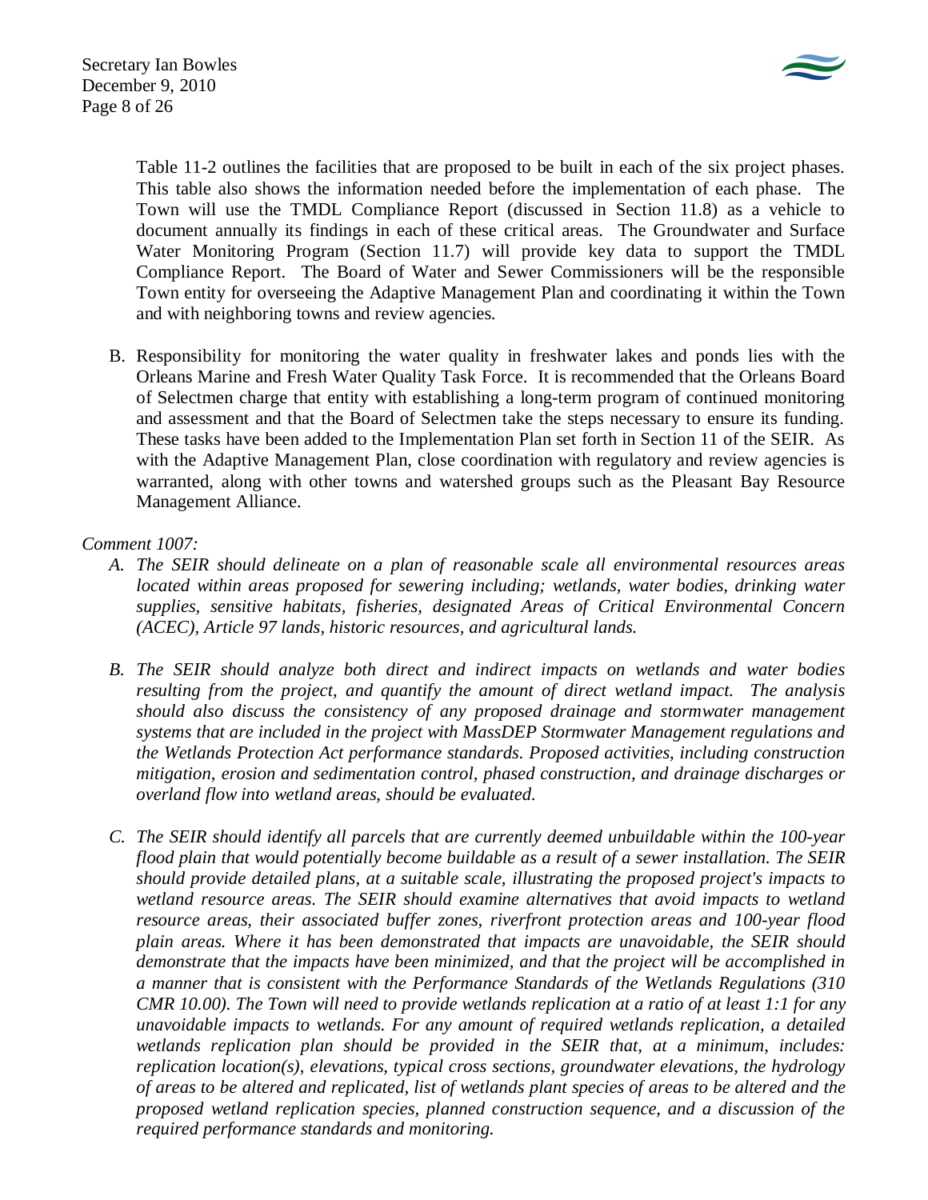Table 11-2 outlines the facilities that are proposed to be built in each of the six project phases. This table also shows the information needed before the implementation of each phase. The Town will use the TMDL Compliance Report (discussed in Section 11.8) as a vehicle to document annually its findings in each of these critical areas. The Groundwater and Surface Water Monitoring Program (Section 11.7) will provide key data to support the TMDL Compliance Report. The Board of Water and Sewer Commissioners will be the responsible Town entity for overseeing the Adaptive Management Plan and coordinating it within the Town and with neighboring towns and review agencies.

B. Responsibility for monitoring the water quality in freshwater lakes and ponds lies with the Orleans Marine and Fresh Water Quality Task Force. It is recommended that the Orleans Board of Selectmen charge that entity with establishing a long-term program of continued monitoring and assessment and that the Board of Selectmen take the steps necessary to ensure its funding. These tasks have been added to the Implementation Plan set forth in Section 11 of the SEIR. As with the Adaptive Management Plan, close coordination with regulatory and review agencies is warranted, along with other towns and watershed groups such as the Pleasant Bay Resource Management Alliance.

*Comment 1007:*

*A. The SEIR should delineate on a plan of reasonable scale all environmental resources areas located within areas proposed for sewering including; wetlands, water bodies, drinking water supplies, sensitive habitats, fisheries, designated Areas of Critical Environmental Concern (ACEC), Article 97 lands, historic resources, and agricultural lands.*

*B. The SEIR should analyze both direct and indirect impacts on wetlands and water bodies resulting from the project, and quantify the amount of direct wetland impact. The analysis should also discuss the consistency of any proposed drainage and stormwater management systems that are included in the project with MassDEP Stormwater Management regulations and the Wetlands Protection Act performance standards. Proposed activities, including construction mitigation, erosion and sedimentation control, phased construction, and drainage discharges or overland flow into wetland areas, should be evaluated.*

*C. The SEIR should identify all parcels that are currently deemed unbuildable within the 100-year flood plain that would potentially become buildable as a result of a sewer installation. The SEIR should provide detailed plans, at a suitable scale, illustrating the proposed project's impacts to wetland resource areas. The SEIR should examine alternatives that avoid impacts to wetland resource areas, their associated buffer zones, riverfront protection areas and 100-year flood plain areas. Where it has been demonstrated that impacts are unavoidable, the SEIR should demonstrate that the impacts have been minimized, and that the project will be accomplished in a manner that is consistent with the Performance Standards of the Wetlands Regulations (310 CMR 10.00). The Town will need to provide wetlands replication at a ratio of at least 1:1 for any unavoidable impacts to wetlands. For any amount of required wetlands replication, a detailed wetlands replication plan should be provided in the SEIR that, at a minimum, includes: replication location(s), elevations, typical cross sections, groundwater elevations, the hydrology of areas to be altered and replicated, list of wetlands plant species of areas to be altered and the proposed wetland replication species, planned construction sequence, and a discussion of the required performance standards and monitoring.*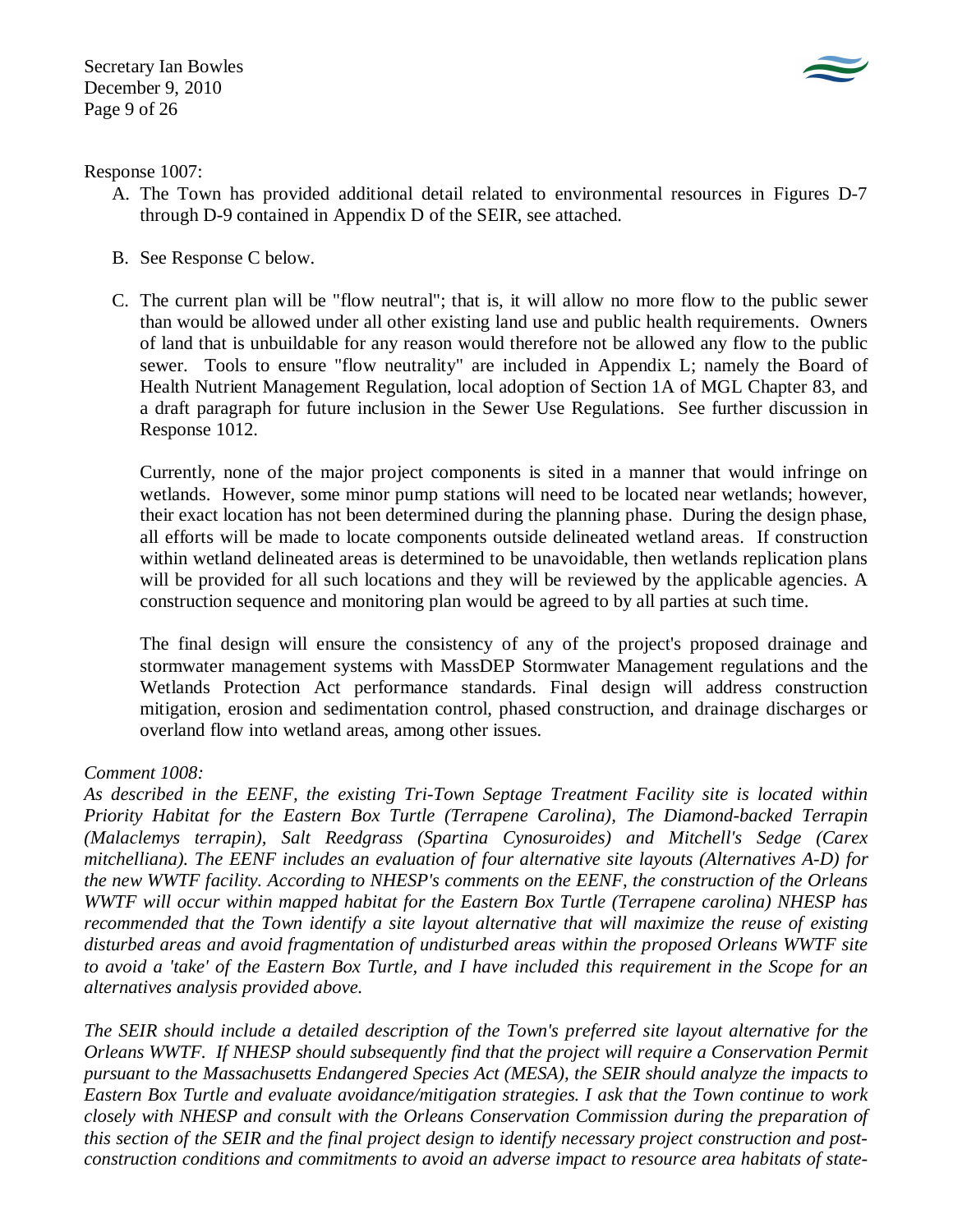Response 1007:

A. The Town has provided additional detail related to environmental resources in Figures D-7 through D-9 contained in Appendix D of the SEIR, see attached.

B. See Response C below.

C. The current plan will be "flow neutral"; that is, it will allow no more flow to the public sewer than would be allowed under all other existing land use and public health requirements. Owners of land that is unbuildable for any reason would therefore not be allowed any flow to the public sewer. Tools to ensure "flow neutrality" are included in Appendix L; namely the Board of Health Nutrient Management Regulation, local adoption of Section 1A of MGL Chapter 83, and a draft paragraph for future inclusion in the Sewer Use Regulations. See further discussion in Response 1012.

   Currently, none of the major project components is sited in a manner that would infringe on wetlands. However, some minor pump stations will need to be located near wetlands; however, their exact location has not been determined during the planning phase. During the design phase, all efforts will be made to locate components outside delineated wetland areas. If construction within wetland delineated areas is determined to be unavoidable, then wetlands replication plans will be provided for all such locations and they will be reviewed by the applicable agencies. A construction sequence and monitoring plan would be agreed to by all parties at such time.

   The final design will ensure the consistency of any of the project's proposed drainage and stormwater management systems with MassDEP Stormwater Management regulations and the Wetlands Protection Act performance standards. Final design will address construction mitigation, erosion and sedimentation control, phased construction, and drainage discharges or overland flow into wetland areas, among other issues.

*Comment 1008:*

*As described in the EENF, the existing Tri-Town Septage Treatment Facility site is located within Priority Habitat for the Eastern Box Turtle (Terrapene Carolina), The Diamond-backed Terrapin (Malaclemys terrapin), Salt Reedgrass (Spartina Cynosuroides) and Mitchell's Sedge (Carex mitchelliana). The EENF includes an evaluation of four alternative site layouts (Alternatives A-D) for the new WWTF facility. According to NHESP's comments on the EENF, the construction of the Orleans WWTF will occur within mapped habitat for the Eastern Box Turtle (Terrapene carolina) NHESP has recommended that the Town identify a site layout alternative that will maximize the reuse of existing disturbed areas and avoid fragmentation of undisturbed areas within the proposed Orleans WWTF site to avoid a 'take' of the Eastern Box Turtle, and I have included this requirement in the Scope for an alternatives analysis provided above.*

*The SEIR should include a detailed description of the Town's preferred site layout alternative for the Orleans WWTF. If NHESP should subsequently find that the project will require a Conservation Permit pursuant to the Massachusetts Endangered Species Act (MESA), the SEIR should analyze the impacts to Eastern Box Turtle and evaluate avoidance/mitigation strategies. I ask that the Town continue to work closely with NHESP and consult with the Orleans Conservation Commission during the preparation of this section of the SEIR and the final project design to identify necessary project construction and post-construction conditions and commitments to avoid an adverse impact to resource area habitats of state-*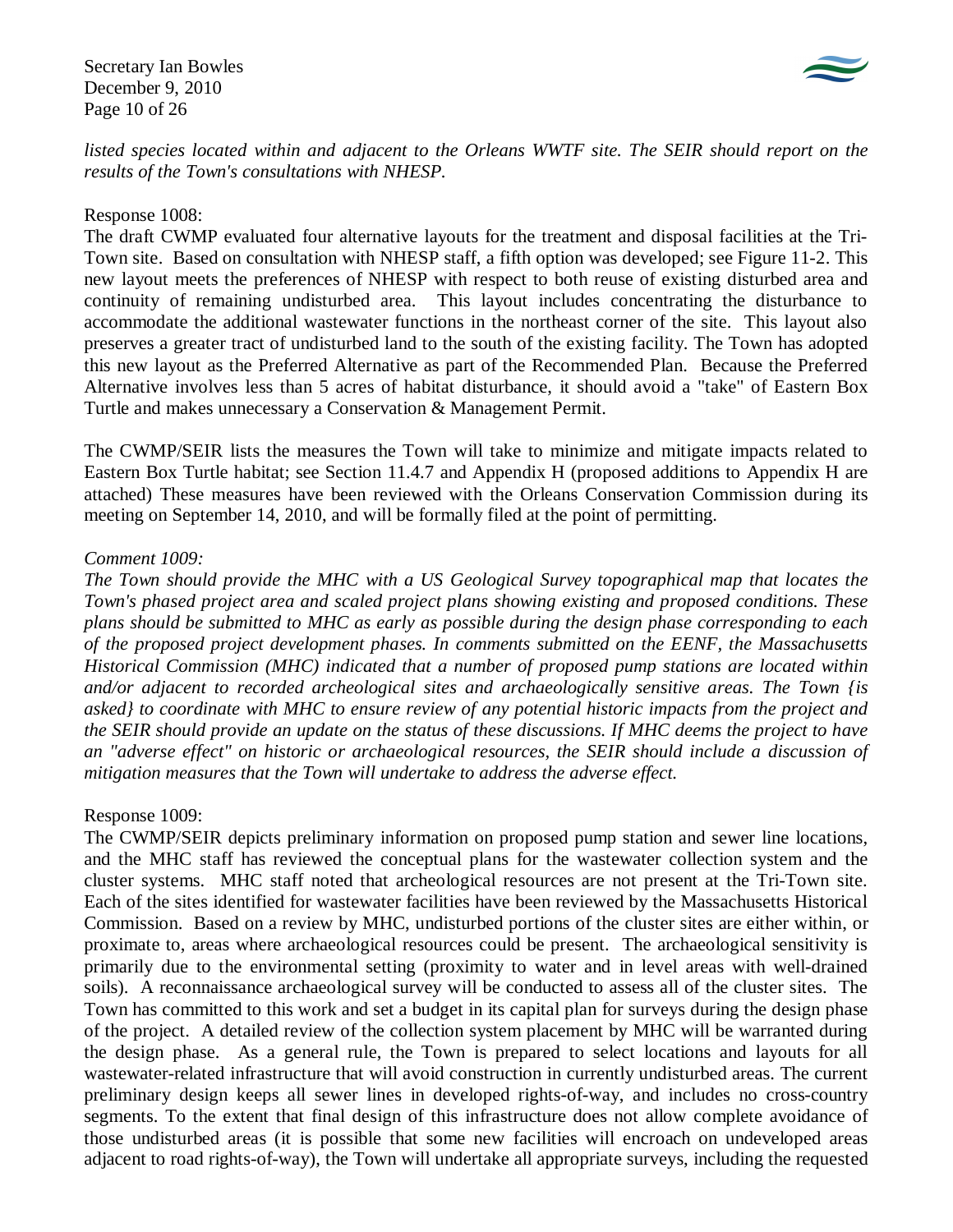*listed species located within and adjacent to the Orleans WWTF site. The SEIR should report on the results of the Town's consultations with NHESP.*

Response 1008:

The draft CWMP evaluated four alternative layouts for the treatment and disposal facilities at the Tri-Town site. Based on consultation with NHESP staff, a fifth option was developed; see Figure 11-2. This new layout meets the preferences of NHESP with respect to both reuse of existing disturbed area and continuity of remaining undisturbed area. This layout includes concentrating the disturbance to accommodate the additional wastewater functions in the northeast corner of the site. This layout also preserves a greater tract of undisturbed land to the south of the existing facility. The Town has adopted this new layout as the Preferred Alternative as part of the Recommended Plan. Because the Preferred Alternative involves less than 5 acres of habitat disturbance, it should avoid a "take" of Eastern Box Turtle and makes unnecessary a Conservation & Management Permit.

The CWMP/SEIR lists the measures the Town will take to minimize and mitigate impacts related to Eastern Box Turtle habitat; see Section 11.4.7 and Appendix H (proposed additions to Appendix H are attached) These measures have been reviewed with the Orleans Conservation Commission during its meeting on September 14, 2010, and will be formally filed at the point of permitting.

*Comment 1009:*

*The Town should provide the MHC with a US Geological Survey topographical map that locates the Town's phased project area and scaled project plans showing existing and proposed conditions. These plans should be submitted to MHC as early as possible during the design phase corresponding to each of the proposed project development phases. In comments submitted on the EENF, the Massachusetts Historical Commission (MHC) indicated that a number of proposed pump stations are located within and/or adjacent to recorded archeological sites and archaeologically sensitive areas. The Town {is asked} to coordinate with MHC to ensure review of any potential historic impacts from the project and the SEIR should provide an update on the status of these discussions. If MHC deems the project to have an "adverse effect" on historic or archaeological resources, the SEIR should include a discussion of mitigation measures that the Town will undertake to address the adverse effect.*

Response 1009:

The CWMP/SEIR depicts preliminary information on proposed pump station and sewer line locations, and the MHC staff has reviewed the conceptual plans for the wastewater collection system and the cluster systems. MHC staff noted that archeological resources are not present at the Tri-Town site. Each of the sites identified for wastewater facilities have been reviewed by the Massachusetts Historical Commission. Based on a review by MHC, undisturbed portions of the cluster sites are either within, or proximate to, areas where archaeological resources could be present. The archaeological sensitivity is primarily due to the environmental setting (proximity to water and in level areas with well-drained soils). A reconnaissance archaeological survey will be conducted to assess all of the cluster sites. The Town has committed to this work and set a budget in its capital plan for surveys during the design phase of the project. A detailed review of the collection system placement by MHC will be warranted during the design phase. As a general rule, the Town is prepared to select locations and layouts for all wastewater-related infrastructure that will avoid construction in currently undisturbed areas. The current preliminary design keeps all sewer lines in developed rights-of-way, and includes no cross-country segments. To the extent that final design of this infrastructure does not allow complete avoidance of those undisturbed areas (it is possible that some new facilities will encroach on undeveloped areas adjacent to road rights-of-way), the Town will undertake all appropriate surveys, including the requested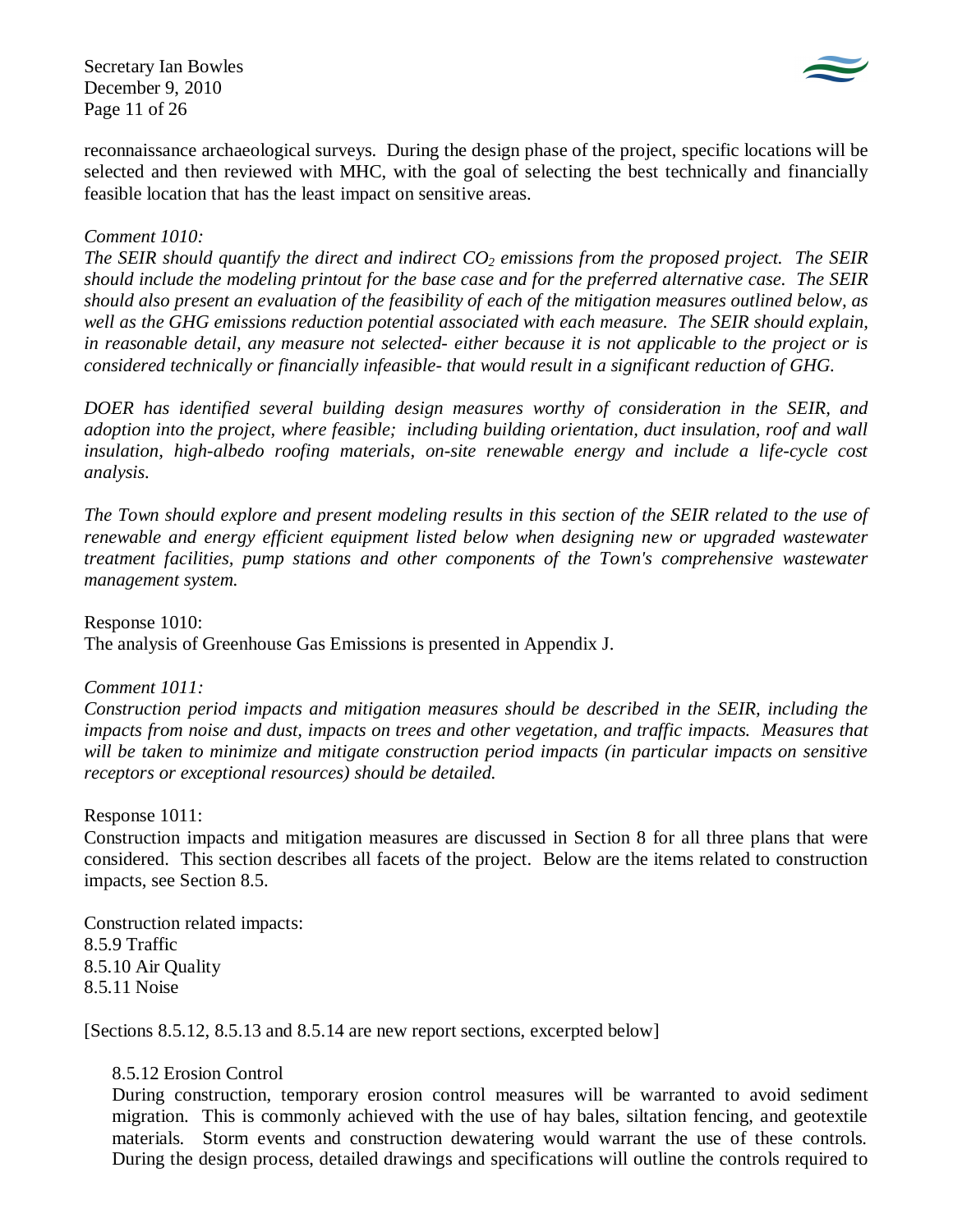reconnaissance archaeological surveys. During the design phase of the project, specific locations will be selected and then reviewed with MHC, with the goal of selecting the best technically and financially feasible location that has the least impact on sensitive areas.

*Comment 1010:*

*The SEIR should quantify the direct and indirect $CO_2$ emissions from the proposed project. The SEIR should include the modeling printout for the base case and for the preferred alternative case. The SEIR should also present an evaluation of the feasibility of each of the mitigation measures outlined below, as well as the GHG emissions reduction potential associated with each measure. The SEIR should explain, in reasonable detail, any measure not selected- either because it is not applicable to the project or is considered technically or financially infeasible- that would result in a significant reduction of GHG.*

*DOER has identified several building design measures worthy of consideration in the SEIR, and adoption into the project, where feasible; including building orientation, duct insulation, roof and wall insulation, high-albedo roofing materials, on-site renewable energy and include a life-cycle cost analysis.*

*The Town should explore and present modeling results in this section of the SEIR related to the use of renewable and energy efficient equipment listed below when designing new or upgraded wastewater treatment facilities, pump stations and other components of the Town's comprehensive wastewater management system.*

Response 1010:

The analysis of Greenhouse Gas Emissions is presented in Appendix J.

*Comment 1011:*

*Construction period impacts and mitigation measures should be described in the SEIR, including the impacts from noise and dust, impacts on trees and other vegetation, and traffic impacts. Measures that will be taken to minimize and mitigate construction period impacts (in particular impacts on sensitive receptors or exceptional resources) should be detailed.*

Response 1011:

Construction impacts and mitigation measures are discussed in Section 8 for all three plans that were considered. This section describes all facets of the project. Below are the items related to construction impacts, see Section 8.5.

Construction related impacts:
8.5.9 Traffic
8.5.10 Air Quality
8.5.11 Noise

[Sections 8.5.12, 8.5.13 and 8.5.14 are new report sections, excerpted below]

8.5.12 Erosion Control

During construction, temporary erosion control measures will be warranted to avoid sediment migration. This is commonly achieved with the use of hay bales, siltation fencing, and geotextile materials. Storm events and construction dewatering would warrant the use of these controls. During the design process, detailed drawings and specifications will outline the controls required to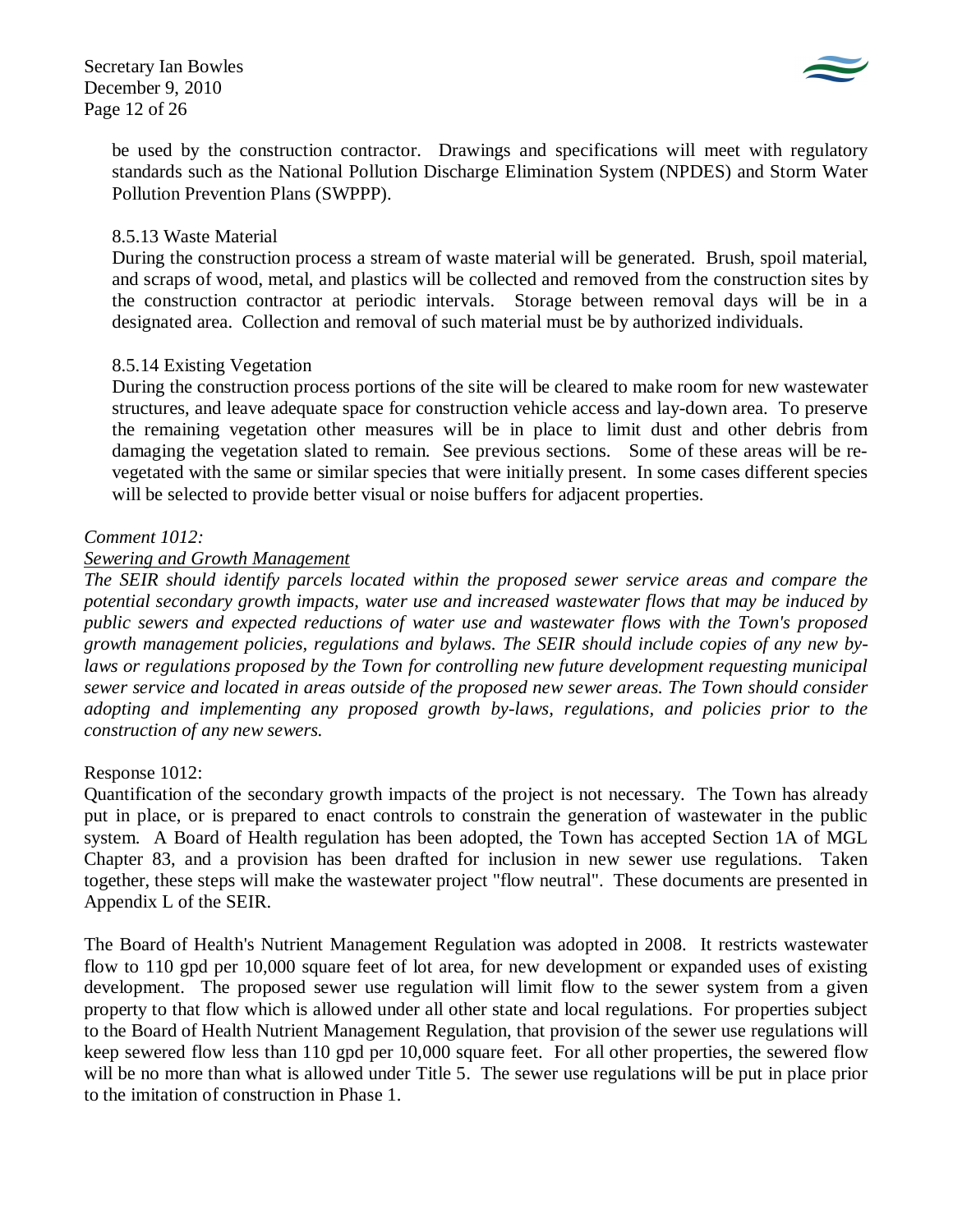be used by the construction contractor. Drawings and specifications will meet with regulatory standards such as the National Pollution Discharge Elimination System (NPDES) and Storm Water Pollution Prevention Plans (SWPPP).

8.5.13 Waste Material

During the construction process a stream of waste material will be generated. Brush, spoil material, and scraps of wood, metal, and plastics will be collected and removed from the construction sites by the construction contractor at periodic intervals. Storage between removal days will be in a designated area. Collection and removal of such material must be by authorized individuals.

8.5.14 Existing Vegetation

During the construction process portions of the site will be cleared to make room for new wastewater structures, and leave adequate space for construction vehicle access and lay-down area. To preserve the remaining vegetation other measures will be in place to limit dust and other debris from damaging the vegetation slated to remain. See previous sections. Some of these areas will be re-vegetated with the same or similar species that were initially present. In some cases different species will be selected to provide better visual or noise buffers for adjacent properties.

*Comment 1012:*

*<u>Sewering and Growth Management</u>*

*The SEIR should identify parcels located within the proposed sewer service areas and compare the potential secondary growth impacts, water use and increased wastewater flows that may be induced by public sewers and expected reductions of water use and wastewater flows with the Town's proposed growth management policies, regulations and bylaws. The SEIR should include copies of any new by-laws or regulations proposed by the Town for controlling new future development requesting municipal sewer service and located in areas outside of the proposed new sewer areas. The Town should consider adopting and implementing any proposed growth by-laws, regulations, and policies prior to the construction of any new sewers.*

Response 1012:

Quantification of the secondary growth impacts of the project is not necessary. The Town has already put in place, or is prepared to enact controls to constrain the generation of wastewater in the public system. A Board of Health regulation has been adopted, the Town has accepted Section 1A of MGL Chapter 83, and a provision has been drafted for inclusion in new sewer use regulations. Taken together, these steps will make the wastewater project "flow neutral". These documents are presented in Appendix L of the SEIR.

The Board of Health's Nutrient Management Regulation was adopted in 2008. It restricts wastewater flow to 110 gpd per 10,000 square feet of lot area, for new development or expanded uses of existing development. The proposed sewer use regulation will limit flow to the sewer system from a given property to that flow which is allowed under all other state and local regulations. For properties subject to the Board of Health Nutrient Management Regulation, that provision of the sewer use regulations will keep sewered flow less than 110 gpd per 10,000 square feet. For all other properties, the sewered flow will be no more than what is allowed under Title 5. The sewer use regulations will be put in place prior to the imitation of construction in Phase 1.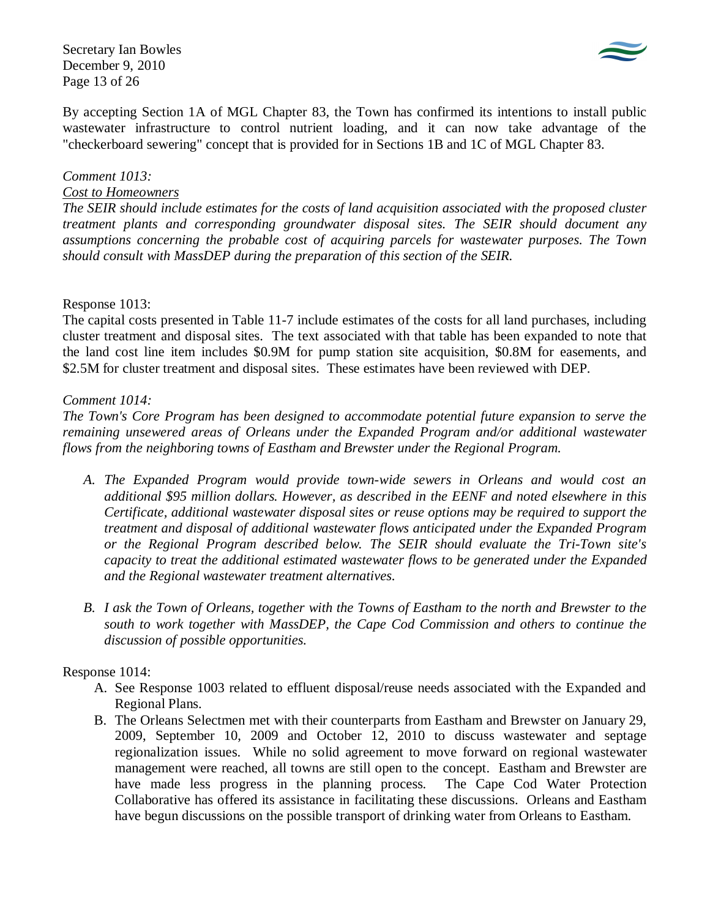By accepting Section 1A of MGL Chapter 83, the Town has confirmed its intentions to install public wastewater infrastructure to control nutrient loading, and it can now take advantage of the "checkerboard sewering" concept that is provided for in Sections 1B and 1C of MGL Chapter 83.

*Comment 1013:*

*Cost to Homeowners*

*The SEIR should include estimates for the costs of land acquisition associated with the proposed cluster treatment plants and corresponding groundwater disposal sites. The SEIR should document any assumptions concerning the probable cost of acquiring parcels for wastewater purposes. The Town should consult with MassDEP during the preparation of this section of the SEIR.*

Response 1013:

The capital costs presented in Table 11-7 include estimates of the costs for all land purchases, including cluster treatment and disposal sites. The text associated with that table has been expanded to note that the land cost line item includes \$0.9M for pump station site acquisition, \$0.8M for easements, and \$2.5M for cluster treatment and disposal sites. These estimates have been reviewed with DEP.

*Comment 1014:*

*The Town's Core Program has been designed to accommodate potential future expansion to serve the remaining unsewered areas of Orleans under the Expanded Program and/or additional wastewater flows from the neighboring towns of Eastham and Brewster under the Regional Program.*

- *A. The Expanded Program would provide town-wide sewers in Orleans and would cost an additional \$95 million dollars. However, as described in the EENF and noted elsewhere in this Certificate, additional wastewater disposal sites or reuse options may be required to support the treatment and disposal of additional wastewater flows anticipated under the Expanded Program or the Regional Program described below. The SEIR should evaluate the Tri-Town site's capacity to treat the additional estimated wastewater flows to be generated under the Expanded and the Regional wastewater treatment alternatives.*
- *B. I ask the Town of Orleans, together with the Towns of Eastham to the north and Brewster to the south to work together with MassDEP, the Cape Cod Commission and others to continue the discussion of possible opportunities.*

Response 1014:

- A. See Response 1003 related to effluent disposal/reuse needs associated with the Expanded and Regional Plans.
- B. The Orleans Selectmen met with their counterparts from Eastham and Brewster on January 29, 2009, September 10, 2009 and October 12, 2010 to discuss wastewater and septage regionalization issues. While no solid agreement to move forward on regional wastewater management were reached, all towns are still open to the concept. Eastham and Brewster are have made less progress in the planning process. The Cape Cod Water Protection Collaborative has offered its assistance in facilitating these discussions. Orleans and Eastham have begun discussions on the possible transport of drinking water from Orleans to Eastham.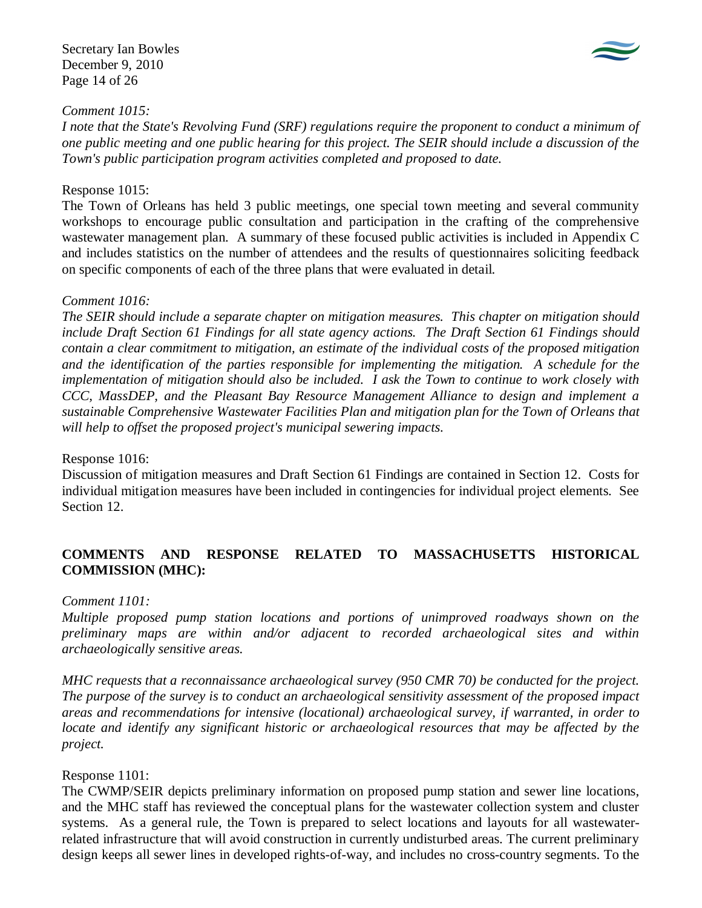*Comment 1015:*
*I note that the State's Revolving Fund (SRF) regulations require the proponent to conduct a minimum of one public meeting and one public hearing for this project. The SEIR should include a discussion of the Town's public participation program activities completed and proposed to date.*

Response 1015:
The Town of Orleans has held 3 public meetings, one special town meeting and several community workshops to encourage public consultation and participation in the crafting of the comprehensive wastewater management plan. A summary of these focused public activities is included in Appendix C and includes statistics on the number of attendees and the results of questionnaires soliciting feedback on specific components of each of the three plans that were evaluated in detail.

*Comment 1016:*
*The SEIR should include a separate chapter on mitigation measures. This chapter on mitigation should include Draft Section 61 Findings for all state agency actions. The Draft Section 61 Findings should contain a clear commitment to mitigation, an estimate of the individual costs of the proposed mitigation and the identification of the parties responsible for implementing the mitigation. A schedule for the implementation of mitigation should also be included. I ask the Town to continue to work closely with CCC, MassDEP, and the Pleasant Bay Resource Management Alliance to design and implement a sustainable Comprehensive Wastewater Facilities Plan and mitigation plan for the Town of Orleans that will help to offset the proposed project's municipal sewering impacts.*

Response 1016:
Discussion of mitigation measures and Draft Section 61 Findings are contained in Section 12. Costs for individual mitigation measures have been included in contingencies for individual project elements. See Section 12.

**COMMENTS AND RESPONSE RELATED TO MASSACHUSETTS HISTORICAL COMMISSION (MHC):**

*Comment 1101:*
*Multiple proposed pump station locations and portions of unimproved roadways shown on the preliminary maps are within and/or adjacent to recorded archaeological sites and within archaeologically sensitive areas.*

*MHC requests that a reconnaissance archaeological survey (950 CMR 70) be conducted for the project. The purpose of the survey is to conduct an archaeological sensitivity assessment of the proposed impact areas and recommendations for intensive (locational) archaeological survey, if warranted, in order to locate and identify any significant historic or archaeological resources that may be affected by the project.*

Response 1101:
The CWMP/SEIR depicts preliminary information on proposed pump station and sewer line locations, and the MHC staff has reviewed the conceptual plans for the wastewater collection system and cluster systems. As a general rule, the Town is prepared to select locations and layouts for all wastewater-related infrastructure that will avoid construction in currently undisturbed areas. The current preliminary design keeps all sewer lines in developed rights-of-way, and includes no cross-country segments. To the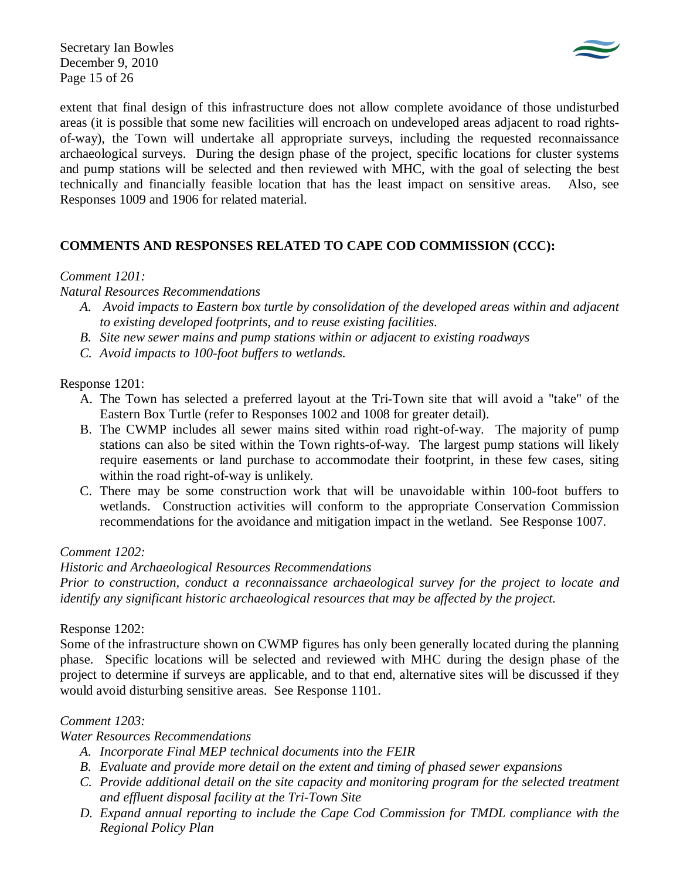extent that final design of this infrastructure does not allow complete avoidance of those undisturbed areas (it is possible that some new facilities will encroach on undeveloped areas adjacent to road rights-of-way), the Town will undertake all appropriate surveys, including the requested reconnaissance archaeological surveys. During the design phase of the project, specific locations for cluster systems and pump stations will be selected and then reviewed with MHC, with the goal of selecting the best technically and financially feasible location that has the least impact on sensitive areas. Also, see Responses 1009 and 1906 for related material.

**COMMENTS AND RESPONSES RELATED TO CAPE COD COMMISSION (CCC):**

*Comment 1201:*

*Natural Resources Recommendations*

- *A. Avoid impacts to Eastern box turtle by consolidation of the developed areas within and adjacent to existing developed footprints, and to reuse existing facilities.*
- *B. Site new sewer mains and pump stations within or adjacent to existing roadways*
- *C. Avoid impacts to 100-foot buffers to wetlands.*

Response 1201:

- A. The Town has selected a preferred layout at the Tri-Town site that will avoid a "take" of the Eastern Box Turtle (refer to Responses 1002 and 1008 for greater detail).
- B. The CWMP includes all sewer mains sited within road right-of-way. The majority of pump stations can also be sited within the Town rights-of-way. The largest pump stations will likely require easements or land purchase to accommodate their footprint, in these few cases, siting within the road right-of-way is unlikely.
- C. There may be some construction work that will be unavoidable within 100-foot buffers to wetlands. Construction activities will conform to the appropriate Conservation Commission recommendations for the avoidance and mitigation impact in the wetland. See Response 1007.

*Comment 1202:*

*Historic and Archaeological Resources Recommendations*

*Prior to construction, conduct a reconnaissance archaeological survey for the project to locate and identify any significant historic archaeological resources that may be affected by the project.*

Response 1202:

Some of the infrastructure shown on CWMP figures has only been generally located during the planning phase. Specific locations will be selected and reviewed with MHC during the design phase of the project to determine if surveys are applicable, and to that end, alternative sites will be discussed if they would avoid disturbing sensitive areas. See Response 1101.

*Comment 1203:*

*Water Resources Recommendations*

- *A. Incorporate Final MEP technical documents into the FEIR*
- *B. Evaluate and provide more detail on the extent and timing of phased sewer expansions*
- *C. Provide additional detail on the site capacity and monitoring program for the selected treatment and effluent disposal facility at the Tri-Town Site*
- *D. Expand annual reporting to include the Cape Cod Commission for TMDL compliance with the Regional Policy Plan*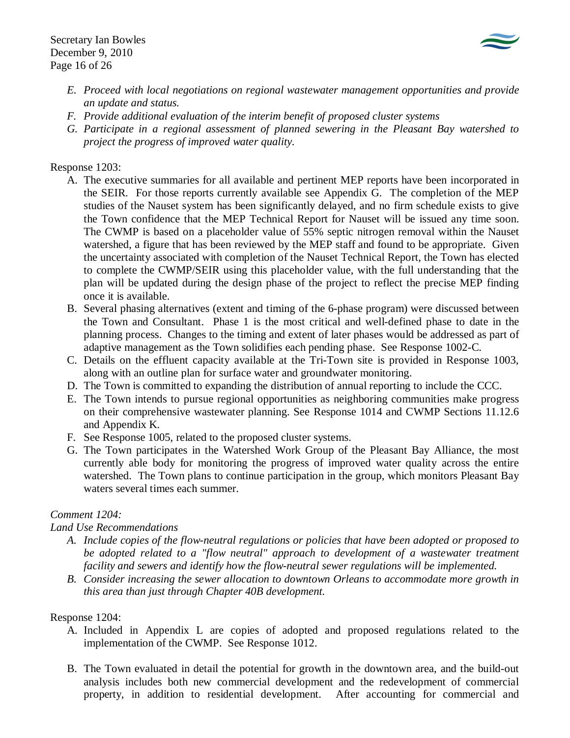E. *Proceed with local negotiations on regional wastewater management opportunities and provide an update and status.*
F. *Provide additional evaluation of the interim benefit of proposed cluster systems*
G. *Participate in a regional assessment of planned sewering in the Pleasant Bay watershed to project the progress of improved water quality.*

Response 1203:

A. The executive summaries for all available and pertinent MEP reports have been incorporated in the SEIR. For those reports currently available see Appendix G. The completion of the MEP studies of the Nauset system has been significantly delayed, and no firm schedule exists to give the Town confidence that the MEP Technical Report for Nauset will be issued any time soon. The CWMP is based on a placeholder value of 55% septic nitrogen removal within the Nauset watershed, a figure that has been reviewed by the MEP staff and found to be appropriate. Given the uncertainty associated with completion of the Nauset Technical Report, the Town has elected to complete the CWMP/SEIR using this placeholder value, with the full understanding that the plan will be updated during the design phase of the project to reflect the precise MEP finding once it is available.
B. Several phasing alternatives (extent and timing of the 6-phase program) were discussed between the Town and Consultant. Phase 1 is the most critical and well-defined phase to date in the planning process. Changes to the timing and extent of later phases would be addressed as part of adaptive management as the Town solidifies each pending phase. See Response 1002-C.
C. Details on the effluent capacity available at the Tri-Town site is provided in Response 1003, along with an outline plan for surface water and groundwater monitoring.
D. The Town is committed to expanding the distribution of annual reporting to include the CCC.
E. The Town intends to pursue regional opportunities as neighboring communities make progress on their comprehensive wastewater planning. See Response 1014 and CWMP Sections 11.12.6 and Appendix K.
F. See Response 1005, related to the proposed cluster systems.
G. The Town participates in the Watershed Work Group of the Pleasant Bay Alliance, the most currently able body for monitoring the progress of improved water quality across the entire watershed. The Town plans to continue participation in the group, which monitors Pleasant Bay waters several times each summer.

*Comment 1204:*

*Land Use Recommendations*

A. *Include copies of the flow-neutral regulations or policies that have been adopted or proposed to be adopted related to a "flow neutral" approach to development of a wastewater treatment facility and sewers and identify how the flow-neutral sewer regulations will be implemented.*
B. *Consider increasing the sewer allocation to downtown Orleans to accommodate more growth in this area than just through Chapter 40B development.*

Response 1204:

A. Included in Appendix L are copies of adopted and proposed regulations related to the implementation of the CWMP. See Response 1012.

B. The Town evaluated in detail the potential for growth in the downtown area, and the build-out analysis includes both new commercial development and the redevelopment of commercial property, in addition to residential development. After accounting for commercial and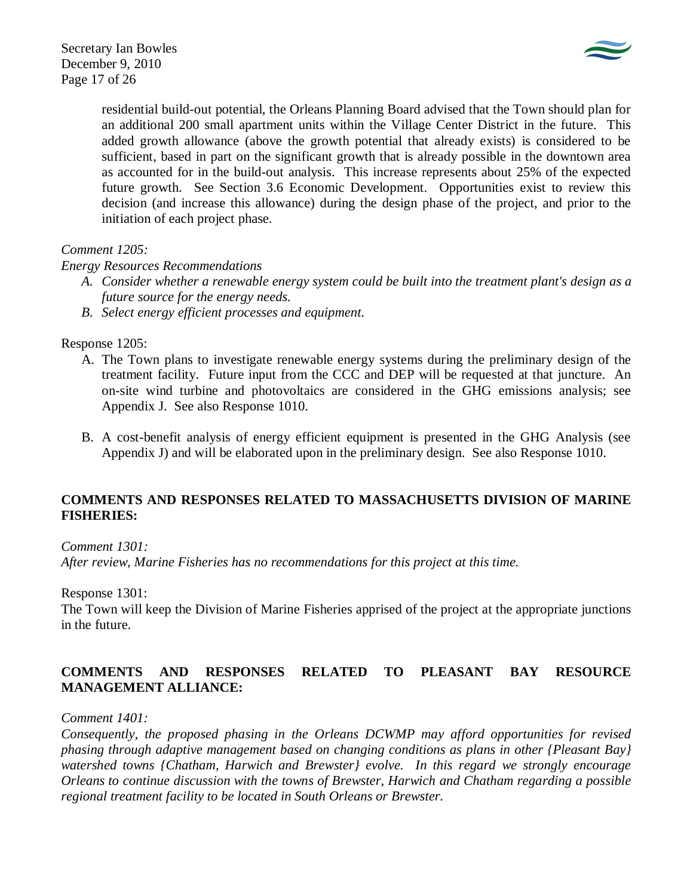residential build-out potential, the Orleans Planning Board advised that the Town should plan for an additional 200 small apartment units within the Village Center District in the future. This added growth allowance (above the growth potential that already exists) is considered to be sufficient, based in part on the significant growth that is already possible in the downtown area as accounted for in the build-out analysis. This increase represents about 25% of the expected future growth. See Section 3.6 Economic Development. Opportunities exist to review this decision (and increase this allowance) during the design phase of the project, and prior to the initiation of each project phase.

*Comment 1205:*

*Energy Resources Recommendations*

A. *Consider whether a renewable energy system could be built into the treatment plant's design as a future source for the energy needs.*
B. *Select energy efficient processes and equipment.*

Response 1205:

A. The Town plans to investigate renewable energy systems during the preliminary design of the treatment facility. Future input from the CCC and DEP will be requested at that juncture. An on-site wind turbine and photovoltaics are considered in the GHG emissions analysis; see Appendix J. See also Response 1010.

B. A cost-benefit analysis of energy efficient equipment is presented in the GHG Analysis (see Appendix J) and will be elaborated upon in the preliminary design. See also Response 1010.

**COMMENTS AND RESPONSES RELATED TO MASSACHUSETTS DIVISION OF MARINE FISHERIES:**

*Comment 1301:*
*After review, Marine Fisheries has no recommendations for this project at this time.*

Response 1301:
The Town will keep the Division of Marine Fisheries apprised of the project at the appropriate junctions in the future.

**COMMENTS AND RESPONSES RELATED TO PLEASANT BAY RESOURCE MANAGEMENT ALLIANCE:**

*Comment 1401:*
*Consequently, the proposed phasing in the Orleans DCWMP may afford opportunities for revised phasing through adaptive management based on changing conditions as plans in other {Pleasant Bay} watershed towns {Chatham, Harwich and Brewster} evolve. In this regard we strongly encourage Orleans to continue discussion with the towns of Brewster, Harwich and Chatham regarding a possible regional treatment facility to be located in South Orleans or Brewster.*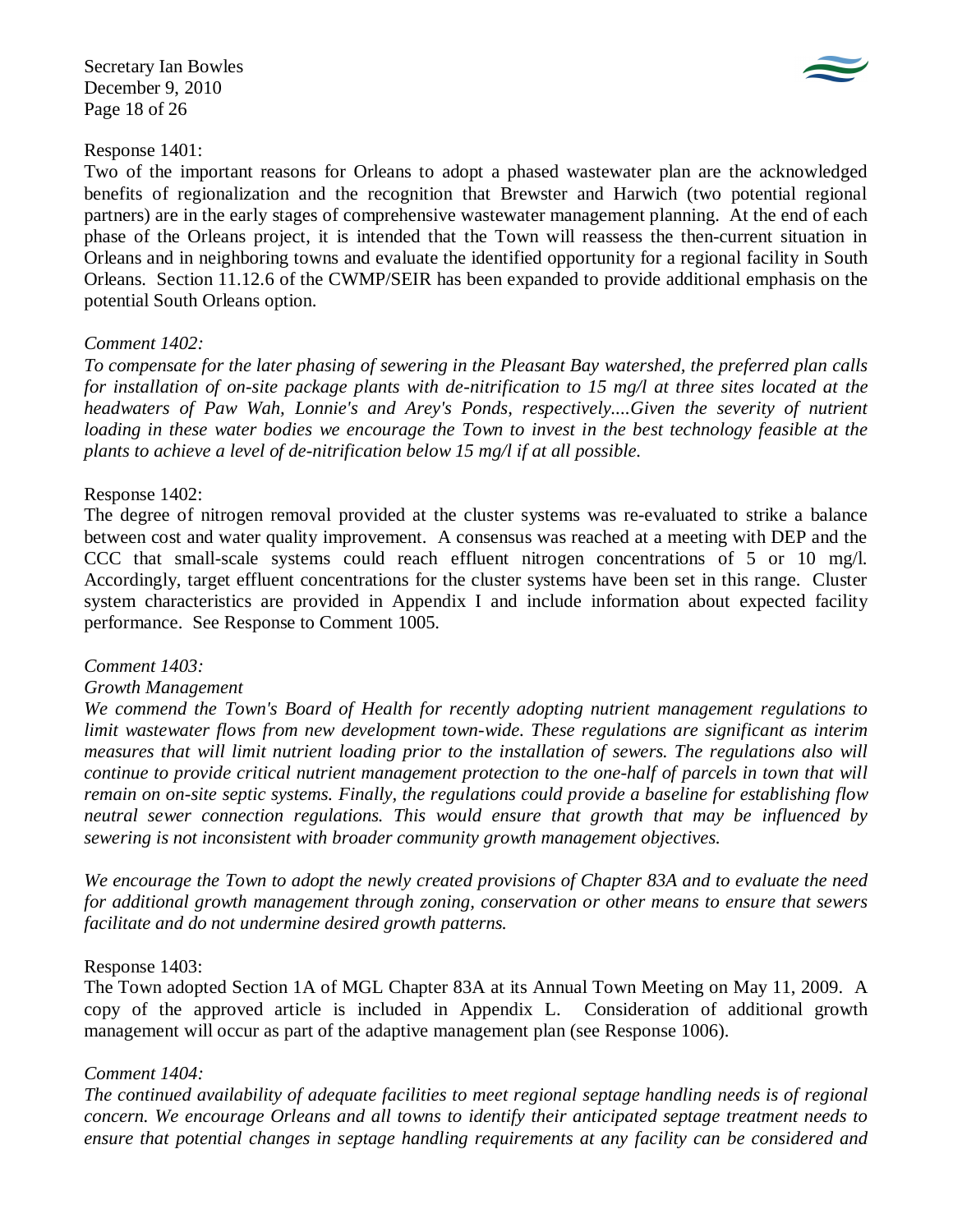Response 1401:

Two of the important reasons for Orleans to adopt a phased wastewater plan are the acknowledged benefits of regionalization and the recognition that Brewster and Harwich (two potential regional partners) are in the early stages of comprehensive wastewater management planning. At the end of each phase of the Orleans project, it is intended that the Town will reassess the then-current situation in Orleans and in neighboring towns and evaluate the identified opportunity for a regional facility in South Orleans. Section 11.12.6 of the CWMP/SEIR has been expanded to provide additional emphasis on the potential South Orleans option.

*Comment 1402:*

*To compensate for the later phasing of sewering in the Pleasant Bay watershed, the preferred plan calls for installation of on-site package plants with de-nitrification to 15 mg/l at three sites located at the headwaters of Paw Wah, Lonnie's and Arey's Ponds, respectively....Given the severity of nutrient loading in these water bodies we encourage the Town to invest in the best technology feasible at the plants to achieve a level of de-nitrification below 15 mg/l if at all possible.*

Response 1402:

The degree of nitrogen removal provided at the cluster systems was re-evaluated to strike a balance between cost and water quality improvement. A consensus was reached at a meeting with DEP and the CCC that small-scale systems could reach effluent nitrogen concentrations of 5 or 10 mg/l. Accordingly, target effluent concentrations for the cluster systems have been set in this range. Cluster system characteristics are provided in Appendix I and include information about expected facility performance. See Response to Comment 1005.

*Comment 1403:*

*Growth Management*

*We commend the Town's Board of Health for recently adopting nutrient management regulations to limit wastewater flows from new development town-wide. These regulations are significant as interim measures that will limit nutrient loading prior to the installation of sewers. The regulations also will continue to provide critical nutrient management protection to the one-half of parcels in town that will remain on on-site septic systems. Finally, the regulations could provide a baseline for establishing flow neutral sewer connection regulations. This would ensure that growth that may be influenced by sewering is not inconsistent with broader community growth management objectives.*

*We encourage the Town to adopt the newly created provisions of Chapter 83A and to evaluate the need for additional growth management through zoning, conservation or other means to ensure that sewers facilitate and do not undermine desired growth patterns.*

Response 1403:

The Town adopted Section 1A of MGL Chapter 83A at its Annual Town Meeting on May 11, 2009. A copy of the approved article is included in Appendix L. Consideration of additional growth management will occur as part of the adaptive management plan (see Response 1006).

*Comment 1404:*

*The continued availability of adequate facilities to meet regional septage handling needs is of regional concern. We encourage Orleans and all towns to identify their anticipated septage treatment needs to ensure that potential changes in septage handling requirements at any facility can be considered and*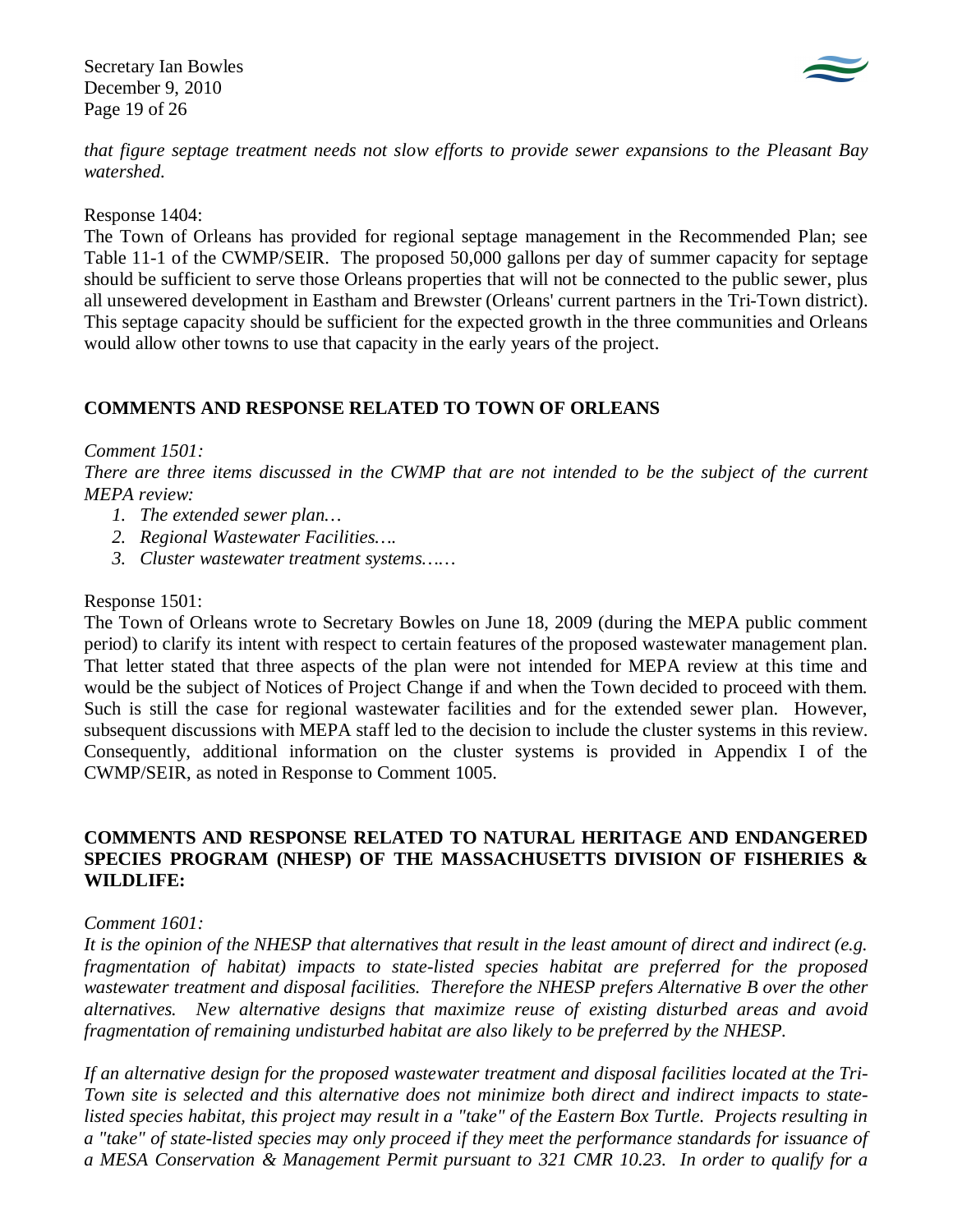*that figure septage treatment needs not slow efforts to provide sewer expansions to the Pleasant Bay watershed.*

Response 1404:
The Town of Orleans has provided for regional septage management in the Recommended Plan; see Table 11-1 of the CWMP/SEIR. The proposed 50,000 gallons per day of summer capacity for septage should be sufficient to serve those Orleans properties that will not be connected to the public sewer, plus all unsewered development in Eastham and Brewster (Orleans' current partners in the Tri-Town district). This septage capacity should be sufficient for the expected growth in the three communities and Orleans would allow other towns to use that capacity in the early years of the project.

**COMMENTS AND RESPONSE RELATED TO TOWN OF ORLEANS**

*Comment 1501:*
*There are three items discussed in the CWMP that are not intended to be the subject of the current MEPA review:*

1. *The extended sewer plan…*
2. *Regional Wastewater Facilities….*
3. *Cluster wastewater treatment systems.….*

Response 1501:
The Town of Orleans wrote to Secretary Bowles on June 18, 2009 (during the MEPA public comment period) to clarify its intent with respect to certain features of the proposed wastewater management plan. That letter stated that three aspects of the plan were not intended for MEPA review at this time and would be the subject of Notices of Project Change if and when the Town decided to proceed with them. Such is still the case for regional wastewater facilities and for the extended sewer plan. However, subsequent discussions with MEPA staff led to the decision to include the cluster systems in this review. Consequently, additional information on the cluster systems is provided in Appendix I of the CWMP/SEIR, as noted in Response to Comment 1005.

**COMMENTS AND RESPONSE RELATED TO NATURAL HERITAGE AND ENDANGERED SPECIES PROGRAM (NHESP) OF THE MASSACHUSETTS DIVISION OF FISHERIES & WILDLIFE:**

*Comment 1601:*
*It is the opinion of the NHESP that alternatives that result in the least amount of direct and indirect (e.g. fragmentation of habitat) impacts to state-listed species habitat are preferred for the proposed wastewater treatment and disposal facilities. Therefore the NHESP prefers Alternative B over the other alternatives. New alternative designs that maximize reuse of existing disturbed areas and avoid fragmentation of remaining undisturbed habitat are also likely to be preferred by the NHESP.*

*If an alternative design for the proposed wastewater treatment and disposal facilities located at the Tri-Town site is selected and this alternative does not minimize both direct and indirect impacts to state-listed species habitat, this project may result in a "take" of the Eastern Box Turtle. Projects resulting in a "take" of state-listed species may only proceed if they meet the performance standards for issuance of a MESA Conservation & Management Permit pursuant to 321 CMR 10.23. In order to qualify for a*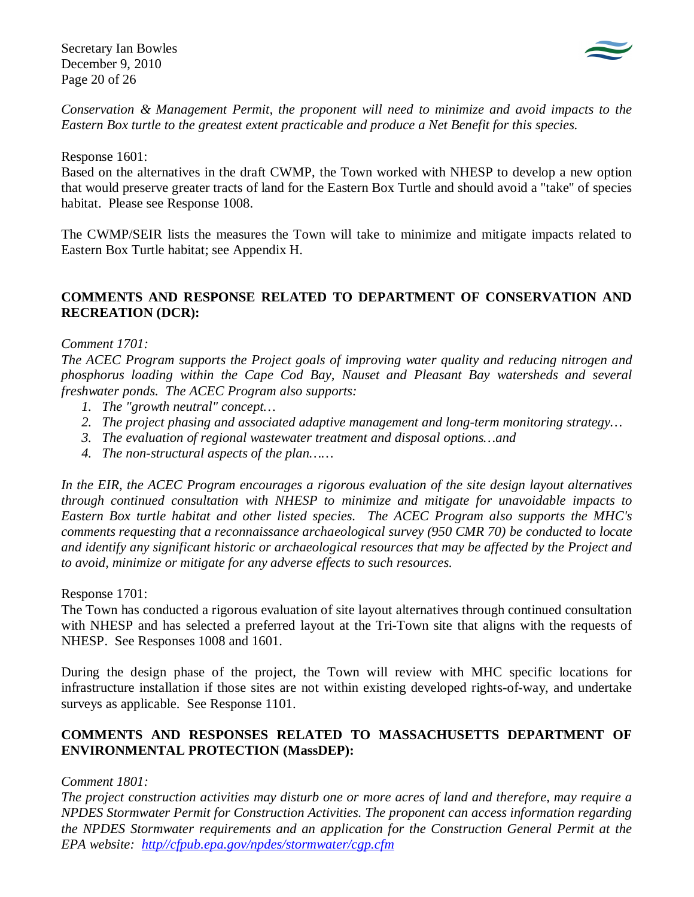*Conservation & Management Permit, the proponent will need to minimize and avoid impacts to the Eastern Box turtle to the greatest extent practicable and produce a Net Benefit for this species.*

Response 1601:
Based on the alternatives in the draft CWMP, the Town worked with NHESP to develop a new option that would preserve greater tracts of land for the Eastern Box Turtle and should avoid a "take" of species habitat. Please see Response 1008.

The CWMP/SEIR lists the measures the Town will take to minimize and mitigate impacts related to Eastern Box Turtle habitat; see Appendix H.

**COMMENTS AND RESPONSE RELATED TO DEPARTMENT OF CONSERVATION AND RECREATION (DCR):**

*Comment 1701:*
*The ACEC Program supports the Project goals of improving water quality and reducing nitrogen and phosphorus loading within the Cape Cod Bay, Nauset and Pleasant Bay watersheds and several freshwater ponds. The ACEC Program also supports:*

1. *The "growth neutral" concept…*
2. *The project phasing and associated adaptive management and long-term monitoring strategy…*
3. *The evaluation of regional wastewater treatment and disposal options…and*
4. *The non-structural aspects of the plan……*

*In the EIR, the ACEC Program encourages a rigorous evaluation of the site design layout alternatives through continued consultation with NHESP to minimize and mitigate for unavoidable impacts to Eastern Box turtle habitat and other listed species. The ACEC Program also supports the MHC's comments requesting that a reconnaissance archaeological survey (950 CMR 70) be conducted to locate and identify any significant historic or archaeological resources that may be affected by the Project and to avoid, minimize or mitigate for any adverse effects to such resources.*

Response 1701:
The Town has conducted a rigorous evaluation of site layout alternatives through continued consultation with NHESP and has selected a preferred layout at the Tri-Town site that aligns with the requests of NHESP. See Responses 1008 and 1601.

During the design phase of the project, the Town will review with MHC specific locations for infrastructure installation if those sites are not within existing developed rights-of-way, and undertake surveys as applicable. See Response 1101.

**COMMENTS AND RESPONSES RELATED TO MASSACHUSETTS DEPARTMENT OF ENVIRONMENTAL PROTECTION (MassDEP):**

*Comment 1801:*
*The project construction activities may disturb one or more acres of land and therefore, may require a NPDES Stormwater Permit for Construction Activities. The proponent can access information regarding the NPDES Stormwater requirements and an application for the Construction General Permit at the EPA website: [http//cfpub.epa.gov/npdes/stormwater/cgp.cfm](http//cfpub.epa.gov/npdes/stormwater/cgp.cfm)*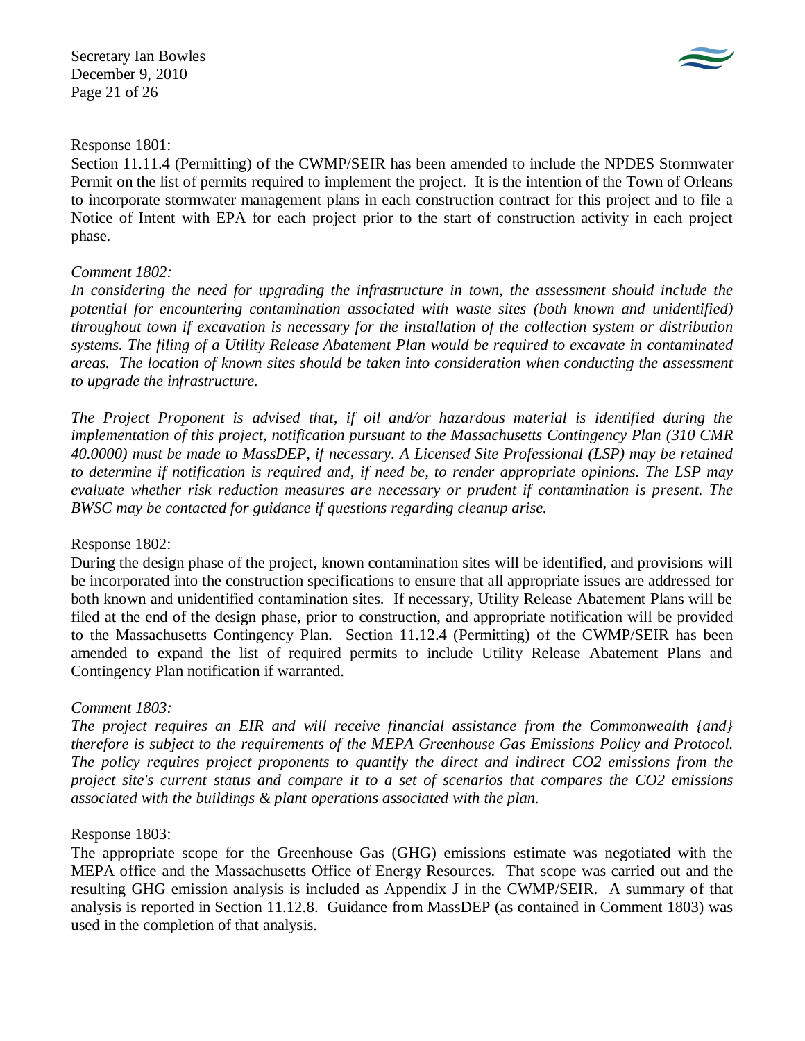Response 1801:
Section 11.11.4 (Permitting) of the CWMP/SEIR has been amended to include the NPDES Stormwater Permit on the list of permits required to implement the project. It is the intention of the Town of Orleans to incorporate stormwater management plans in each construction contract for this project and to file a Notice of Intent with EPA for each project prior to the start of construction activity in each project phase.

*Comment 1802:*
*In considering the need for upgrading the infrastructure in town, the assessment should include the potential for encountering contamination associated with waste sites (both known and unidentified) throughout town if excavation is necessary for the installation of the collection system or distribution systems. The filing of a Utility Release Abatement Plan would be required to excavate in contaminated areas. The location of known sites should be taken into consideration when conducting the assessment to upgrade the infrastructure.*

*The Project Proponent is advised that, if oil and/or hazardous material is identified during the implementation of this project, notification pursuant to the Massachusetts Contingency Plan (310 CMR 40.0000) must be made to MassDEP, if necessary. A Licensed Site Professional (LSP) may be retained to determine if notification is required and, if need be, to render appropriate opinions. The LSP may evaluate whether risk reduction measures are necessary or prudent if contamination is present. The BWSC may be contacted for guidance if questions regarding cleanup arise.*

Response 1802:
During the design phase of the project, known contamination sites will be identified, and provisions will be incorporated into the construction specifications to ensure that all appropriate issues are addressed for both known and unidentified contamination sites. If necessary, Utility Release Abatement Plans will be filed at the end of the design phase, prior to construction, and appropriate notification will be provided to the Massachusetts Contingency Plan. Section 11.12.4 (Permitting) of the CWMP/SEIR has been amended to expand the list of required permits to include Utility Release Abatement Plans and Contingency Plan notification if warranted.

*Comment 1803:*
*The project requires an EIR and will receive financial assistance from the Commonwealth {and} therefore is subject to the requirements of the MEPA Greenhouse Gas Emissions Policy and Protocol. The policy requires project proponents to quantify the direct and indirect CO2 emissions from the project site's current status and compare it to a set of scenarios that compares the CO2 emissions associated with the buildings & plant operations associated with the plan.*

Response 1803:
The appropriate scope for the Greenhouse Gas (GHG) emissions estimate was negotiated with the MEPA office and the Massachusetts Office of Energy Resources. That scope was carried out and the resulting GHG emission analysis is included as Appendix J in the CWMP/SEIR. A summary of that analysis is reported in Section 11.12.8. Guidance from MassDEP (as contained in Comment 1803) was used in the completion of that analysis.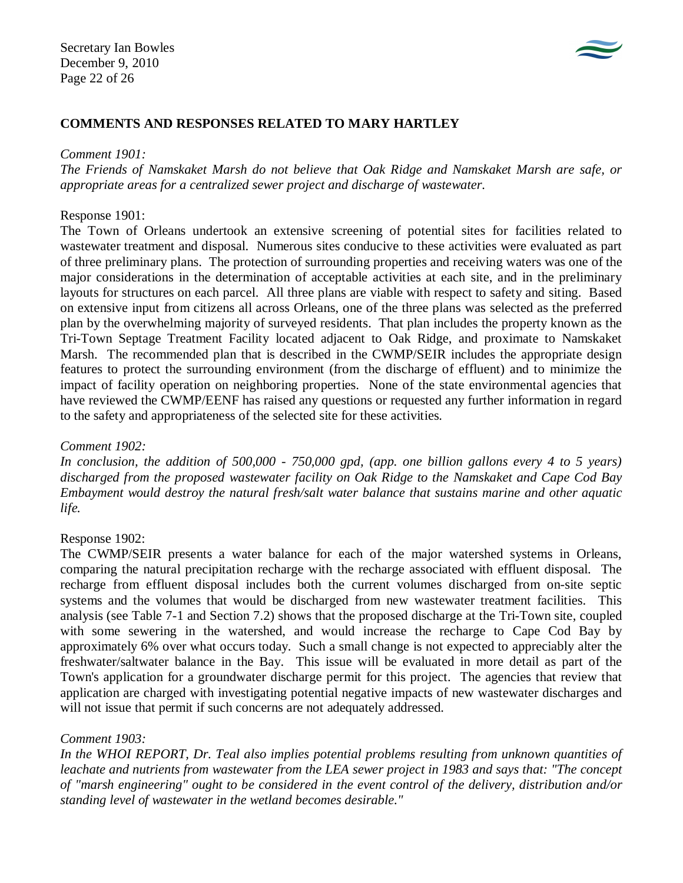## COMMENTS AND RESPONSES RELATED TO MARY HARTLEY

*Comment 1901:*

*The Friends of Namskaket Marsh do not believe that Oak Ridge and Namskaket Marsh are safe, or appropriate areas for a centralized sewer project and discharge of wastewater.*

Response 1901:

The Town of Orleans undertook an extensive screening of potential sites for facilities related to wastewater treatment and disposal. Numerous sites conducive to these activities were evaluated as part of three preliminary plans. The protection of surrounding properties and receiving waters was one of the major considerations in the determination of acceptable activities at each site, and in the preliminary layouts for structures on each parcel. All three plans are viable with respect to safety and siting. Based on extensive input from citizens all across Orleans, one of the three plans was selected as the preferred plan by the overwhelming majority of surveyed residents. That plan includes the property known as the Tri-Town Septage Treatment Facility located adjacent to Oak Ridge, and proximate to Namskaket Marsh. The recommended plan that is described in the CWMP/SEIR includes the appropriate design features to protect the surrounding environment (from the discharge of effluent) and to minimize the impact of facility operation on neighboring properties. None of the state environmental agencies that have reviewed the CWMP/EENF has raised any questions or requested any further information in regard to the safety and appropriateness of the selected site for these activities.

*Comment 1902:*

*In conclusion, the addition of 500,000 - 750,000 gpd, (app. one billion gallons every 4 to 5 years) discharged from the proposed wastewater facility on Oak Ridge to the Namskaket and Cape Cod Bay Embayment would destroy the natural fresh/salt water balance that sustains marine and other aquatic life.*

Response 1902:

The CWMP/SEIR presents a water balance for each of the major watershed systems in Orleans, comparing the natural precipitation recharge with the recharge associated with effluent disposal. The recharge from effluent disposal includes both the current volumes discharged from on-site septic systems and the volumes that would be discharged from new wastewater treatment facilities. This analysis (see Table 7-1 and Section 7.2) shows that the proposed discharge at the Tri-Town site, coupled with some sewering in the watershed, and would increase the recharge to Cape Cod Bay by approximately 6% over what occurs today. Such a small change is not expected to appreciably alter the freshwater/saltwater balance in the Bay. This issue will be evaluated in more detail as part of the Town's application for a groundwater discharge permit for this project. The agencies that review that application are charged with investigating potential negative impacts of new wastewater discharges and will not issue that permit if such concerns are not adequately addressed.

*Comment 1903:*

*In the WHOI REPORT, Dr. Teal also implies potential problems resulting from unknown quantities of leachate and nutrients from wastewater from the LEA sewer project in 1983 and says that: "The concept of "marsh engineering" ought to be considered in the event control of the delivery, distribution and/or standing level of wastewater in the wetland becomes desirable."*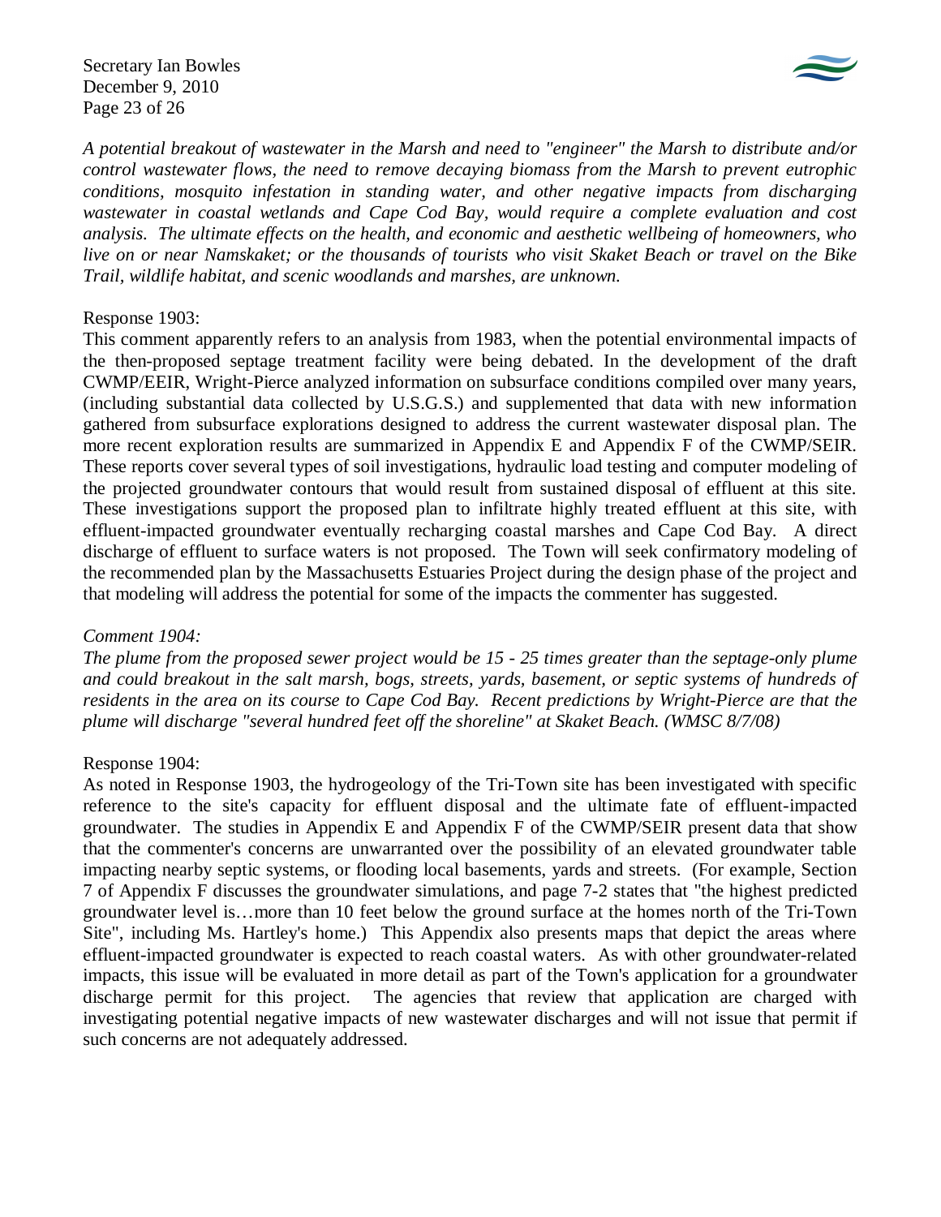*A potential breakout of wastewater in the Marsh and need to "engineer" the Marsh to distribute and/or control wastewater flows, the need to remove decaying biomass from the Marsh to prevent eutrophic conditions, mosquito infestation in standing water, and other negative impacts from discharging wastewater in coastal wetlands and Cape Cod Bay, would require a complete evaluation and cost analysis. The ultimate effects on the health, and economic and aesthetic wellbeing of homeowners, who live on or near Namskaket; or the thousands of tourists who visit Skaket Beach or travel on the Bike Trail, wildlife habitat, and scenic woodlands and marshes, are unknown.*

Response 1903:

This comment apparently refers to an analysis from 1983, when the potential environmental impacts of the then-proposed septage treatment facility were being debated. In the development of the draft CWMP/EEIR, Wright-Pierce analyzed information on subsurface conditions compiled over many years, (including substantial data collected by U.S.G.S.) and supplemented that data with new information gathered from subsurface explorations designed to address the current wastewater disposal plan. The more recent exploration results are summarized in Appendix E and Appendix F of the CWMP/SEIR. These reports cover several types of soil investigations, hydraulic load testing and computer modeling of the projected groundwater contours that would result from sustained disposal of effluent at this site. These investigations support the proposed plan to infiltrate highly treated effluent at this site, with effluent-impacted groundwater eventually recharging coastal marshes and Cape Cod Bay. A direct discharge of effluent to surface waters is not proposed. The Town will seek confirmatory modeling of the recommended plan by the Massachusetts Estuaries Project during the design phase of the project and that modeling will address the potential for some of the impacts the commenter has suggested.

*Comment 1904:*

*The plume from the proposed sewer project would be 15 - 25 times greater than the septage-only plume and could breakout in the salt marsh, bogs, streets, yards, basement, or septic systems of hundreds of residents in the area on its course to Cape Cod Bay. Recent predictions by Wright-Pierce are that the plume will discharge "several hundred feet off the shoreline" at Skaket Beach. (WMSC 8/7/08)*

Response 1904:

As noted in Response 1903, the hydrogeology of the Tri-Town site has been investigated with specific reference to the site's capacity for effluent disposal and the ultimate fate of effluent-impacted groundwater. The studies in Appendix E and Appendix F of the CWMP/SEIR present data that show that the commenter's concerns are unwarranted over the possibility of an elevated groundwater table impacting nearby septic systems, or flooding local basements, yards and streets. (For example, Section 7 of Appendix F discusses the groundwater simulations, and page 7-2 states that "the highest predicted groundwater level is…more than 10 feet below the ground surface at the homes north of the Tri-Town Site", including Ms. Hartley's home.) This Appendix also presents maps that depict the areas where effluent-impacted groundwater is expected to reach coastal waters. As with other groundwater-related impacts, this issue will be evaluated in more detail as part of the Town's application for a groundwater discharge permit for this project. The agencies that review that application are charged with investigating potential negative impacts of new wastewater discharges and will not issue that permit if such concerns are not adequately addressed.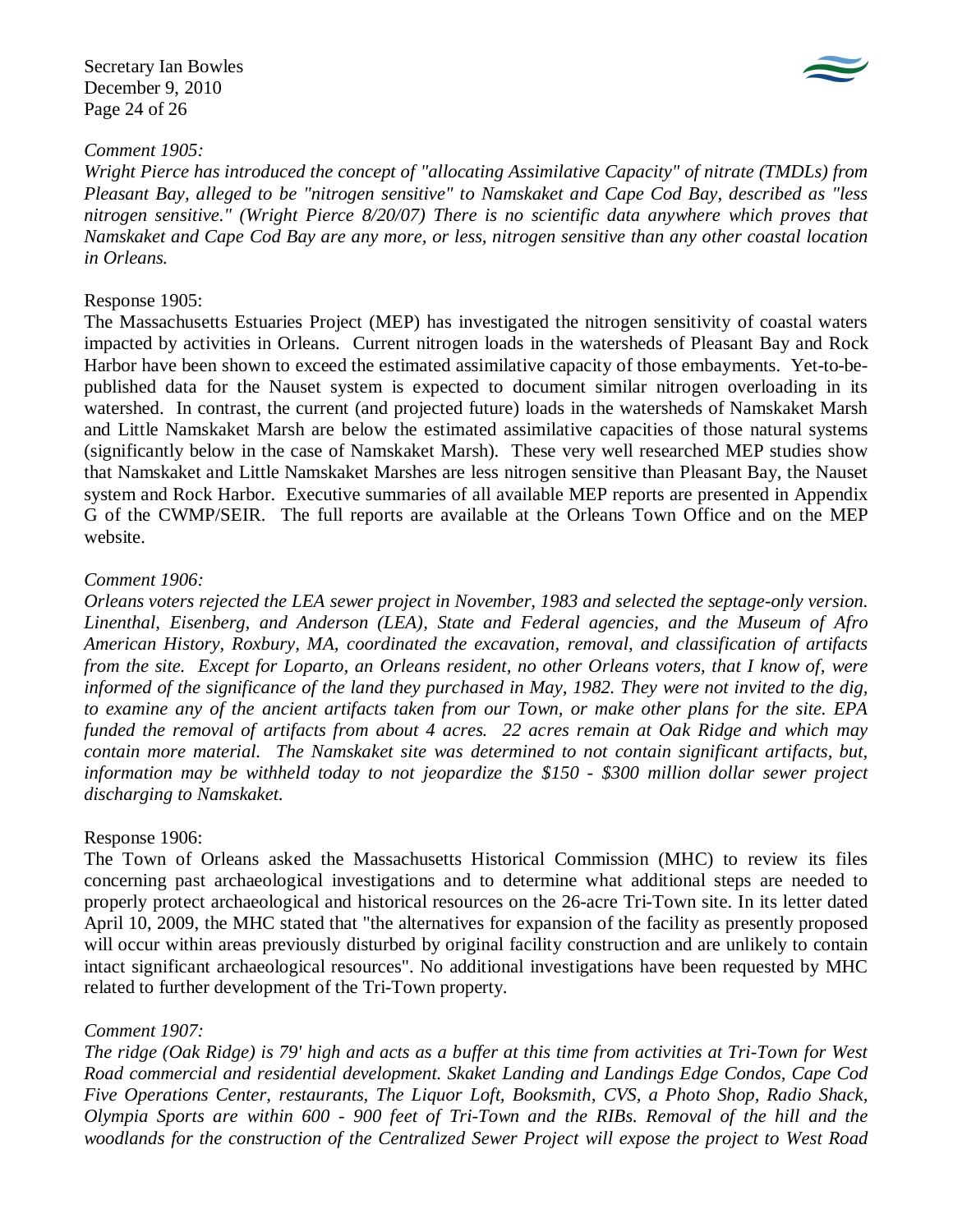*Comment 1905:*
*Wright Pierce has introduced the concept of "allocating Assimilative Capacity" of nitrate (TMDLs) from Pleasant Bay, alleged to be "nitrogen sensitive" to Namskaket and Cape Cod Bay, described as "less nitrogen sensitive." (Wright Pierce 8/20/07) There is no scientific data anywhere which proves that Namskaket and Cape Cod Bay are any more, or less, nitrogen sensitive than any other coastal location in Orleans.*

Response 1905:
The Massachusetts Estuaries Project (MEP) has investigated the nitrogen sensitivity of coastal waters impacted by activities in Orleans. Current nitrogen loads in the watersheds of Pleasant Bay and Rock Harbor have been shown to exceed the estimated assimilative capacity of those embayments. Yet-to-be-published data for the Nauset system is expected to document similar nitrogen overloading in its watershed. In contrast, the current (and projected future) loads in the watersheds of Namskaket Marsh and Little Namskaket Marsh are below the estimated assimilative capacities of those natural systems (significantly below in the case of Namskaket Marsh). These very well researched MEP studies show that Namskaket and Little Namskaket Marshes are less nitrogen sensitive than Pleasant Bay, the Nauset system and Rock Harbor. Executive summaries of all available MEP reports are presented in Appendix G of the CWMP/SEIR. The full reports are available at the Orleans Town Office and on the MEP website.

*Comment 1906:*
*Orleans voters rejected the LEA sewer project in November, 1983 and selected the septage-only version. Linenthal, Eisenberg, and Anderson (LEA), State and Federal agencies, and the Museum of Afro American History, Roxbury, MA, coordinated the excavation, removal, and classification of artifacts from the site. Except for Loparto, an Orleans resident, no other Orleans voters, that I know of, were informed of the significance of the land they purchased in May, 1982. They were not invited to the dig, to examine any of the ancient artifacts taken from our Town, or make other plans for the site. EPA funded the removal of artifacts from about 4 acres. 22 acres remain at Oak Ridge and which may contain more material. The Namskaket site was determined to not contain significant artifacts, but, information may be withheld today to not jeopardize the $150 - $300 million dollar sewer project discharging to Namskaket.*

Response 1906:
The Town of Orleans asked the Massachusetts Historical Commission (MHC) to review its files concerning past archaeological investigations and to determine what additional steps are needed to properly protect archaeological and historical resources on the 26-acre Tri-Town site. In its letter dated April 10, 2009, the MHC stated that "the alternatives for expansion of the facility as presently proposed will occur within areas previously disturbed by original facility construction and are unlikely to contain intact significant archaeological resources". No additional investigations have been requested by MHC related to further development of the Tri-Town property.

*Comment 1907:*
*The ridge (Oak Ridge) is 79' high and acts as a buffer at this time from activities at Tri-Town for West Road commercial and residential development. Skaket Landing and Landings Edge Condos, Cape Cod Five Operations Center, restaurants, The Liquor Loft, Booksmith, CVS, a Photo Shop, Radio Shack, Olympia Sports are within 600 - 900 feet of Tri-Town and the RIBs. Removal of the hill and the woodlands for the construction of the Centralized Sewer Project will expose the project to West Road*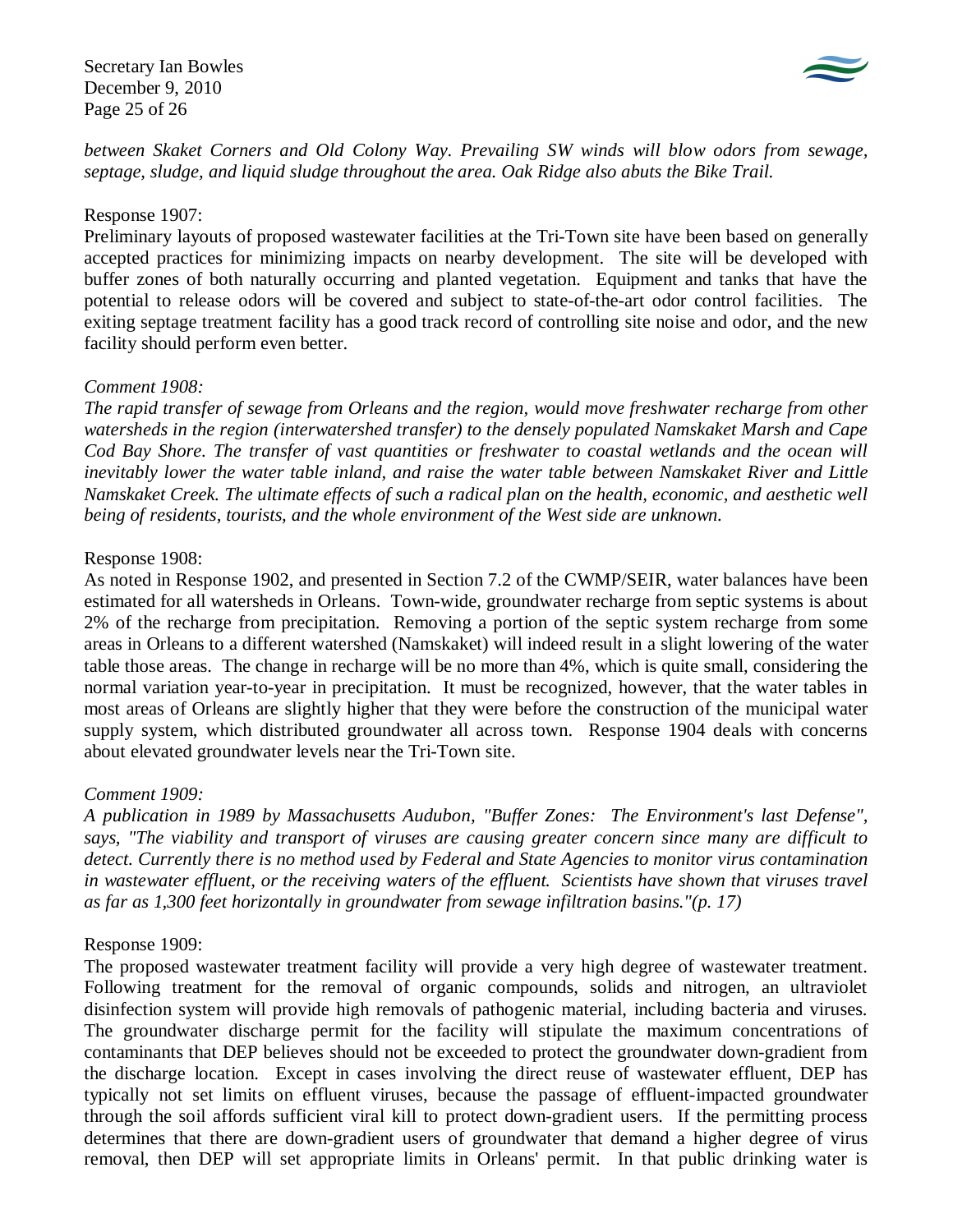*between Skaket Corners and Old Colony Way. Prevailing SW winds will blow odors from sewage, septage, sludge, and liquid sludge throughout the area. Oak Ridge also abuts the Bike Trail.*

Response 1907:
Preliminary layouts of proposed wastewater facilities at the Tri-Town site have been based on generally accepted practices for minimizing impacts on nearby development. The site will be developed with buffer zones of both naturally occurring and planted vegetation. Equipment and tanks that have the potential to release odors will be covered and subject to state-of-the-art odor control facilities. The exiting septage treatment facility has a good track record of controlling site noise and odor, and the new facility should perform even better.

*Comment 1908:*
*The rapid transfer of sewage from Orleans and the region, would move freshwater recharge from other watersheds in the region (interwatershed transfer) to the densely populated Namskaket Marsh and Cape Cod Bay Shore. The transfer of vast quantities or freshwater to coastal wetlands and the ocean will inevitably lower the water table inland, and raise the water table between Namskaket River and Little Namskaket Creek. The ultimate effects of such a radical plan on the health, economic, and aesthetic well being of residents, tourists, and the whole environment of the West side are unknown.*

Response 1908:
As noted in Response 1902, and presented in Section 7.2 of the CWMP/SEIR, water balances have been estimated for all watersheds in Orleans. Town-wide, groundwater recharge from septic systems is about 2% of the recharge from precipitation. Removing a portion of the septic system recharge from some areas in Orleans to a different watershed (Namskaket) will indeed result in a slight lowering of the water table those areas. The change in recharge will be no more than 4%, which is quite small, considering the normal variation year-to-year in precipitation. It must be recognized, however, that the water tables in most areas of Orleans are slightly higher that they were before the construction of the municipal water supply system, which distributed groundwater all across town. Response 1904 deals with concerns about elevated groundwater levels near the Tri-Town site.

*Comment 1909:*
*A publication in 1989 by Massachusetts Audubon, "Buffer Zones: The Environment's last Defense", says, "The viability and transport of viruses are causing greater concern since many are difficult to detect. Currently there is no method used by Federal and State Agencies to monitor virus contamination in wastewater effluent, or the receiving waters of the effluent. Scientists have shown that viruses travel as far as 1,300 feet horizontally in groundwater from sewage infiltration basins."(p. 17)*

Response 1909:
The proposed wastewater treatment facility will provide a very high degree of wastewater treatment. Following treatment for the removal of organic compounds, solids and nitrogen, an ultraviolet disinfection system will provide high removals of pathogenic material, including bacteria and viruses. The groundwater discharge permit for the facility will stipulate the maximum concentrations of contaminants that DEP believes should not be exceeded to protect the groundwater down-gradient from the discharge location. Except in cases involving the direct reuse of wastewater effluent, DEP has typically not set limits on effluent viruses, because the passage of effluent-impacted groundwater through the soil affords sufficient viral kill to protect down-gradient users. If the permitting process determines that there are down-gradient users of groundwater that demand a higher degree of virus removal, then DEP will set appropriate limits in Orleans' permit. In that public drinking water is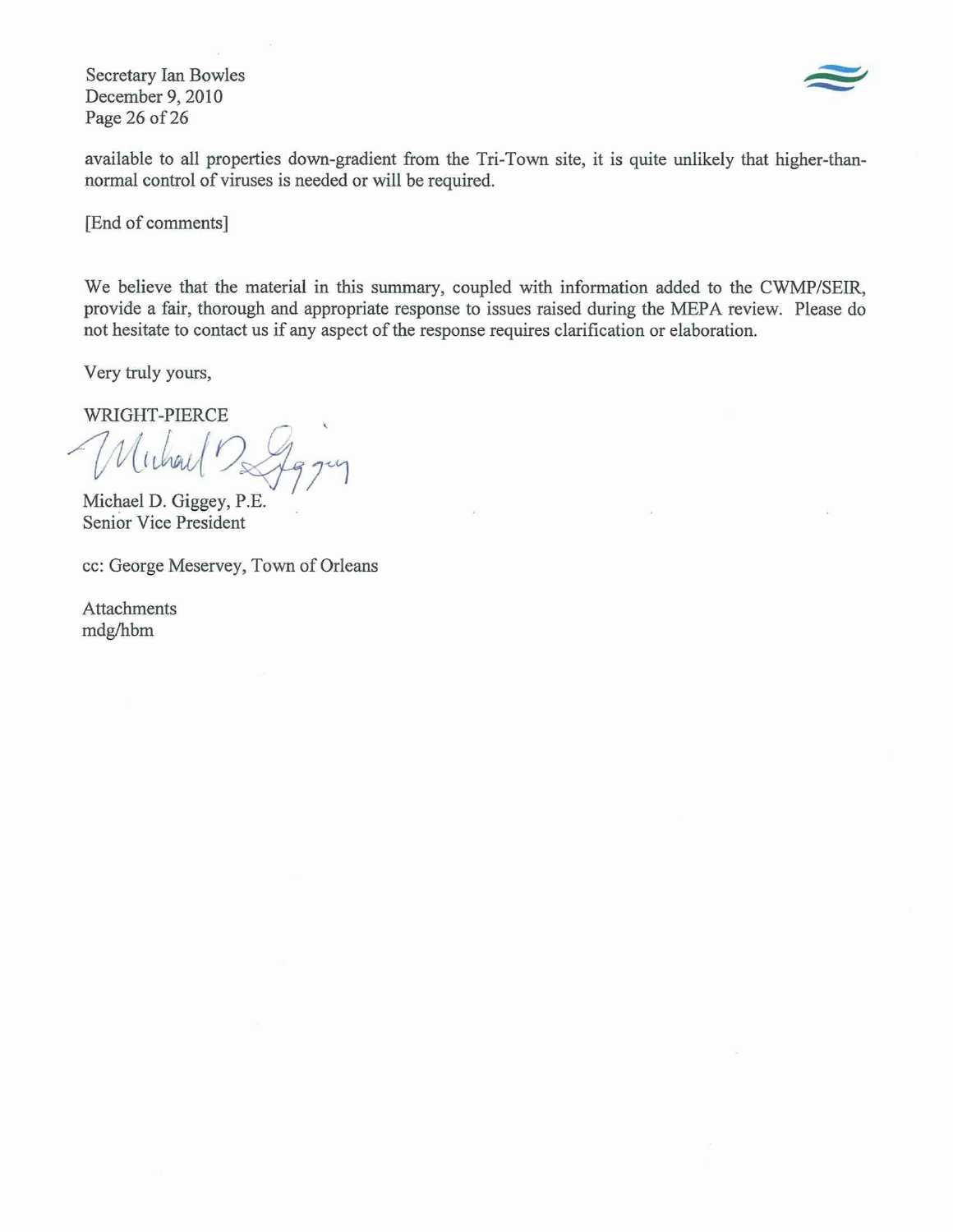available to all properties down-gradient from the Tri-Town site, it is quite unlikely that higher-than-normal control of viruses is needed or will be required.

[End of comments]

We believe that the material in this summary, coupled with information added to the CWMP/SEIR, provide a fair, thorough and appropriate response to issues raised during the MEPA review. Please do not hesitate to contact us if any aspect of the response requires clarification or elaboration.

Very truly yours,

WRIGHT-PIERCE

Michael D. Giggey, P.E.
Senior Vice President

cc: George Meservey, Town of Orleans

Attachments
mdg/hbm